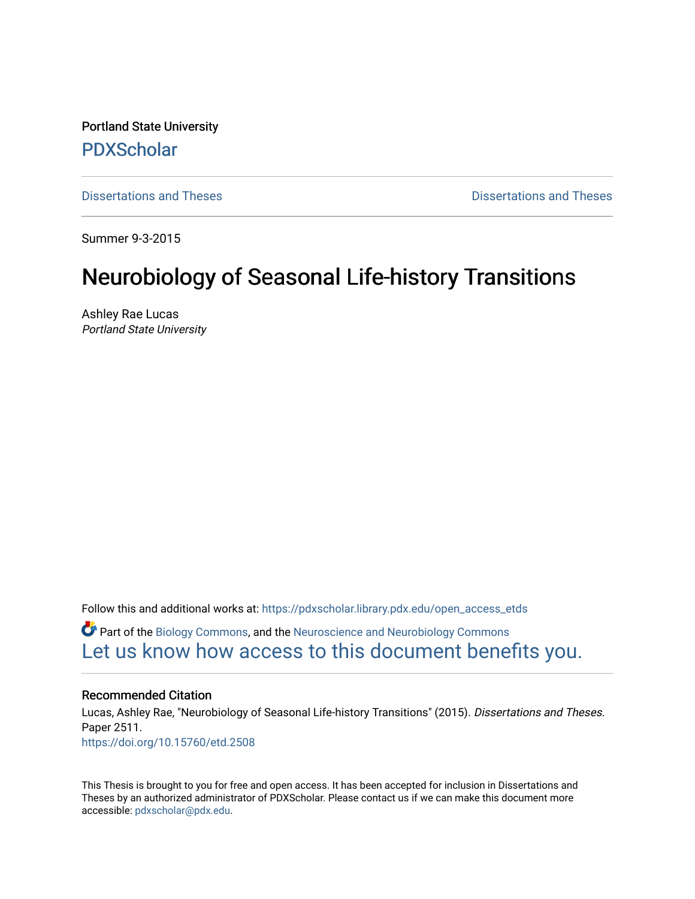Portland State University

PDXScholar

Dissertations and Theses　　　　Dissertations and Theses

Summer 9-3-2015

# Neurobiology of Seasonal Life-history Transitions

Ashley Rae Lucas
*Portland State University*

Follow this and additional works at: https://pdxscholar.library.pdx.edu/open_access_etds

Part of the Biology Commons, and the Neuroscience and Neurobiology Commons

Let us know how access to this document benefits you.

## Recommended Citation

Lucas, Ashley Rae, "Neurobiology of Seasonal Life-history Transitions" (2015). *Dissertations and Theses.* Paper 2511.
https://doi.org/10.15760/etd.2508

This Thesis is brought to you for free and open access. It has been accepted for inclusion in Dissertations and Theses by an authorized administrator of PDXScholar. Please contact us if we can make this document more accessible: pdxscholar@pdx.edu.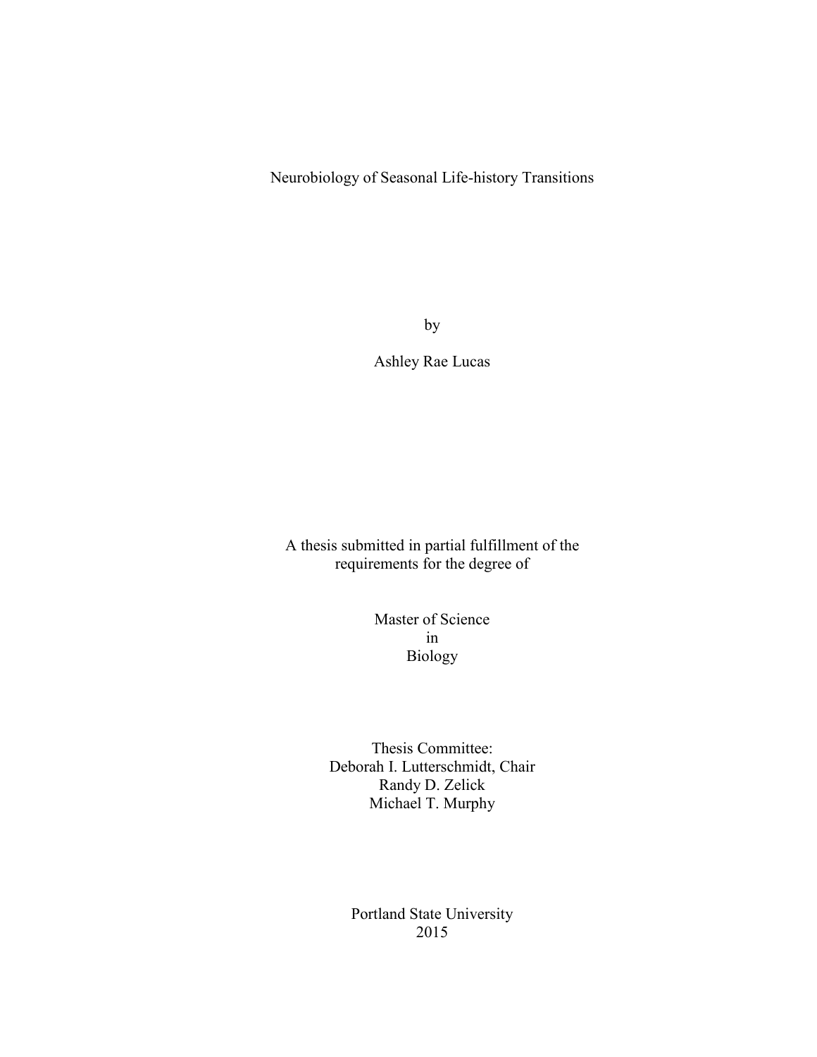# Neurobiology of Seasonal Life-history Transitions

by

Ashley Rae Lucas

A thesis submitted in partial fulfillment of the requirements for the degree of

Master of Science
in
Biology

Thesis Committee:
Deborah I. Lutterschmidt, Chair
Randy D. Zelick
Michael T. Murphy

Portland State University
2015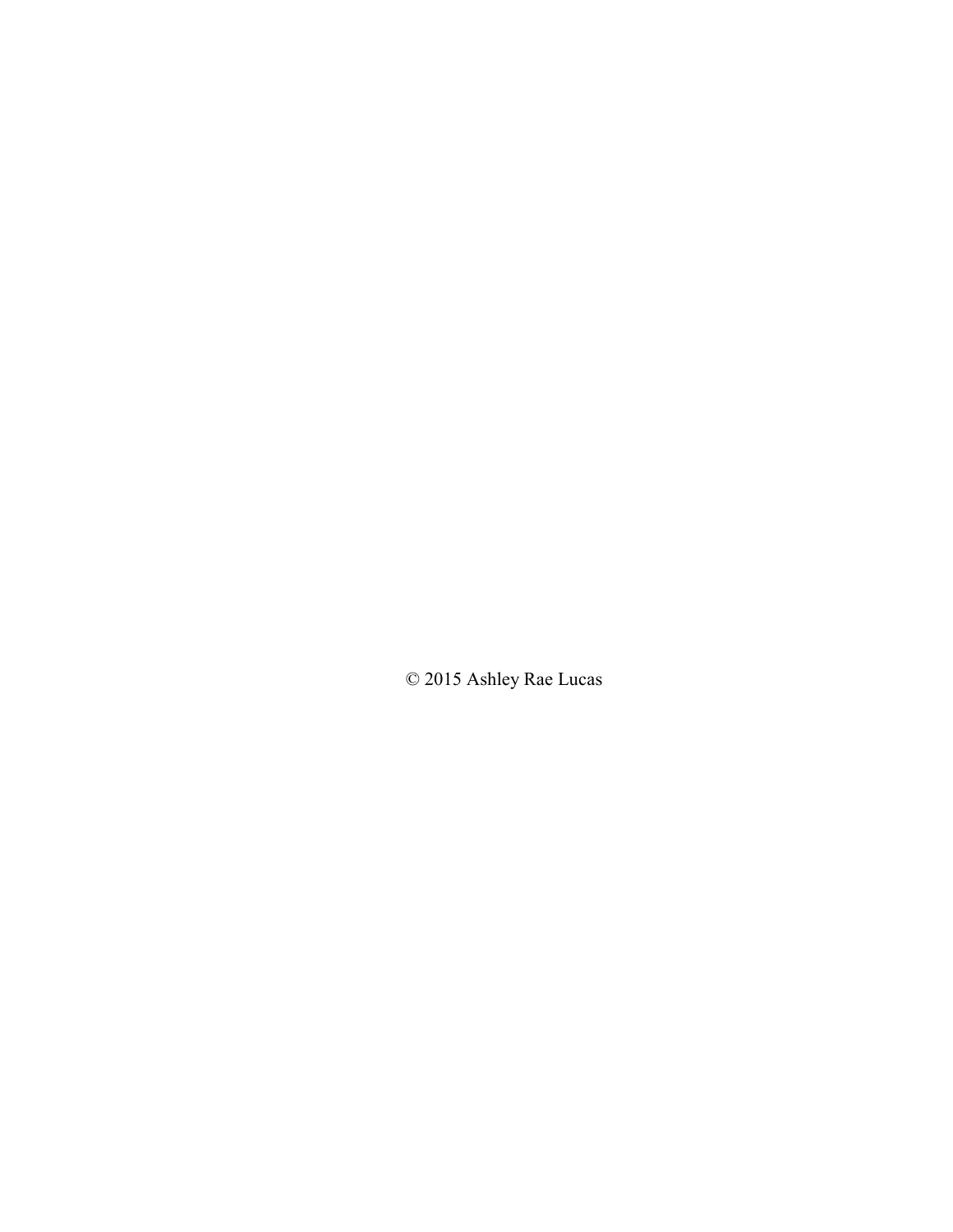© 2015 Ashley Rae Lucas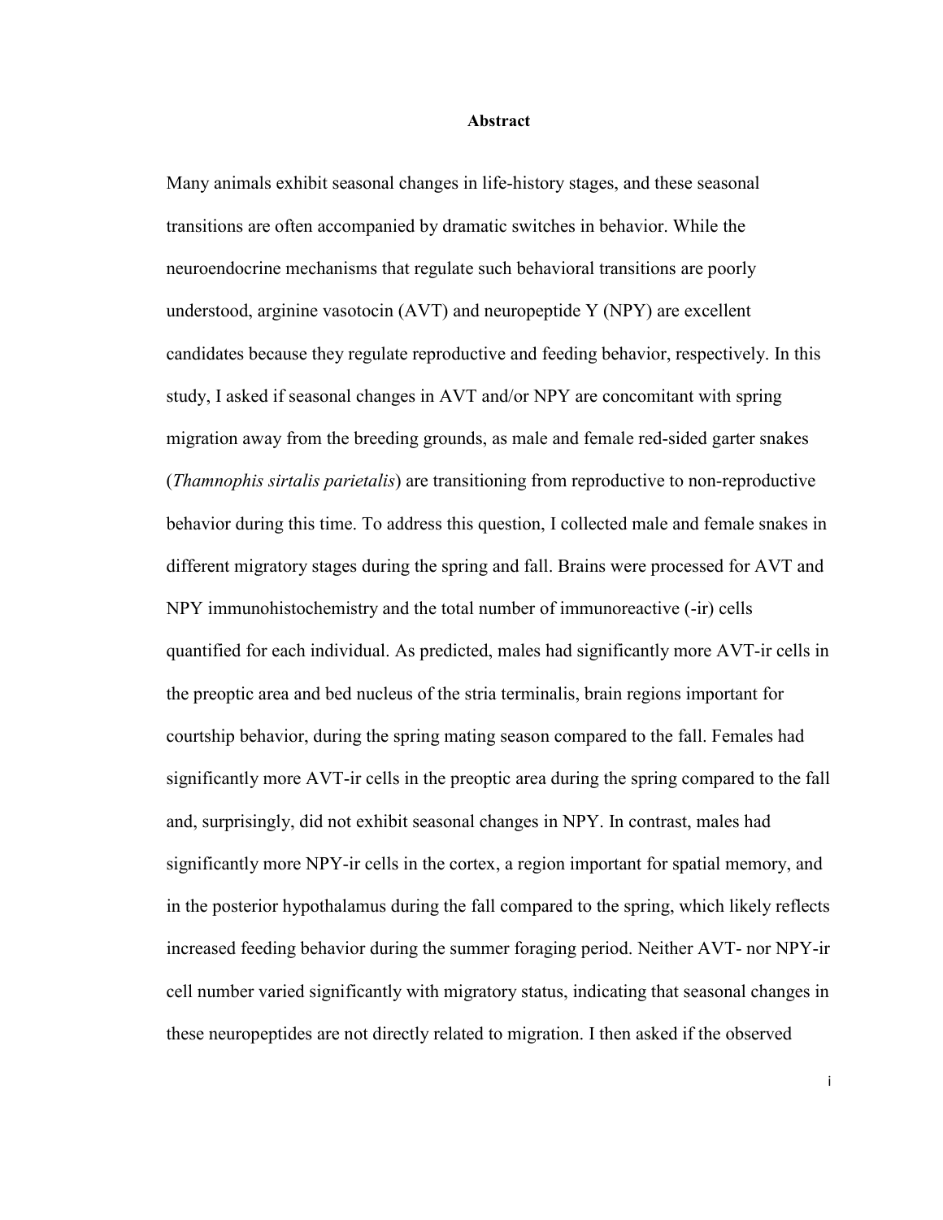# Abstract

Many animals exhibit seasonal changes in life-history stages, and these seasonal transitions are often accompanied by dramatic switches in behavior. While the neuroendocrine mechanisms that regulate such behavioral transitions are poorly understood, arginine vasotocin (AVT) and neuropeptide Y (NPY) are excellent candidates because they regulate reproductive and feeding behavior, respectively. In this study, I asked if seasonal changes in AVT and/or NPY are concomitant with spring migration away from the breeding grounds, as male and female red-sided garter snakes (*Thamnophis sirtalis parietalis*) are transitioning from reproductive to non-reproductive behavior during this time. To address this question, I collected male and female snakes in different migratory stages during the spring and fall. Brains were processed for AVT and NPY immunohistochemistry and the total number of immunoreactive (-ir) cells quantified for each individual. As predicted, males had significantly more AVT-ir cells in the preoptic area and bed nucleus of the stria terminalis, brain regions important for courtship behavior, during the spring mating season compared to the fall. Females had significantly more AVT-ir cells in the preoptic area during the spring compared to the fall and, surprisingly, did not exhibit seasonal changes in NPY. In contrast, males had significantly more NPY-ir cells in the cortex, a region important for spatial memory, and in the posterior hypothalamus during the fall compared to the spring, which likely reflects increased feeding behavior during the summer foraging period. Neither AVT- nor NPY-ir cell number varied significantly with migratory status, indicating that seasonal changes in these neuropeptides are not directly related to migration. I then asked if the observed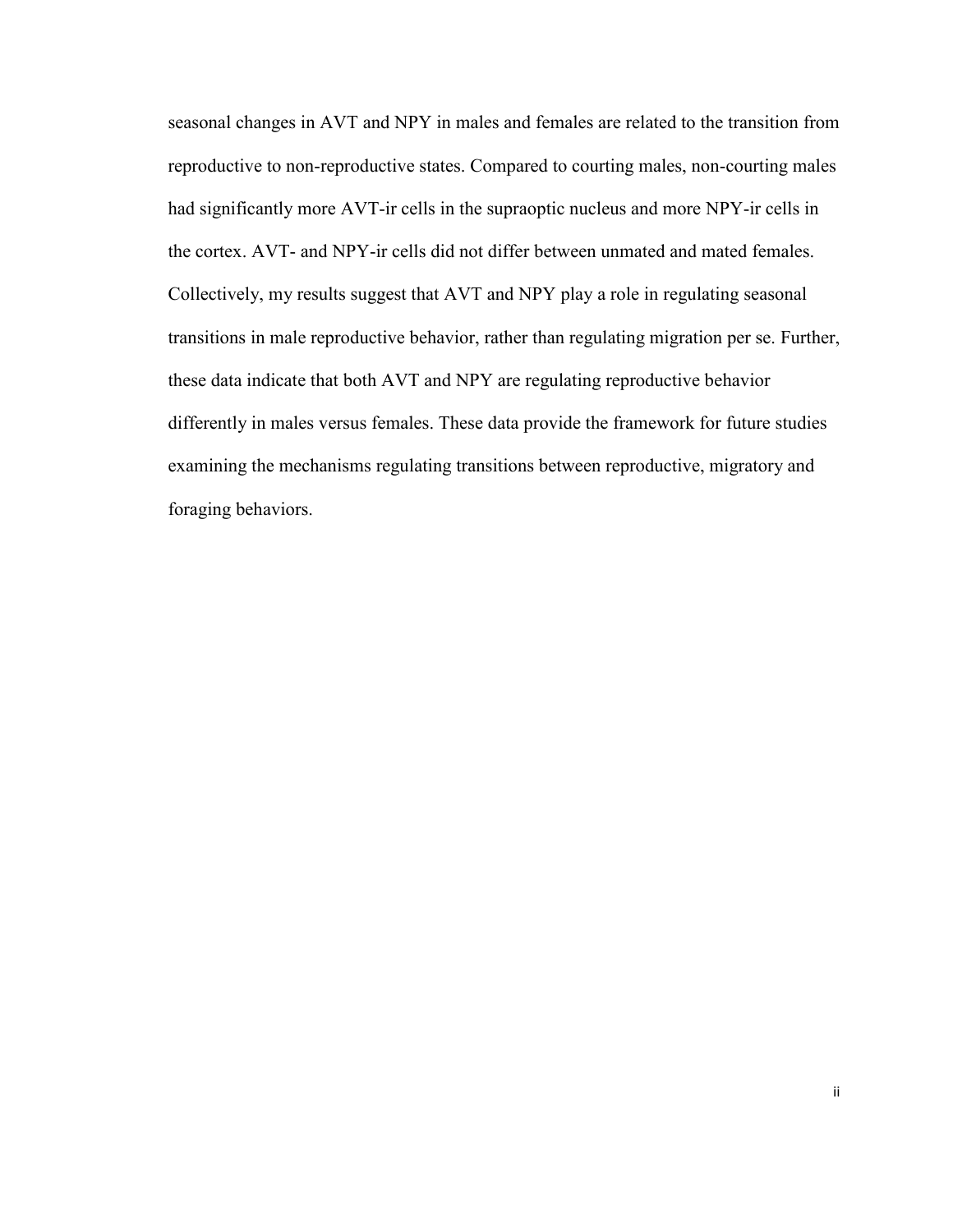seasonal changes in AVT and NPY in males and females are related to the transition from reproductive to non-reproductive states. Compared to courting males, non-courting males had significantly more AVT-ir cells in the supraoptic nucleus and more NPY-ir cells in the cortex. AVT- and NPY-ir cells did not differ between unmated and mated females. Collectively, my results suggest that AVT and NPY play a role in regulating seasonal transitions in male reproductive behavior, rather than regulating migration per se. Further, these data indicate that both AVT and NPY are regulating reproductive behavior differently in males versus females. These data provide the framework for future studies examining the mechanisms regulating transitions between reproductive, migratory and foraging behaviors.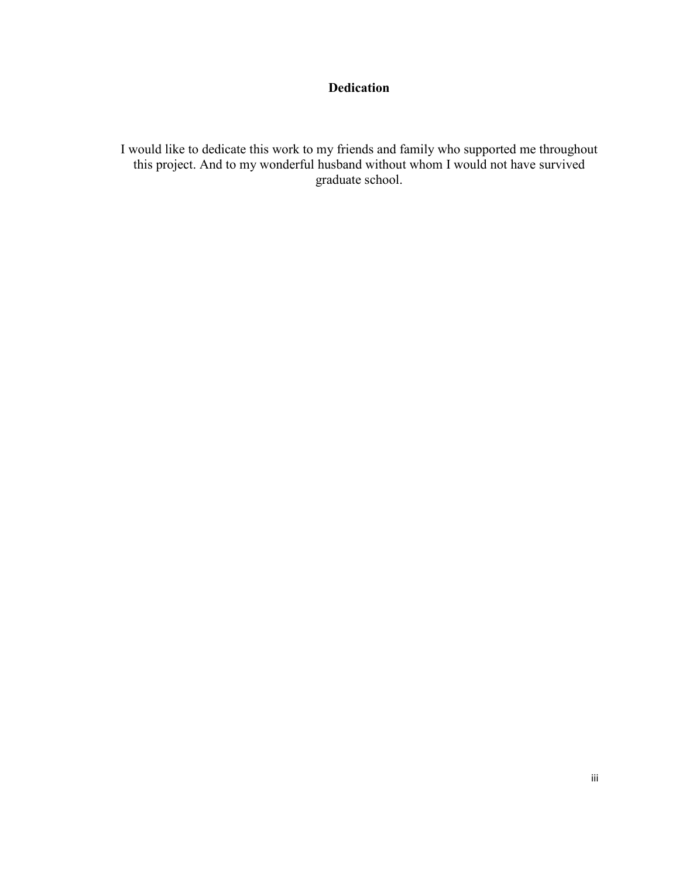## Dedication

I would like to dedicate this work to my friends and family who supported me throughout this project. And to my wonderful husband without whom I would not have survived graduate school.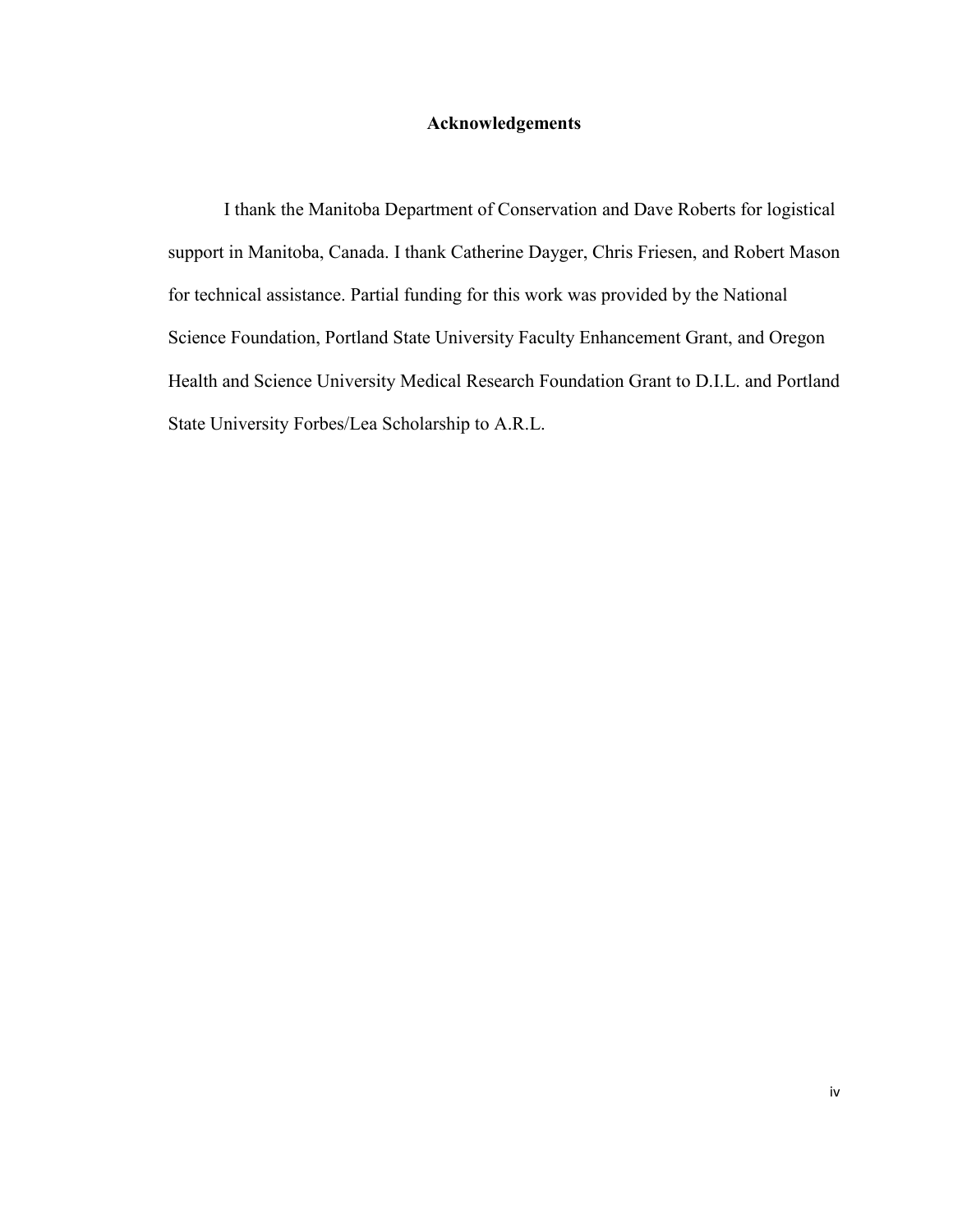## Acknowledgements

I thank the Manitoba Department of Conservation and Dave Roberts for logistical support in Manitoba, Canada. I thank Catherine Dayger, Chris Friesen, and Robert Mason for technical assistance. Partial funding for this work was provided by the National Science Foundation, Portland State University Faculty Enhancement Grant, and Oregon Health and Science University Medical Research Foundation Grant to D.I.L. and Portland State University Forbes/Lea Scholarship to A.R.L.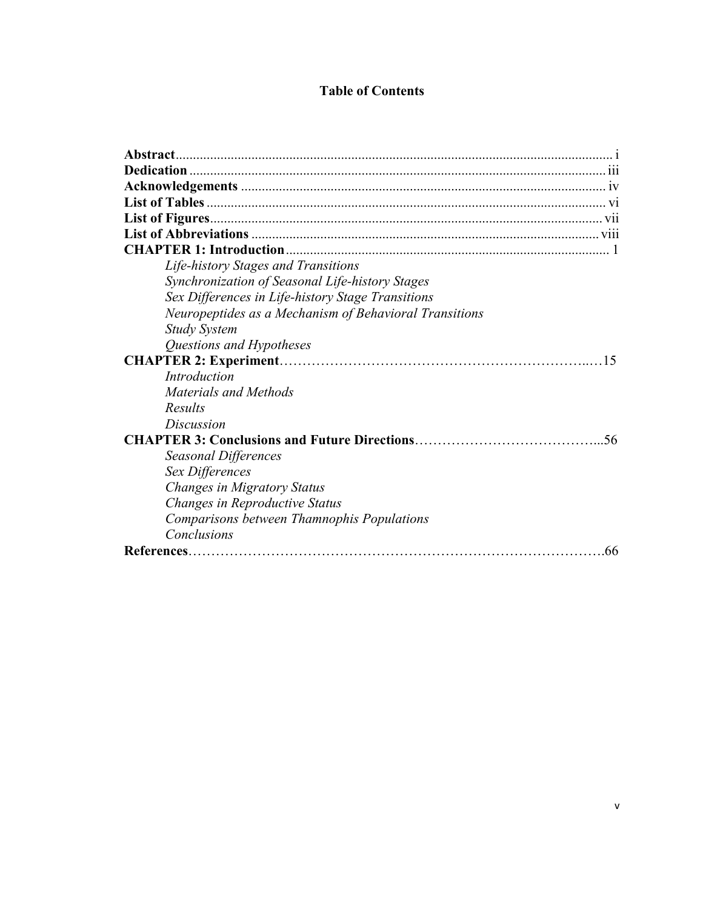# Table of Contents

**Abstract** ............................................................................................................................ i
**Dedication** ....................................................................................................................... iii
**Acknowledgements** ......................................................................................................... iv
**List of Tables** .................................................................................................................. vi
**List of Figures** ................................................................................................................ vii
**List of Abbreviations** .................................................................................................... viii
**CHAPTER 1: Introduction** ............................................................................................. 1

*Life-history Stages and Transitions*
*Synchronization of Seasonal Life-history Stages*
*Sex Differences in Life-history Stage Transitions*
*Neuropeptides as a Mechanism of Behavioral Transitions*
*Study System*
*Questions and Hypotheses*

**CHAPTER 2: Experiment**…………………………………………………………..…15

*Introduction*
*Materials and Methods*
*Results*
*Discussion*

**CHAPTER 3: Conclusions and Future Directions**…………………………………...56

*Seasonal Differences*
*Sex Differences*
*Changes in Migratory Status*
*Changes in Reproductive Status*
*Comparisons between Thamnophis Populations*
*Conclusions*

**References**…………………………………………………………………………….66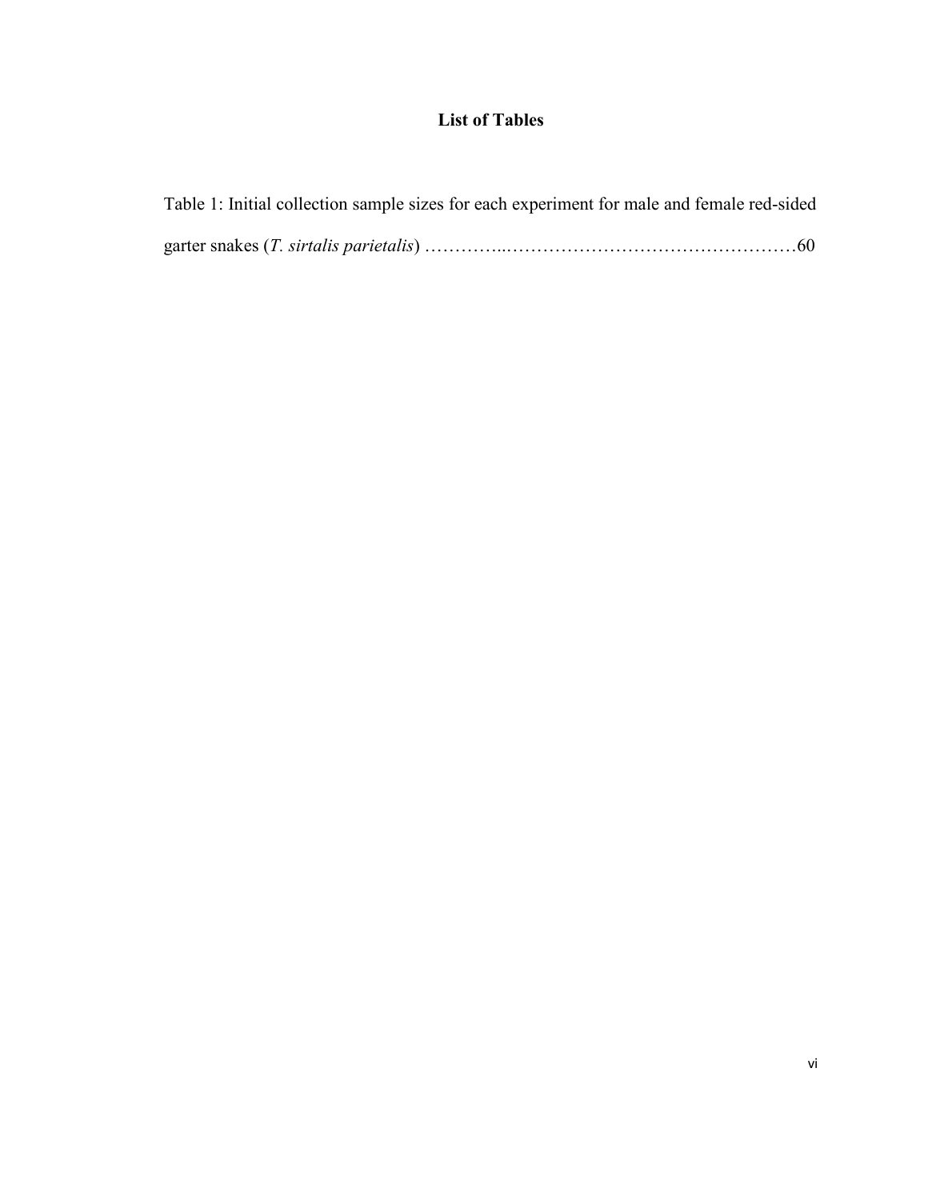# List of Tables

Table 1: Initial collection sample sizes for each experiment for male and female red-sided garter snakes (*T. sirtalis parietalis*) …………..…………………………………………60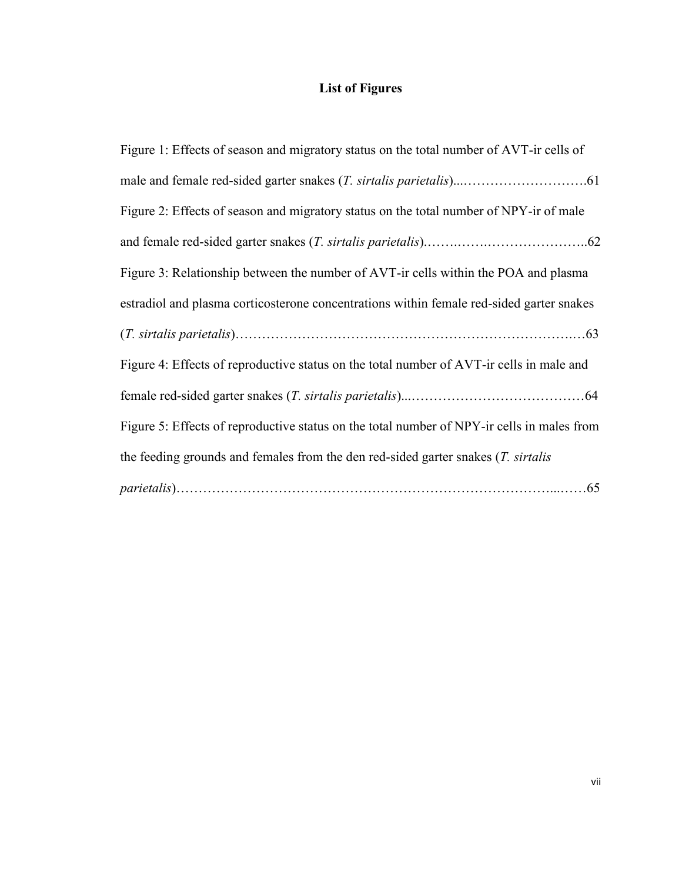## List of Figures

Figure 1: Effects of season and migratory status on the total number of AVT-ir cells of male and female red-sided garter snakes (*T. sirtalis parietalis*)...……………………….61

Figure 2: Effects of season and migratory status on the total number of NPY-ir of male and female red-sided garter snakes (*T. sirtalis parietalis*).…….…….…………………..62

Figure 3: Relationship between the number of AVT-ir cells within the POA and plasma estradiol and plasma corticosterone concentrations within female red-sided garter snakes (*T. sirtalis parietalis*)……………………………………………………………….…63

Figure 4: Effects of reproductive status on the total number of AVT-ir cells in male and female red-sided garter snakes (*T. sirtalis parietalis*)...…………………………………64

Figure 5: Effects of reproductive status on the total number of NPY-ir cells in males from the feeding grounds and females from the den red-sided garter snakes (*T. sirtalis parietalis*)………………………………………………………………………...……65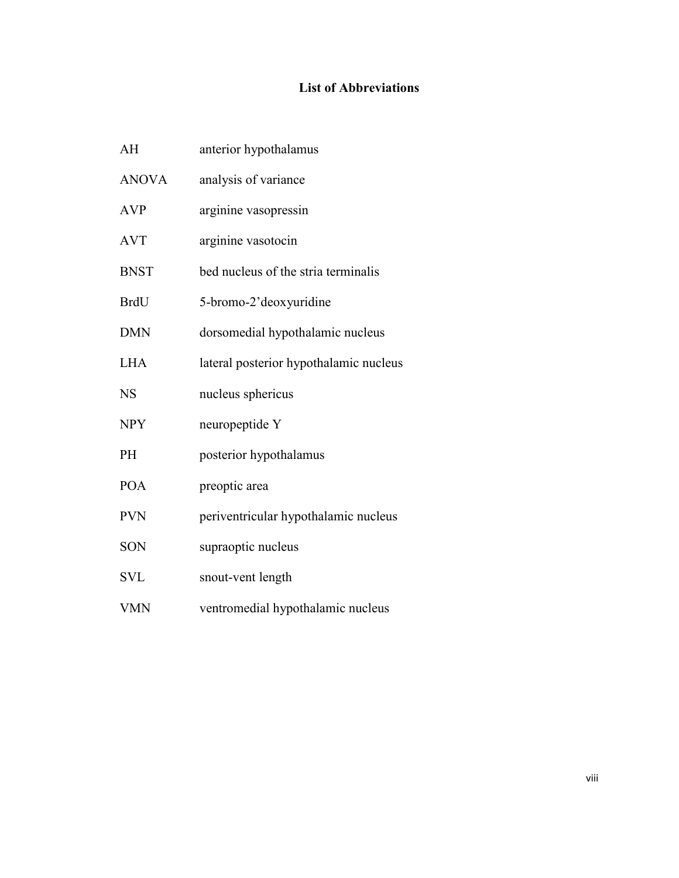# List of Abbreviations

| | |
|---|---|
| AH | anterior hypothalamus |
| ANOVA | analysis of variance |
| AVP | arginine vasopressin |
| AVT | arginine vasotocin |
| BNST | bed nucleus of the stria terminalis |
| BrdU | 5-bromo-2'deoxyuridine |
| DMN | dorsomedial hypothalamic nucleus |
| LHA | lateral posterior hypothalamic nucleus |
| NS | nucleus sphericus |
| NPY | neuropeptide Y |
| PH | posterior hypothalamus |
| POA | preoptic area |
| PVN | periventricular hypothalamic nucleus |
| SON | supraoptic nucleus |
| SVL | snout-vent length |
| VMN | ventromedial hypothalamic nucleus |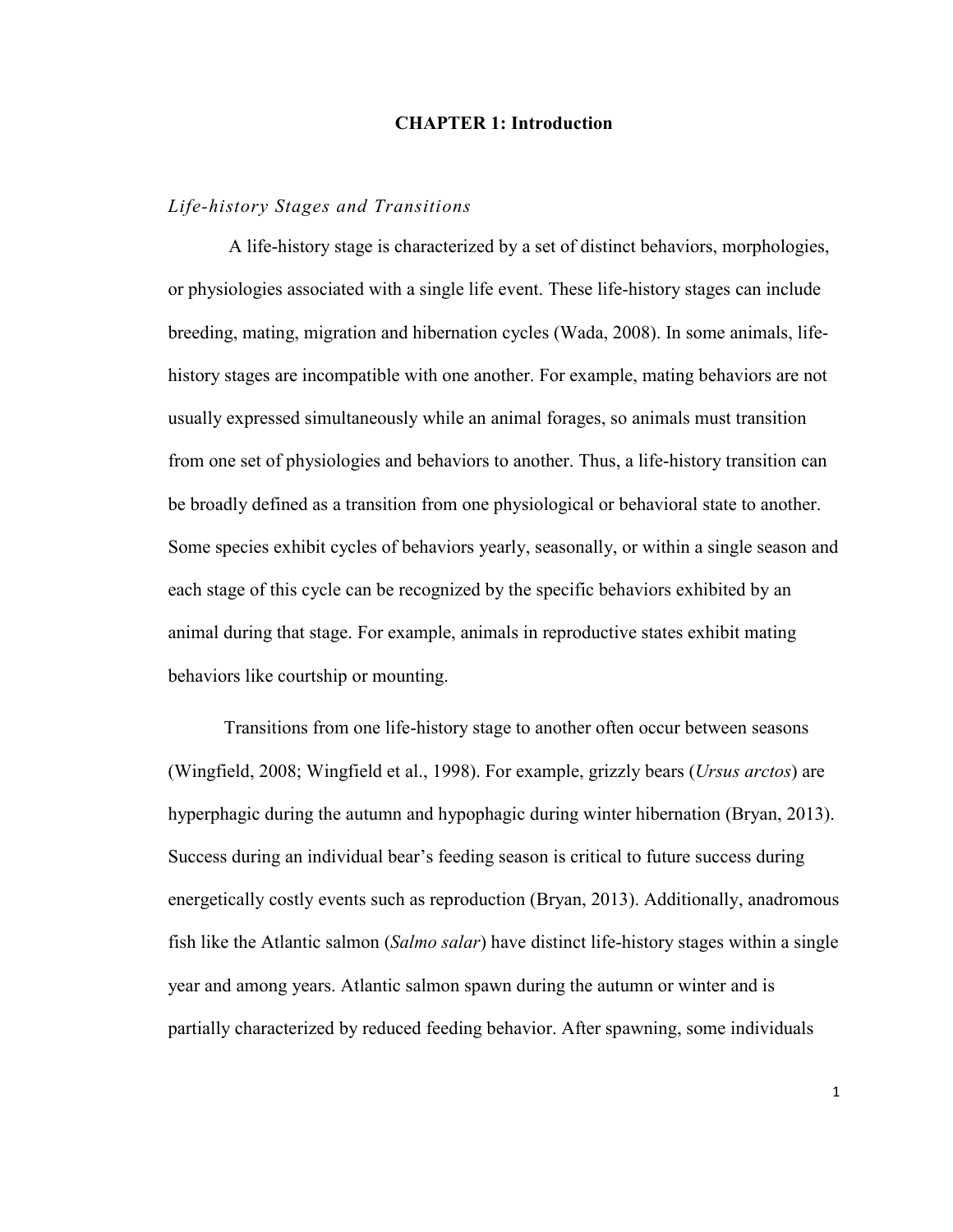# CHAPTER 1: Introduction

### *Life-history Stages and Transitions*

A life-history stage is characterized by a set of distinct behaviors, morphologies, or physiologies associated with a single life event. These life-history stages can include breeding, mating, migration and hibernation cycles (Wada, 2008). In some animals, life-history stages are incompatible with one another. For example, mating behaviors are not usually expressed simultaneously while an animal forages, so animals must transition from one set of physiologies and behaviors to another. Thus, a life-history transition can be broadly defined as a transition from one physiological or behavioral state to another. Some species exhibit cycles of behaviors yearly, seasonally, or within a single season and each stage of this cycle can be recognized by the specific behaviors exhibited by an animal during that stage. For example, animals in reproductive states exhibit mating behaviors like courtship or mounting.

Transitions from one life-history stage to another often occur between seasons (Wingfield, 2008; Wingfield et al., 1998). For example, grizzly bears (*Ursus arctos*) are hyperphagic during the autumn and hypophagic during winter hibernation (Bryan, 2013). Success during an individual bear's feeding season is critical to future success during energetically costly events such as reproduction (Bryan, 2013). Additionally, anadromous fish like the Atlantic salmon (*Salmo salar*) have distinct life-history stages within a single year and among years. Atlantic salmon spawn during the autumn or winter and is partially characterized by reduced feeding behavior. After spawning, some individuals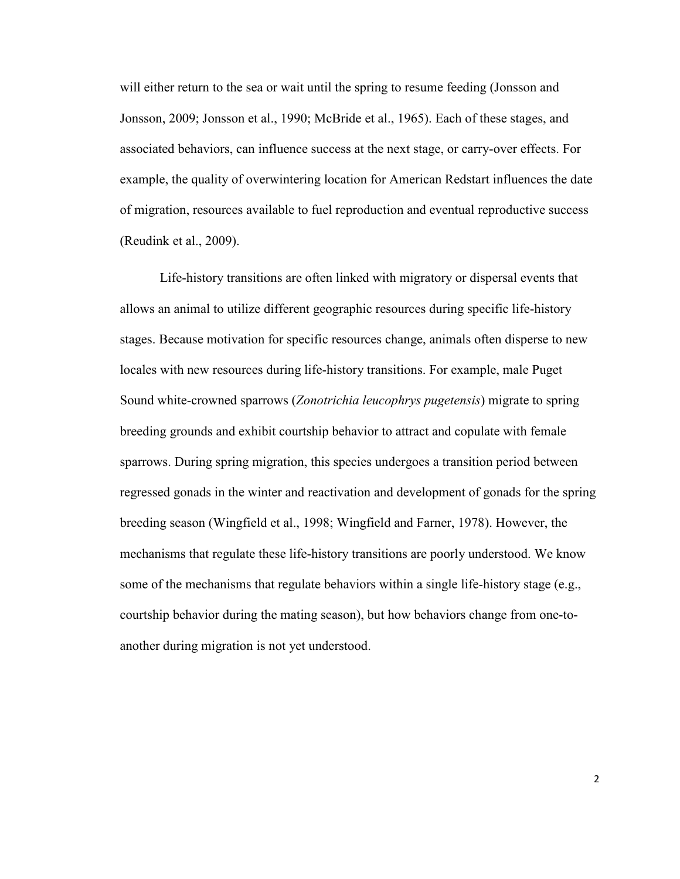will either return to the sea or wait until the spring to resume feeding (Jonsson and Jonsson, 2009; Jonsson et al., 1990; McBride et al., 1965). Each of these stages, and associated behaviors, can influence success at the next stage, or carry-over effects. For example, the quality of overwintering location for American Redstart influences the date of migration, resources available to fuel reproduction and eventual reproductive success (Reudink et al., 2009).

Life-history transitions are often linked with migratory or dispersal events that allows an animal to utilize different geographic resources during specific life-history stages. Because motivation for specific resources change, animals often disperse to new locales with new resources during life-history transitions. For example, male Puget Sound white-crowned sparrows (*Zonotrichia leucophrys pugetensis*) migrate to spring breeding grounds and exhibit courtship behavior to attract and copulate with female sparrows. During spring migration, this species undergoes a transition period between regressed gonads in the winter and reactivation and development of gonads for the spring breeding season (Wingfield et al., 1998; Wingfield and Farner, 1978). However, the mechanisms that regulate these life-history transitions are poorly understood. We know some of the mechanisms that regulate behaviors within a single life-history stage (e.g., courtship behavior during the mating season), but how behaviors change from one-to-another during migration is not yet understood.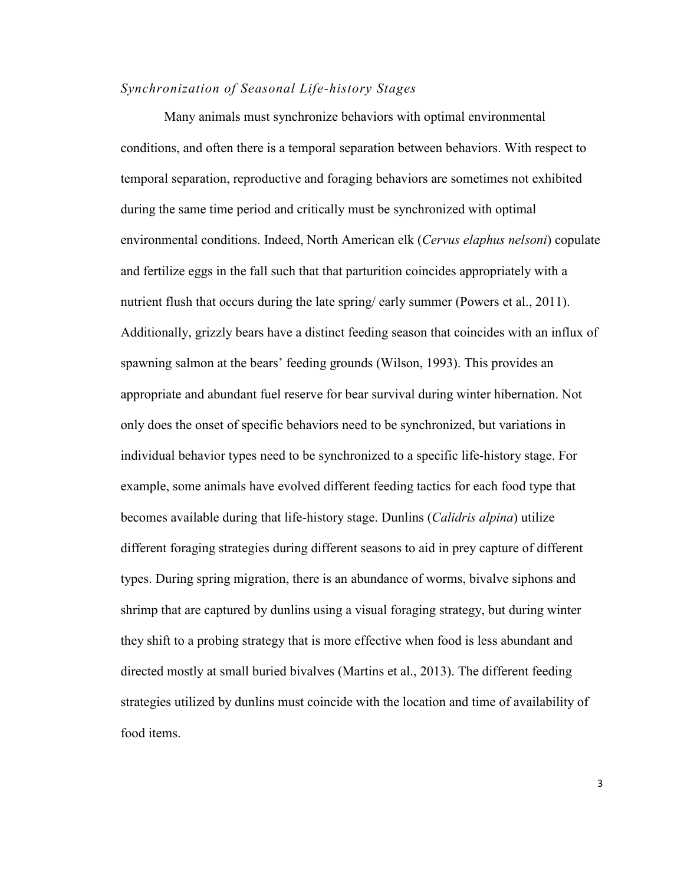### *Synchronization of Seasonal Life-history Stages*

Many animals must synchronize behaviors with optimal environmental conditions, and often there is a temporal separation between behaviors. With respect to temporal separation, reproductive and foraging behaviors are sometimes not exhibited during the same time period and critically must be synchronized with optimal environmental conditions. Indeed, North American elk (*Cervus elaphus nelsoni*) copulate and fertilize eggs in the fall such that that parturition coincides appropriately with a nutrient flush that occurs during the late spring/ early summer (Powers et al., 2011). Additionally, grizzly bears have a distinct feeding season that coincides with an influx of spawning salmon at the bears' feeding grounds (Wilson, 1993). This provides an appropriate and abundant fuel reserve for bear survival during winter hibernation. Not only does the onset of specific behaviors need to be synchronized, but variations in individual behavior types need to be synchronized to a specific life-history stage. For example, some animals have evolved different feeding tactics for each food type that becomes available during that life-history stage. Dunlins (*Calidris alpina*) utilize different foraging strategies during different seasons to aid in prey capture of different types. During spring migration, there is an abundance of worms, bivalve siphons and shrimp that are captured by dunlins using a visual foraging strategy, but during winter they shift to a probing strategy that is more effective when food is less abundant and directed mostly at small buried bivalves (Martins et al., 2013). The different feeding strategies utilized by dunlins must coincide with the location and time of availability of food items.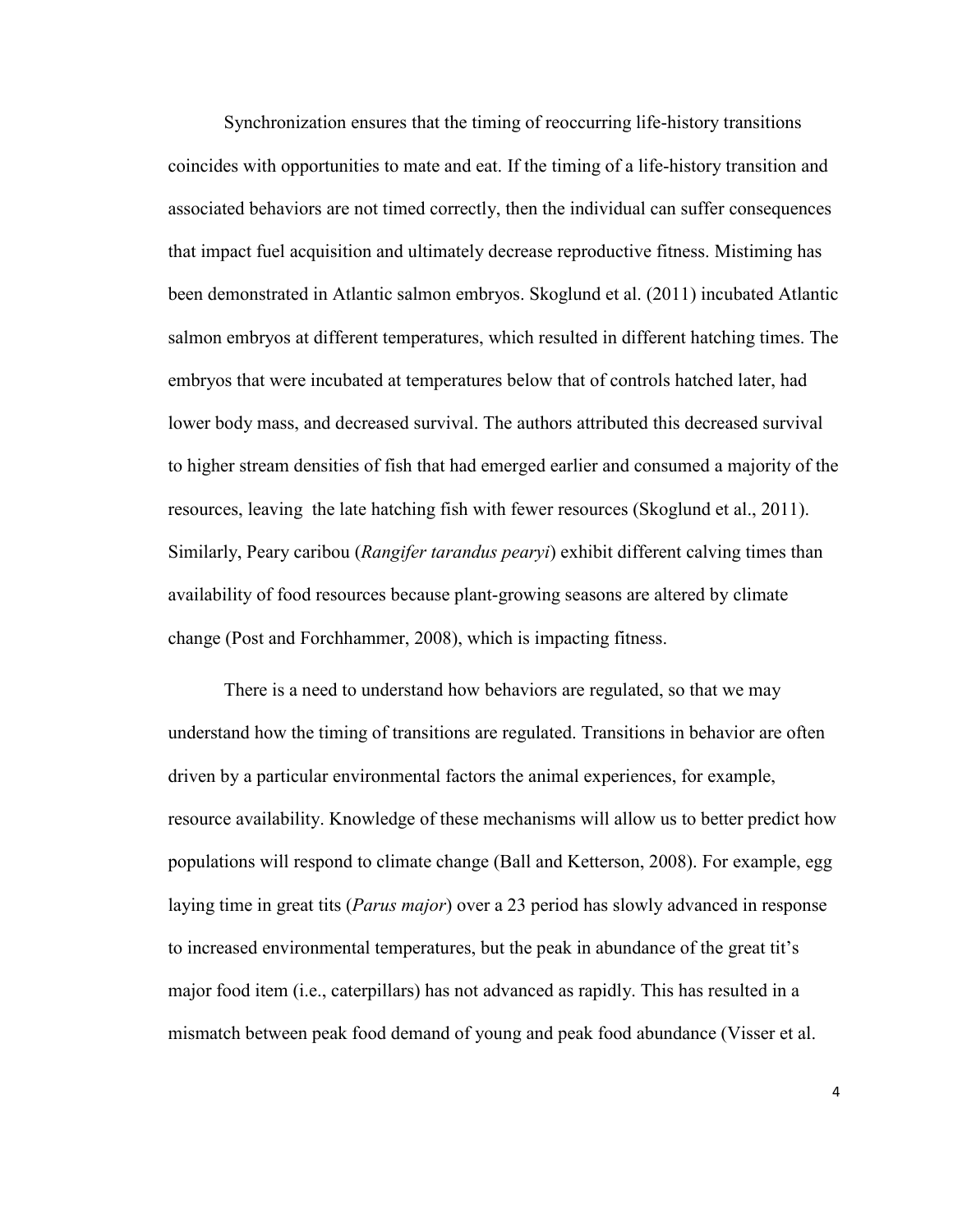Synchronization ensures that the timing of reoccurring life-history transitions coincides with opportunities to mate and eat. If the timing of a life-history transition and associated behaviors are not timed correctly, then the individual can suffer consequences that impact fuel acquisition and ultimately decrease reproductive fitness. Mistiming has been demonstrated in Atlantic salmon embryos. Skoglund et al. (2011) incubated Atlantic salmon embryos at different temperatures, which resulted in different hatching times. The embryos that were incubated at temperatures below that of controls hatched later, had lower body mass, and decreased survival. The authors attributed this decreased survival to higher stream densities of fish that had emerged earlier and consumed a majority of the resources, leaving the late hatching fish with fewer resources (Skoglund et al., 2011). Similarly, Peary caribou (*Rangifer tarandus pearyi*) exhibit different calving times than availability of food resources because plant-growing seasons are altered by climate change (Post and Forchhammer, 2008), which is impacting fitness.

There is a need to understand how behaviors are regulated, so that we may understand how the timing of transitions are regulated. Transitions in behavior are often driven by a particular environmental factors the animal experiences, for example, resource availability. Knowledge of these mechanisms will allow us to better predict how populations will respond to climate change (Ball and Ketterson, 2008). For example, egg laying time in great tits (*Parus major*) over a 23 period has slowly advanced in response to increased environmental temperatures, but the peak in abundance of the great tit's major food item (i.e., caterpillars) has not advanced as rapidly. This has resulted in a mismatch between peak food demand of young and peak food abundance (Visser et al.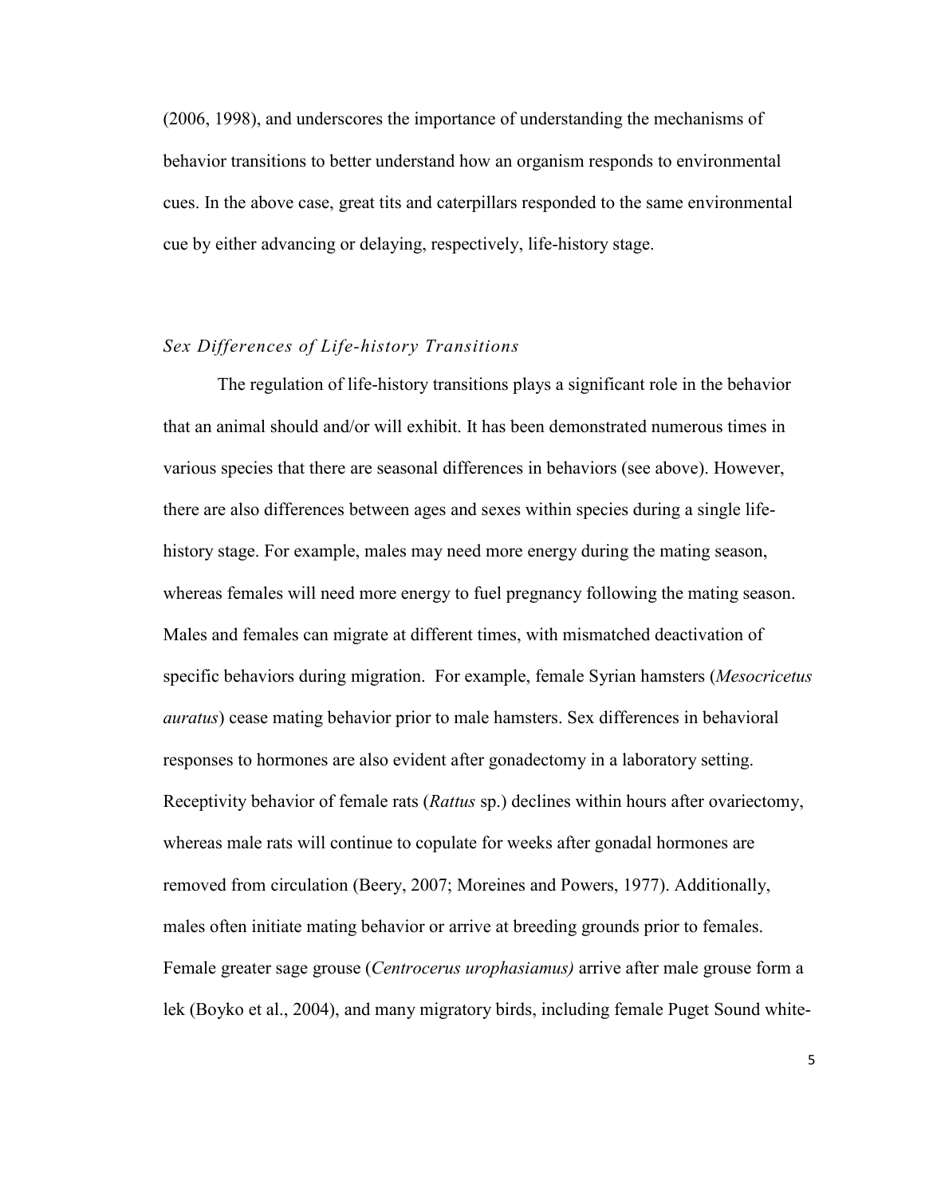(2006, 1998), and underscores the importance of understanding the mechanisms of behavior transitions to better understand how an organism responds to environmental cues. In the above case, great tits and caterpillars responded to the same environmental cue by either advancing or delaying, respectively, life-history stage.

### *Sex Differences of Life-history Transitions*

The regulation of life-history transitions plays a significant role in the behavior that an animal should and/or will exhibit. It has been demonstrated numerous times in various species that there are seasonal differences in behaviors (see above). However, there are also differences between ages and sexes within species during a single life-history stage. For example, males may need more energy during the mating season, whereas females will need more energy to fuel pregnancy following the mating season. Males and females can migrate at different times, with mismatched deactivation of specific behaviors during migration. For example, female Syrian hamsters (*Mesocricetus auratus*) cease mating behavior prior to male hamsters. Sex differences in behavioral responses to hormones are also evident after gonadectomy in a laboratory setting. Receptivity behavior of female rats (*Rattus* sp.) declines within hours after ovariectomy, whereas male rats will continue to copulate for weeks after gonadal hormones are removed from circulation (Beery, 2007; Moreines and Powers, 1977). Additionally, males often initiate mating behavior or arrive at breeding grounds prior to females. Female greater sage grouse (*Centrocerus urophasiamus)* arrive after male grouse form a lek (Boyko et al., 2004), and many migratory birds, including female Puget Sound white-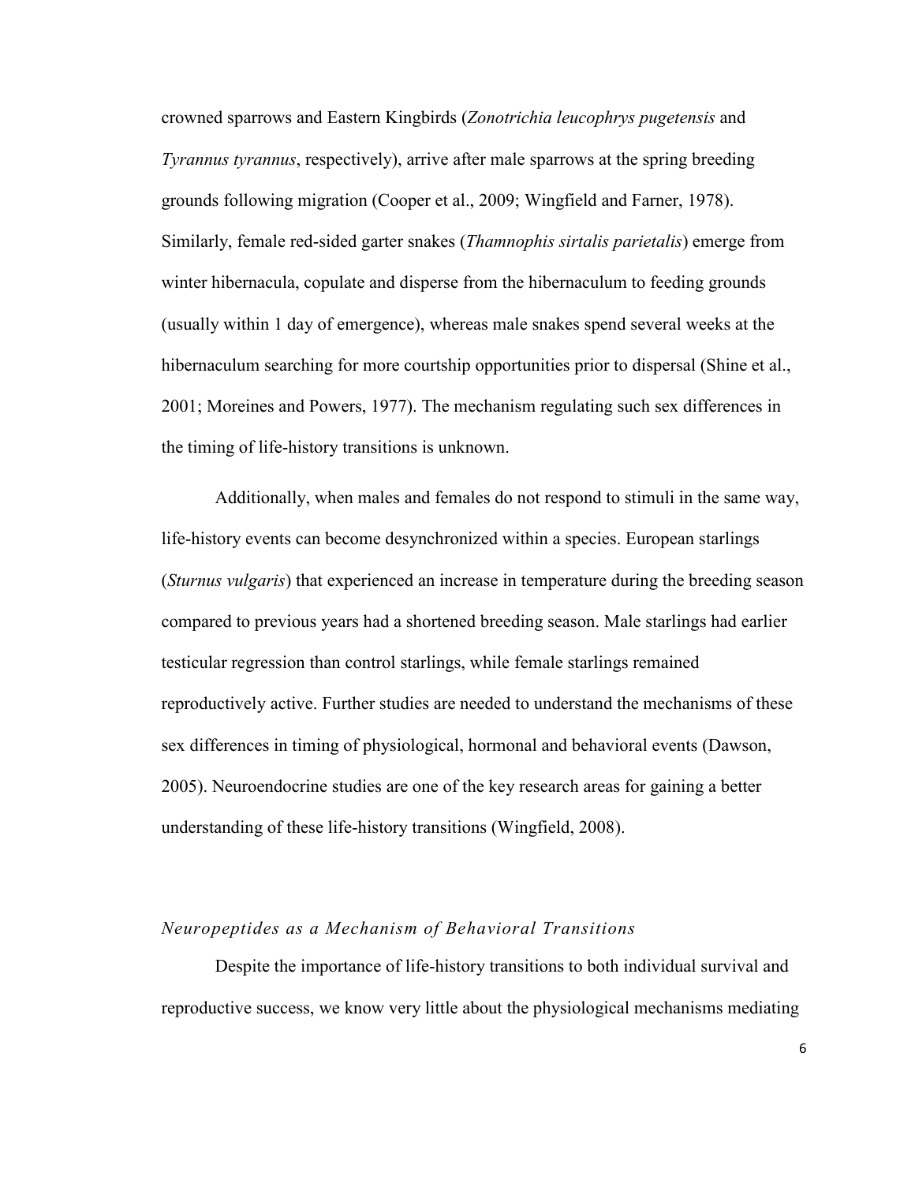crowned sparrows and Eastern Kingbirds (*Zonotrichia leucophrys pugetensis* and *Tyrannus tyrannus*, respectively), arrive after male sparrows at the spring breeding grounds following migration (Cooper et al., 2009; Wingfield and Farner, 1978). Similarly, female red-sided garter snakes (*Thamnophis sirtalis parietalis*) emerge from winter hibernacula, copulate and disperse from the hibernaculum to feeding grounds (usually within 1 day of emergence), whereas male snakes spend several weeks at the hibernaculum searching for more courtship opportunities prior to dispersal (Shine et al., 2001; Moreines and Powers, 1977). The mechanism regulating such sex differences in the timing of life-history transitions is unknown.

Additionally, when males and females do not respond to stimuli in the same way, life-history events can become desynchronized within a species. European starlings (*Sturnus vulgaris*) that experienced an increase in temperature during the breeding season compared to previous years had a shortened breeding season. Male starlings had earlier testicular regression than control starlings, while female starlings remained reproductively active. Further studies are needed to understand the mechanisms of these sex differences in timing of physiological, hormonal and behavioral events (Dawson, 2005). Neuroendocrine studies are one of the key research areas for gaining a better understanding of these life-history transitions (Wingfield, 2008).

### *Neuropeptides as a Mechanism of Behavioral Transitions*

Despite the importance of life-history transitions to both individual survival and reproductive success, we know very little about the physiological mechanisms mediating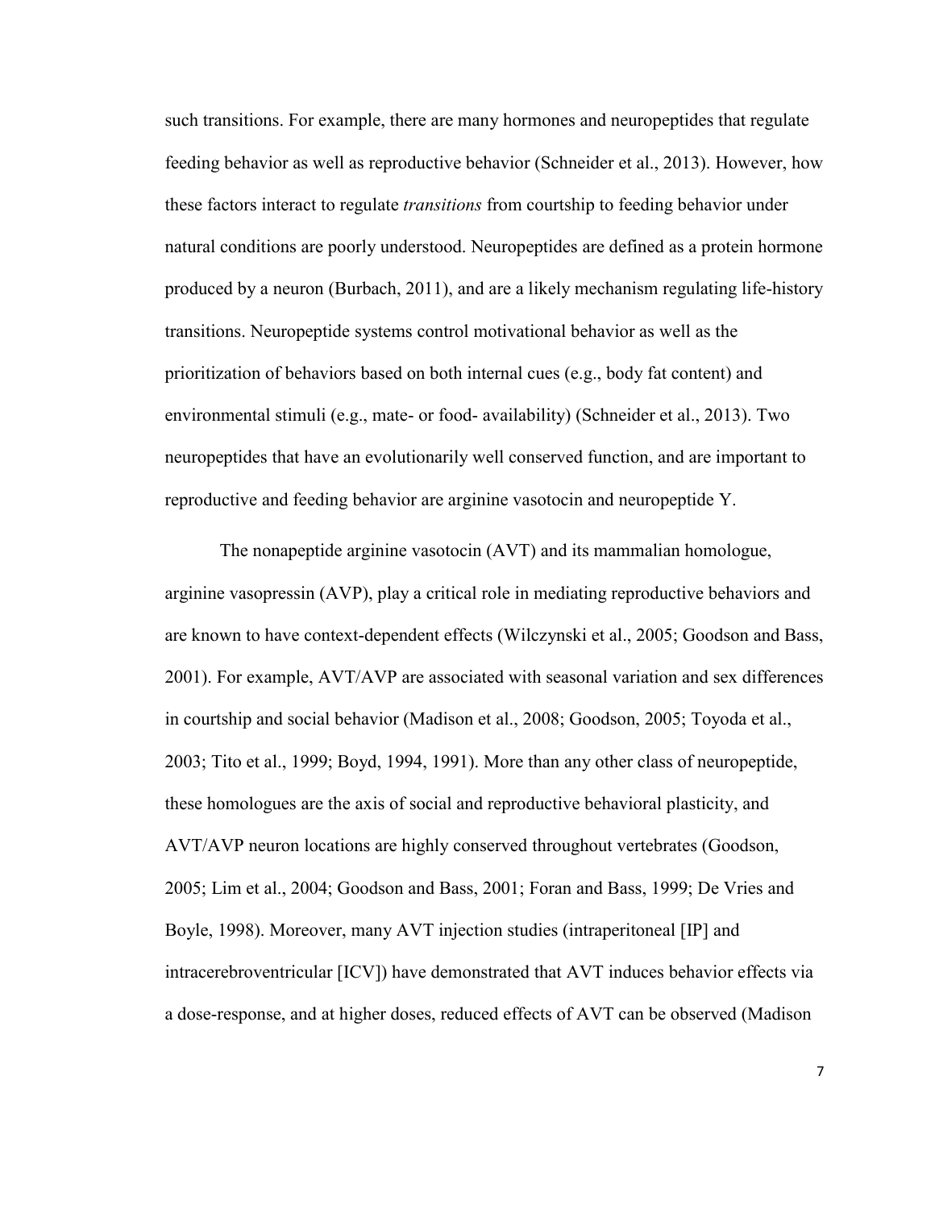such transitions. For example, there are many hormones and neuropeptides that regulate feeding behavior as well as reproductive behavior (Schneider et al., 2013). However, how these factors interact to regulate *transitions* from courtship to feeding behavior under natural conditions are poorly understood. Neuropeptides are defined as a protein hormone produced by a neuron (Burbach, 2011), and are a likely mechanism regulating life-history transitions. Neuropeptide systems control motivational behavior as well as the prioritization of behaviors based on both internal cues (e.g., body fat content) and environmental stimuli (e.g., mate- or food- availability) (Schneider et al., 2013). Two neuropeptides that have an evolutionarily well conserved function, and are important to reproductive and feeding behavior are arginine vasotocin and neuropeptide Y.

The nonapeptide arginine vasotocin (AVT) and its mammalian homologue, arginine vasopressin (AVP), play a critical role in mediating reproductive behaviors and are known to have context-dependent effects (Wilczynski et al., 2005; Goodson and Bass, 2001). For example, AVT/AVP are associated with seasonal variation and sex differences in courtship and social behavior (Madison et al., 2008; Goodson, 2005; Toyoda et al., 2003; Tito et al., 1999; Boyd, 1994, 1991). More than any other class of neuropeptide, these homologues are the axis of social and reproductive behavioral plasticity, and AVT/AVP neuron locations are highly conserved throughout vertebrates (Goodson, 2005; Lim et al., 2004; Goodson and Bass, 2001; Foran and Bass, 1999; De Vries and Boyle, 1998). Moreover, many AVT injection studies (intraperitoneal [IP] and intracerebroventricular [ICV]) have demonstrated that AVT induces behavior effects via a dose-response, and at higher doses, reduced effects of AVT can be observed (Madison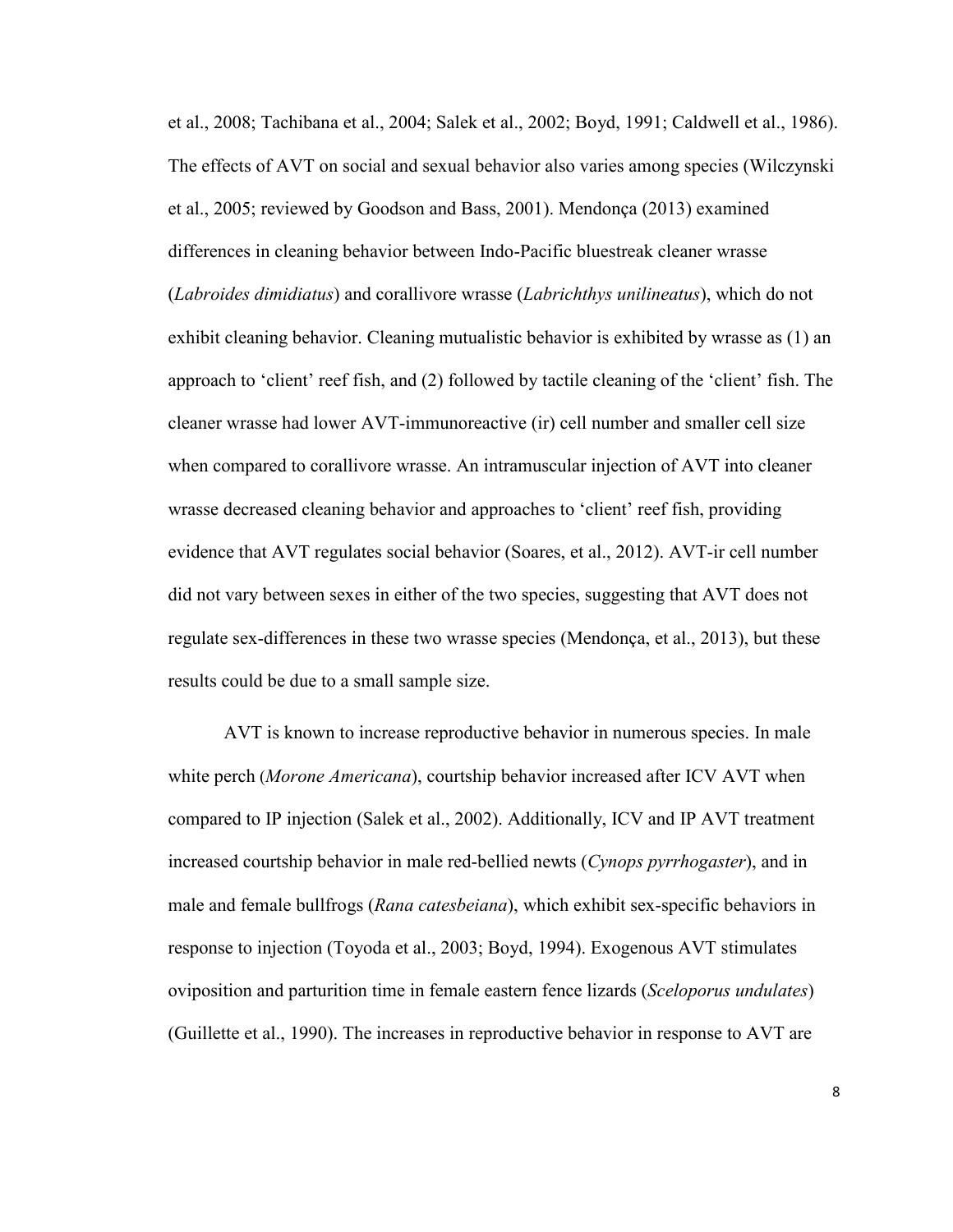et al., 2008; Tachibana et al., 2004; Salek et al., 2002; Boyd, 1991; Caldwell et al., 1986). The effects of AVT on social and sexual behavior also varies among species (Wilczynski et al., 2005; reviewed by Goodson and Bass, 2001). Mendonça (2013) examined differences in cleaning behavior between Indo-Pacific bluestreak cleaner wrasse (*Labroides dimidiatus*) and corallivore wrasse (*Labrichthys unilineatus*), which do not exhibit cleaning behavior. Cleaning mutualistic behavior is exhibited by wrasse as (1) an approach to 'client' reef fish, and (2) followed by tactile cleaning of the 'client' fish. The cleaner wrasse had lower AVT-immunoreactive (ir) cell number and smaller cell size when compared to corallivore wrasse. An intramuscular injection of AVT into cleaner wrasse decreased cleaning behavior and approaches to 'client' reef fish, providing evidence that AVT regulates social behavior (Soares, et al., 2012). AVT-ir cell number did not vary between sexes in either of the two species, suggesting that AVT does not regulate sex-differences in these two wrasse species (Mendonça, et al., 2013), but these results could be due to a small sample size.

AVT is known to increase reproductive behavior in numerous species. In male white perch (*Morone Americana*), courtship behavior increased after ICV AVT when compared to IP injection (Salek et al., 2002). Additionally, ICV and IP AVT treatment increased courtship behavior in male red-bellied newts (*Cynops pyrrhogaster*), and in male and female bullfrogs (*Rana catesbeiana*), which exhibit sex-specific behaviors in response to injection (Toyoda et al., 2003; Boyd, 1994). Exogenous AVT stimulates oviposition and parturition time in female eastern fence lizards (*Sceloporus undulates*) (Guillette et al., 1990). The increases in reproductive behavior in response to AVT are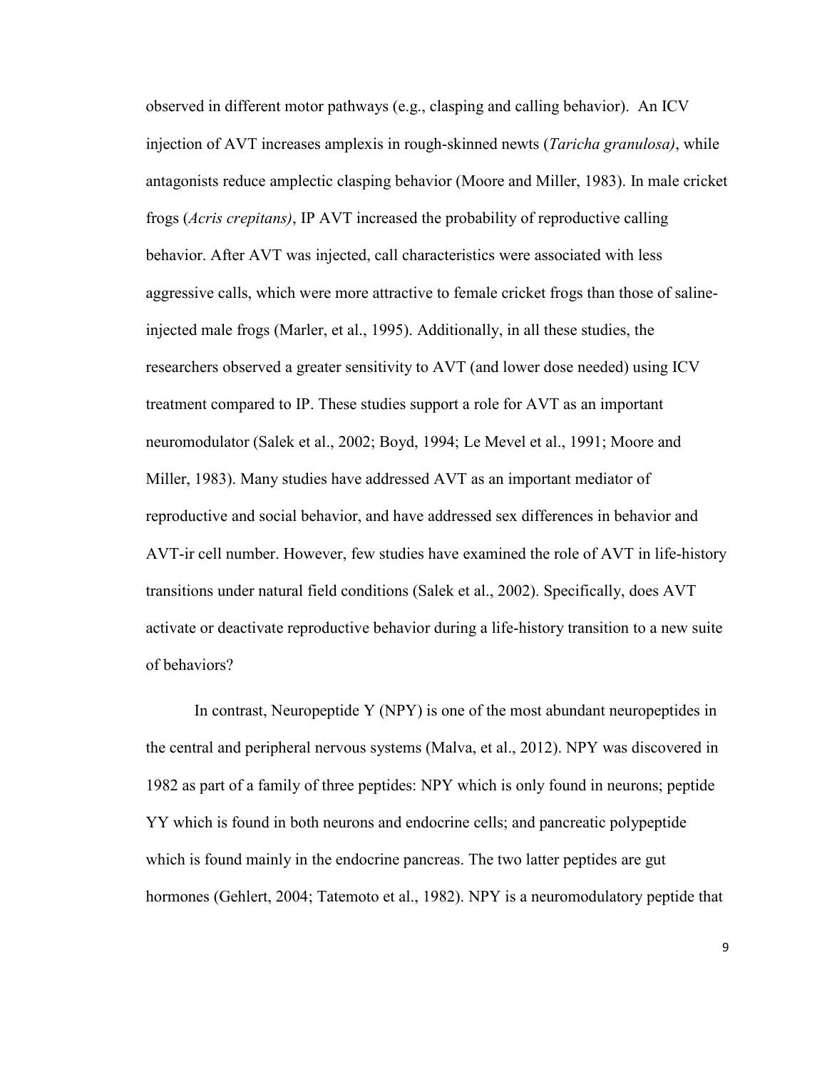observed in different motor pathways (e.g., clasping and calling behavior). An ICV injection of AVT increases amplexis in rough-skinned newts (*Taricha granulosa)*, while antagonists reduce amplectic clasping behavior (Moore and Miller, 1983). In male cricket frogs (*Acris crepitans)*, IP AVT increased the probability of reproductive calling behavior. After AVT was injected, call characteristics were associated with less aggressive calls, which were more attractive to female cricket frogs than those of saline-injected male frogs (Marler, et al., 1995). Additionally, in all these studies, the researchers observed a greater sensitivity to AVT (and lower dose needed) using ICV treatment compared to IP. These studies support a role for AVT as an important neuromodulator (Salek et al., 2002; Boyd, 1994; Le Mevel et al., 1991; Moore and Miller, 1983). Many studies have addressed AVT as an important mediator of reproductive and social behavior, and have addressed sex differences in behavior and AVT-ir cell number. However, few studies have examined the role of AVT in life-history transitions under natural field conditions (Salek et al., 2002). Specifically, does AVT activate or deactivate reproductive behavior during a life-history transition to a new suite of behaviors?

In contrast, Neuropeptide Y (NPY) is one of the most abundant neuropeptides in the central and peripheral nervous systems (Malva, et al., 2012). NPY was discovered in 1982 as part of a family of three peptides: NPY which is only found in neurons; peptide YY which is found in both neurons and endocrine cells; and pancreatic polypeptide which is found mainly in the endocrine pancreas. The two latter peptides are gut hormones (Gehlert, 2004; Tatemoto et al., 1982). NPY is a neuromodulatory peptide that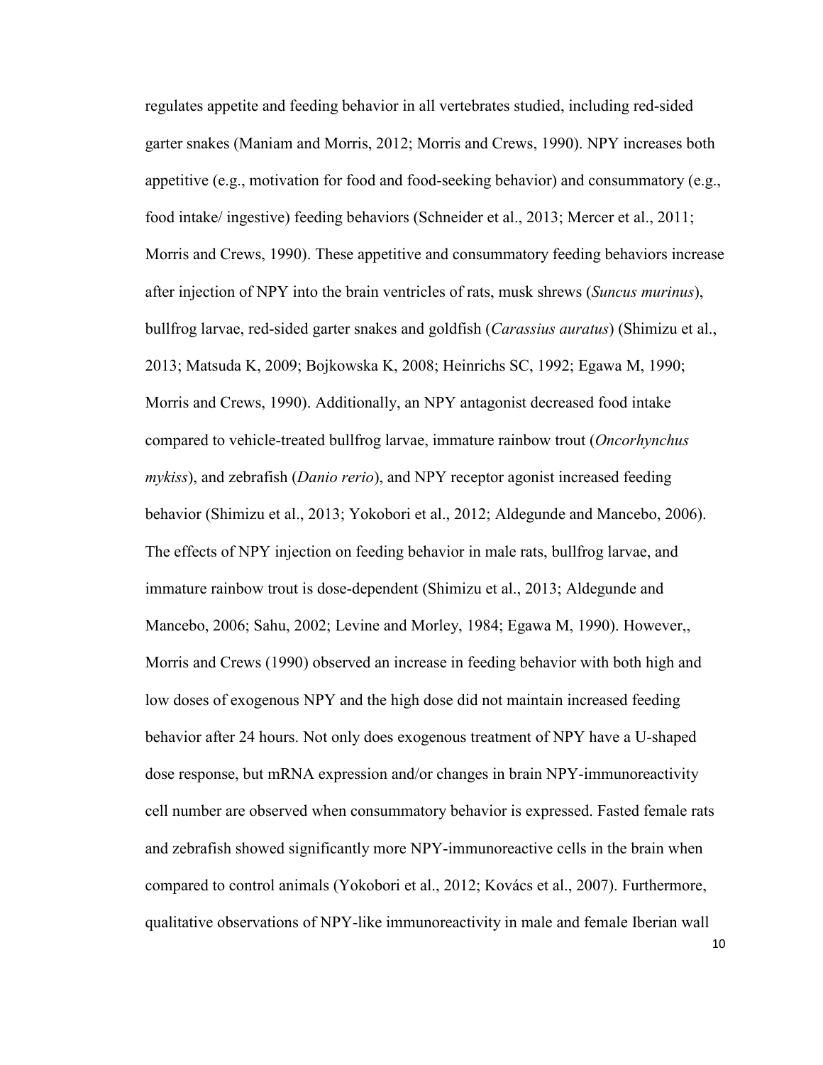regulates appetite and feeding behavior in all vertebrates studied, including red-sided garter snakes (Maniam and Morris, 2012; Morris and Crews, 1990). NPY increases both appetitive (e.g., motivation for food and food-seeking behavior) and consummatory (e.g., food intake/ ingestive) feeding behaviors (Schneider et al., 2013; Mercer et al., 2011; Morris and Crews, 1990). These appetitive and consummatory feeding behaviors increase after injection of NPY into the brain ventricles of rats, musk shrews (*Suncus murinus*), bullfrog larvae, red-sided garter snakes and goldfish (*Carassius auratus*) (Shimizu et al., 2013; Matsuda K, 2009; Bojkowska K, 2008; Heinrichs SC, 1992; Egawa M, 1990; Morris and Crews, 1990). Additionally, an NPY antagonist decreased food intake compared to vehicle-treated bullfrog larvae, immature rainbow trout (*Oncorhynchus mykiss*), and zebrafish (*Danio rerio*), and NPY receptor agonist increased feeding behavior (Shimizu et al., 2013; Yokobori et al., 2012; Aldegunde and Mancebo, 2006). The effects of NPY injection on feeding behavior in male rats, bullfrog larvae, and immature rainbow trout is dose-dependent (Shimizu et al., 2013; Aldegunde and Mancebo, 2006; Sahu, 2002; Levine and Morley, 1984; Egawa M, 1990). However,, Morris and Crews (1990) observed an increase in feeding behavior with both high and low doses of exogenous NPY and the high dose did not maintain increased feeding behavior after 24 hours. Not only does exogenous treatment of NPY have a U-shaped dose response, but mRNA expression and/or changes in brain NPY-immunoreactivity cell number are observed when consummatory behavior is expressed. Fasted female rats and zebrafish showed significantly more NPY-immunoreactive cells in the brain when compared to control animals (Yokobori et al., 2012; Kovács et al., 2007). Furthermore, qualitative observations of NPY-like immunoreactivity in male and female Iberian wall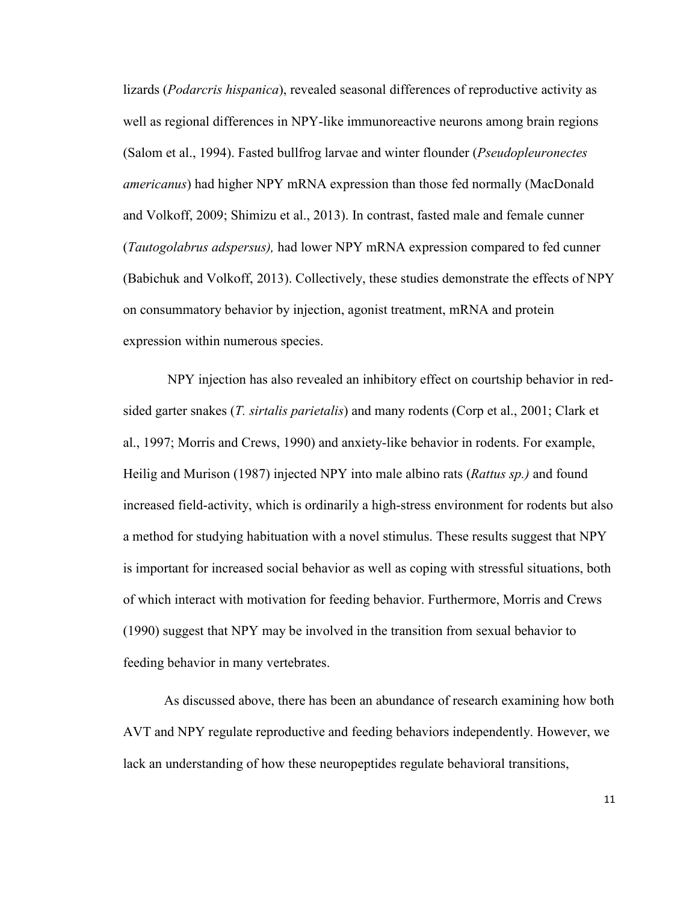lizards (*Podarcris hispanica*), revealed seasonal differences of reproductive activity as well as regional differences in NPY-like immunoreactive neurons among brain regions (Salom et al., 1994). Fasted bullfrog larvae and winter flounder (*Pseudopleuronectes americanus*) had higher NPY mRNA expression than those fed normally (MacDonald and Volkoff, 2009; Shimizu et al., 2013). In contrast, fasted male and female cunner (*Tautogolabrus adspersus),* had lower NPY mRNA expression compared to fed cunner (Babichuk and Volkoff, 2013). Collectively, these studies demonstrate the effects of NPY on consummatory behavior by injection, agonist treatment, mRNA and protein expression within numerous species.

NPY injection has also revealed an inhibitory effect on courtship behavior in red-sided garter snakes (*T. sirtalis parietalis*) and many rodents (Corp et al., 2001; Clark et al., 1997; Morris and Crews, 1990) and anxiety-like behavior in rodents. For example, Heilig and Murison (1987) injected NPY into male albino rats (*Rattus sp.)* and found increased field-activity, which is ordinarily a high-stress environment for rodents but also a method for studying habituation with a novel stimulus. These results suggest that NPY is important for increased social behavior as well as coping with stressful situations, both of which interact with motivation for feeding behavior. Furthermore, Morris and Crews (1990) suggest that NPY may be involved in the transition from sexual behavior to feeding behavior in many vertebrates.

As discussed above, there has been an abundance of research examining how both AVT and NPY regulate reproductive and feeding behaviors independently. However, we lack an understanding of how these neuropeptides regulate behavioral transitions,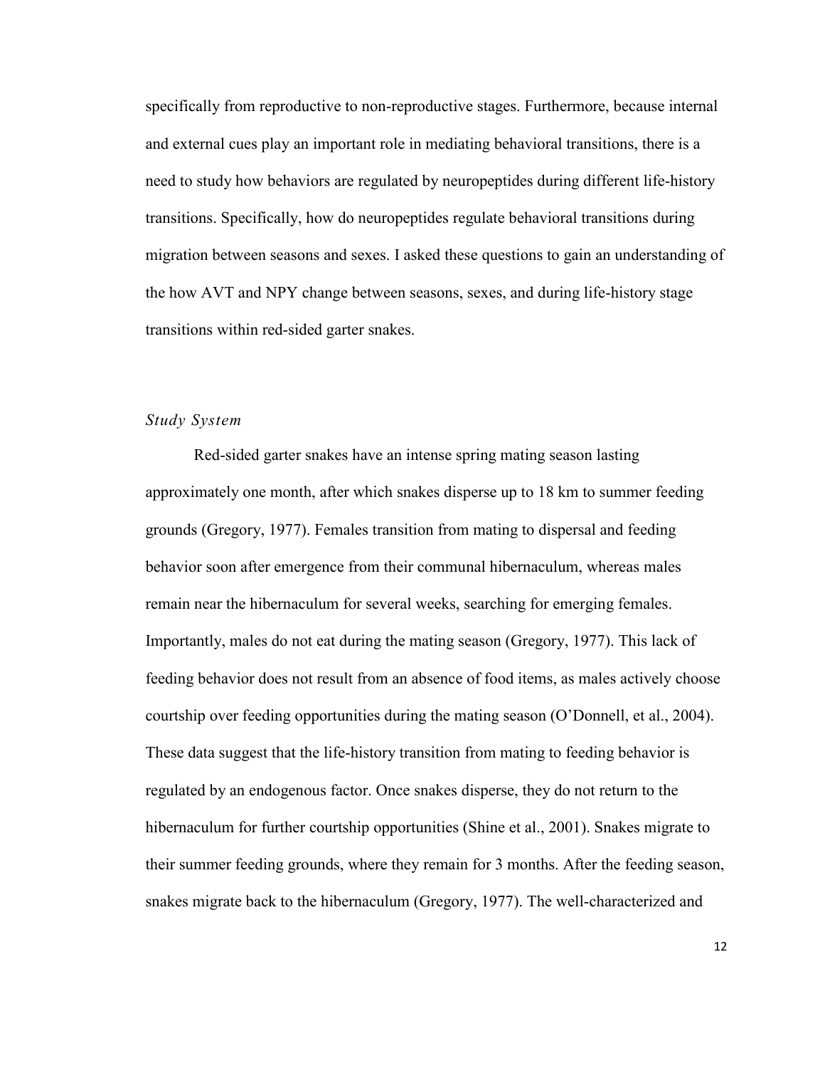specifically from reproductive to non-reproductive stages. Furthermore, because internal and external cues play an important role in mediating behavioral transitions, there is a need to study how behaviors are regulated by neuropeptides during different life-history transitions. Specifically, how do neuropeptides regulate behavioral transitions during migration between seasons and sexes. I asked these questions to gain an understanding of the how AVT and NPY change between seasons, sexes, and during life-history stage transitions within red-sided garter snakes.

### *Study System*

Red-sided garter snakes have an intense spring mating season lasting approximately one month, after which snakes disperse up to 18 km to summer feeding grounds (Gregory, 1977). Females transition from mating to dispersal and feeding behavior soon after emergence from their communal hibernaculum, whereas males remain near the hibernaculum for several weeks, searching for emerging females. Importantly, males do not eat during the mating season (Gregory, 1977). This lack of feeding behavior does not result from an absence of food items, as males actively choose courtship over feeding opportunities during the mating season (O'Donnell, et al., 2004). These data suggest that the life-history transition from mating to feeding behavior is regulated by an endogenous factor. Once snakes disperse, they do not return to the hibernaculum for further courtship opportunities (Shine et al., 2001). Snakes migrate to their summer feeding grounds, where they remain for 3 months. After the feeding season, snakes migrate back to the hibernaculum (Gregory, 1977). The well-characterized and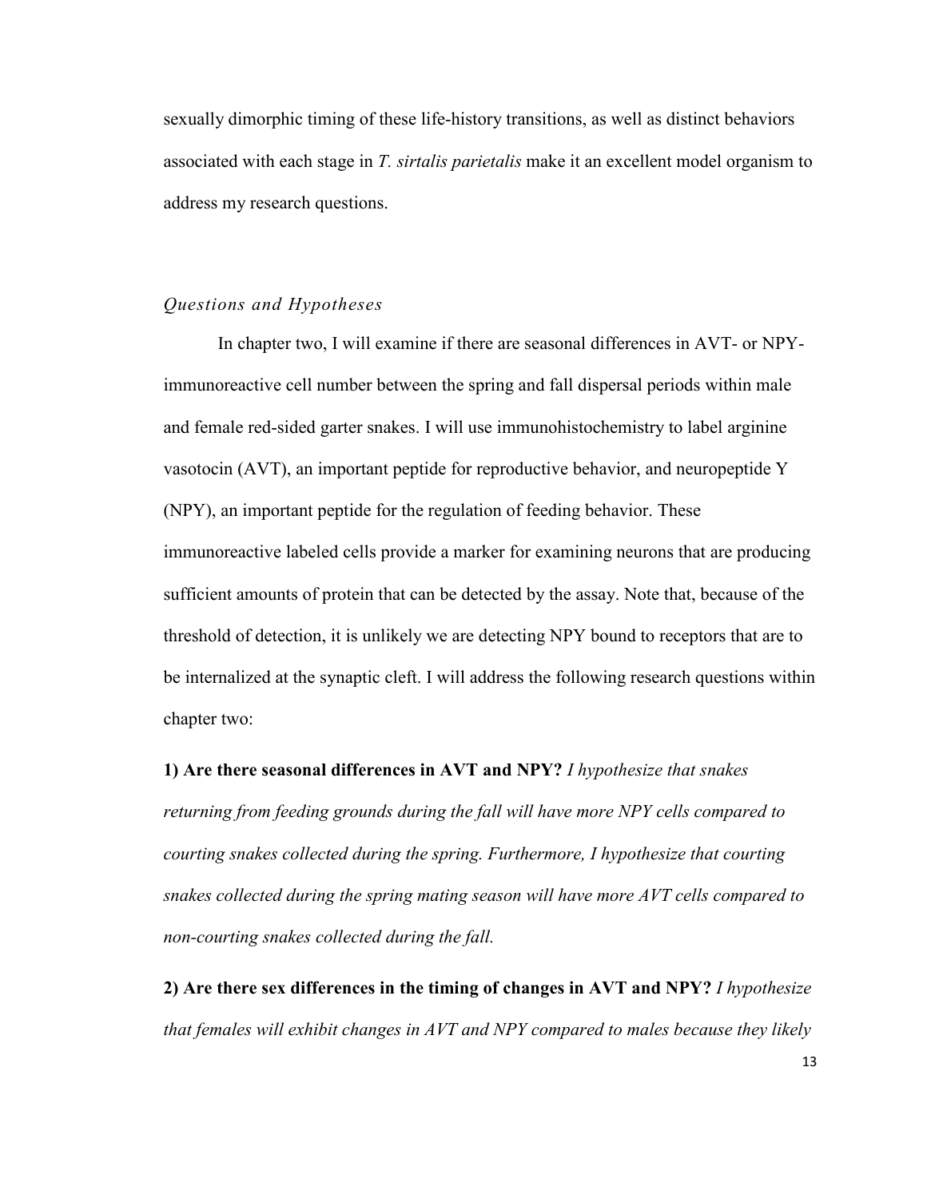sexually dimorphic timing of these life-history transitions, as well as distinct behaviors associated with each stage in *T. sirtalis parietalis* make it an excellent model organism to address my research questions.

### *Questions and Hypotheses*

In chapter two, I will examine if there are seasonal differences in AVT- or NPY-immunoreactive cell number between the spring and fall dispersal periods within male and female red-sided garter snakes. I will use immunohistochemistry to label arginine vasotocin (AVT), an important peptide for reproductive behavior, and neuropeptide Y (NPY), an important peptide for the regulation of feeding behavior. These immunoreactive labeled cells provide a marker for examining neurons that are producing sufficient amounts of protein that can be detected by the assay. Note that, because of the threshold of detection, it is unlikely we are detecting NPY bound to receptors that are to be internalized at the synaptic cleft. I will address the following research questions within chapter two:

**1) Are there seasonal differences in AVT and NPY?** *I hypothesize that snakes returning from feeding grounds during the fall will have more NPY cells compared to courting snakes collected during the spring. Furthermore, I hypothesize that courting snakes collected during the spring mating season will have more AVT cells compared to non-courting snakes collected during the fall.*

**2) Are there sex differences in the timing of changes in AVT and NPY?** *I hypothesize that females will exhibit changes in AVT and NPY compared to males because they likely*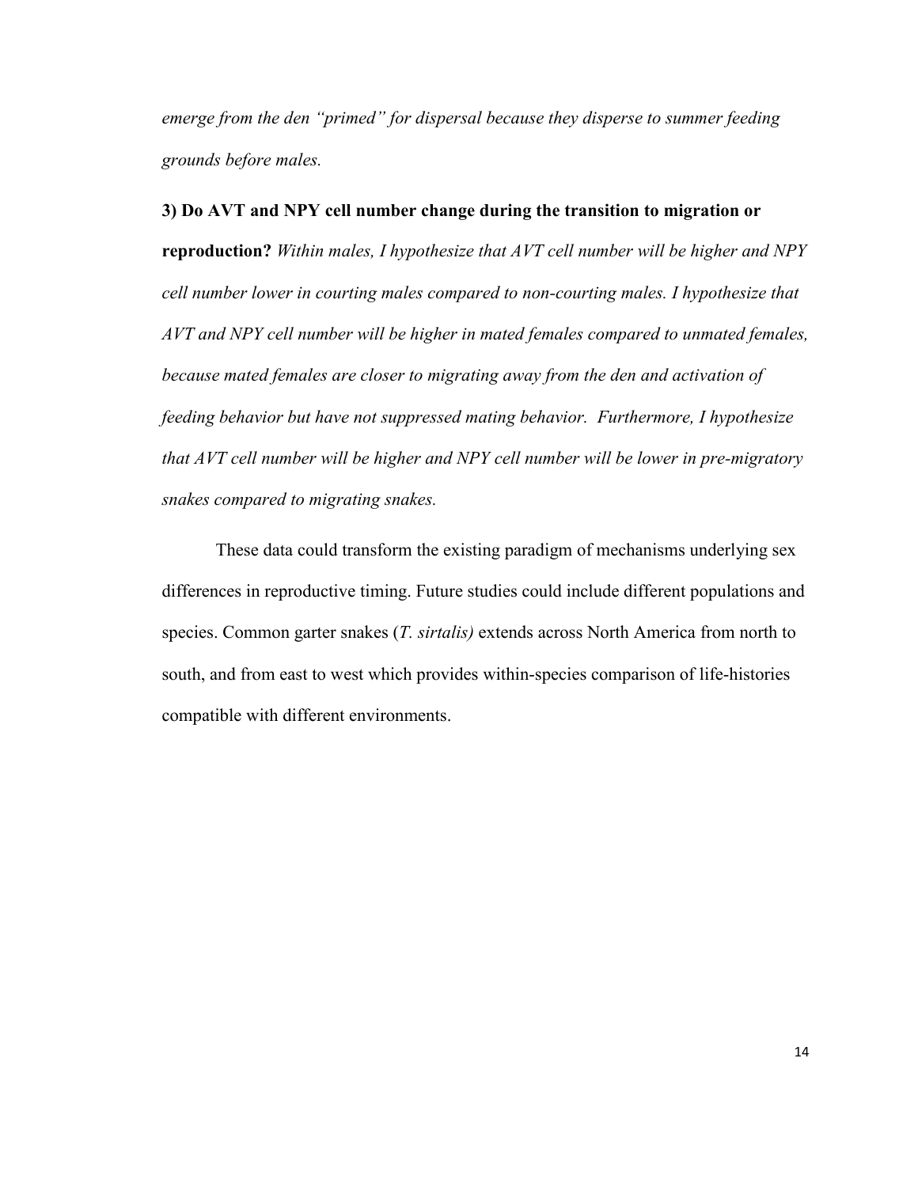*emerge from the den "primed" for dispersal because they disperse to summer feeding grounds before males.*

**3) Do AVT and NPY cell number change during the transition to migration or reproduction?** *Within males, I hypothesize that AVT cell number will be higher and NPY cell number lower in courting males compared to non-courting males. I hypothesize that AVT and NPY cell number will be higher in mated females compared to unmated females, because mated females are closer to migrating away from the den and activation of feeding behavior but have not suppressed mating behavior. Furthermore, I hypothesize that AVT cell number will be higher and NPY cell number will be lower in pre-migratory snakes compared to migrating snakes.*

These data could transform the existing paradigm of mechanisms underlying sex differences in reproductive timing. Future studies could include different populations and species. Common garter snakes (*T. sirtalis)* extends across North America from north to south, and from east to west which provides within-species comparison of life-histories compatible with different environments.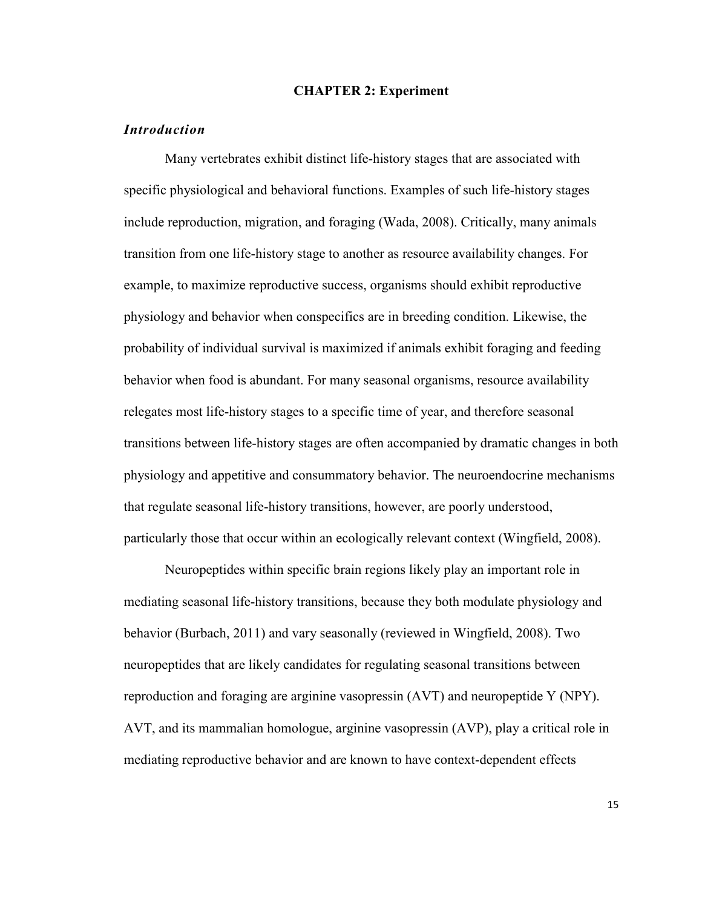# CHAPTER 2: Experiment

## *Introduction*

Many vertebrates exhibit distinct life-history stages that are associated with specific physiological and behavioral functions. Examples of such life-history stages include reproduction, migration, and foraging (Wada, 2008). Critically, many animals transition from one life-history stage to another as resource availability changes. For example, to maximize reproductive success, organisms should exhibit reproductive physiology and behavior when conspecifics are in breeding condition. Likewise, the probability of individual survival is maximized if animals exhibit foraging and feeding behavior when food is abundant. For many seasonal organisms, resource availability relegates most life-history stages to a specific time of year, and therefore seasonal transitions between life-history stages are often accompanied by dramatic changes in both physiology and appetitive and consummatory behavior. The neuroendocrine mechanisms that regulate seasonal life-history transitions, however, are poorly understood, particularly those that occur within an ecologically relevant context (Wingfield, 2008).

Neuropeptides within specific brain regions likely play an important role in mediating seasonal life-history transitions, because they both modulate physiology and behavior (Burbach, 2011) and vary seasonally (reviewed in Wingfield, 2008). Two neuropeptides that are likely candidates for regulating seasonal transitions between reproduction and foraging are arginine vasopressin (AVT) and neuropeptide Y (NPY). AVT, and its mammalian homologue, arginine vasopressin (AVP), play a critical role in mediating reproductive behavior and are known to have context-dependent effects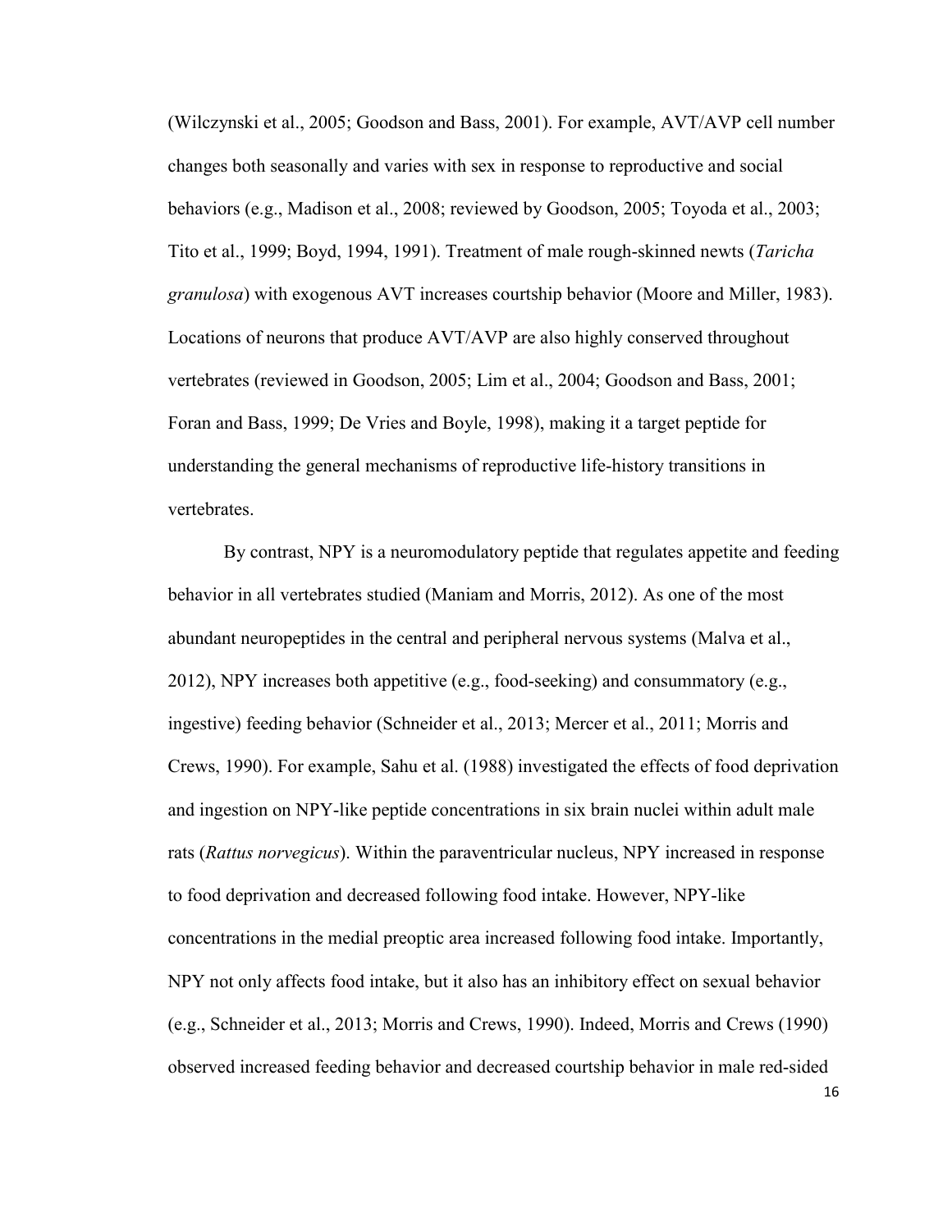(Wilczynski et al., 2005; Goodson and Bass, 2001). For example, AVT/AVP cell number changes both seasonally and varies with sex in response to reproductive and social behaviors (e.g., Madison et al., 2008; reviewed by Goodson, 2005; Toyoda et al., 2003; Tito et al., 1999; Boyd, 1994, 1991). Treatment of male rough-skinned newts (*Taricha granulosa*) with exogenous AVT increases courtship behavior (Moore and Miller, 1983). Locations of neurons that produce AVT/AVP are also highly conserved throughout vertebrates (reviewed in Goodson, 2005; Lim et al., 2004; Goodson and Bass, 2001; Foran and Bass, 1999; De Vries and Boyle, 1998), making it a target peptide for understanding the general mechanisms of reproductive life-history transitions in vertebrates.

By contrast, NPY is a neuromodulatory peptide that regulates appetite and feeding behavior in all vertebrates studied (Maniam and Morris, 2012). As one of the most abundant neuropeptides in the central and peripheral nervous systems (Malva et al., 2012), NPY increases both appetitive (e.g., food-seeking) and consummatory (e.g., ingestive) feeding behavior (Schneider et al., 2013; Mercer et al., 2011; Morris and Crews, 1990). For example, Sahu et al. (1988) investigated the effects of food deprivation and ingestion on NPY-like peptide concentrations in six brain nuclei within adult male rats (*Rattus norvegicus*). Within the paraventricular nucleus, NPY increased in response to food deprivation and decreased following food intake. However, NPY-like concentrations in the medial preoptic area increased following food intake. Importantly, NPY not only affects food intake, but it also has an inhibitory effect on sexual behavior (e.g., Schneider et al., 2013; Morris and Crews, 1990). Indeed, Morris and Crews (1990) observed increased feeding behavior and decreased courtship behavior in male red-sided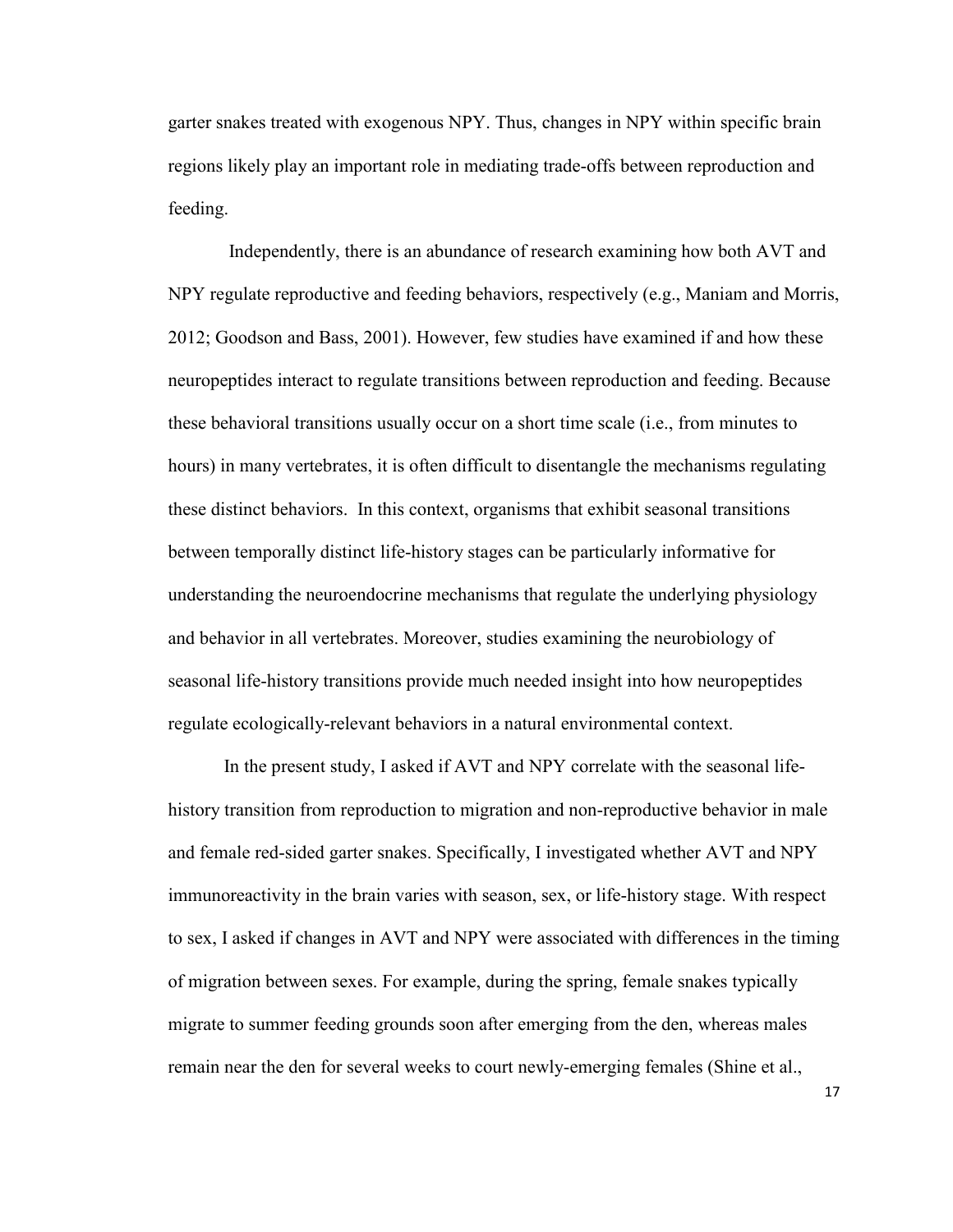garter snakes treated with exogenous NPY. Thus, changes in NPY within specific brain regions likely play an important role in mediating trade-offs between reproduction and feeding.

Independently, there is an abundance of research examining how both AVT and NPY regulate reproductive and feeding behaviors, respectively (e.g., Maniam and Morris, 2012; Goodson and Bass, 2001). However, few studies have examined if and how these neuropeptides interact to regulate transitions between reproduction and feeding. Because these behavioral transitions usually occur on a short time scale (i.e., from minutes to hours) in many vertebrates, it is often difficult to disentangle the mechanisms regulating these distinct behaviors. In this context, organisms that exhibit seasonal transitions between temporally distinct life-history stages can be particularly informative for understanding the neuroendocrine mechanisms that regulate the underlying physiology and behavior in all vertebrates. Moreover, studies examining the neurobiology of seasonal life-history transitions provide much needed insight into how neuropeptides regulate ecologically-relevant behaviors in a natural environmental context.

In the present study, I asked if AVT and NPY correlate with the seasonal life-history transition from reproduction to migration and non-reproductive behavior in male and female red-sided garter snakes. Specifically, I investigated whether AVT and NPY immunoreactivity in the brain varies with season, sex, or life-history stage. With respect to sex, I asked if changes in AVT and NPY were associated with differences in the timing of migration between sexes. For example, during the spring, female snakes typically migrate to summer feeding grounds soon after emerging from the den, whereas males remain near the den for several weeks to court newly-emerging females (Shine et al.,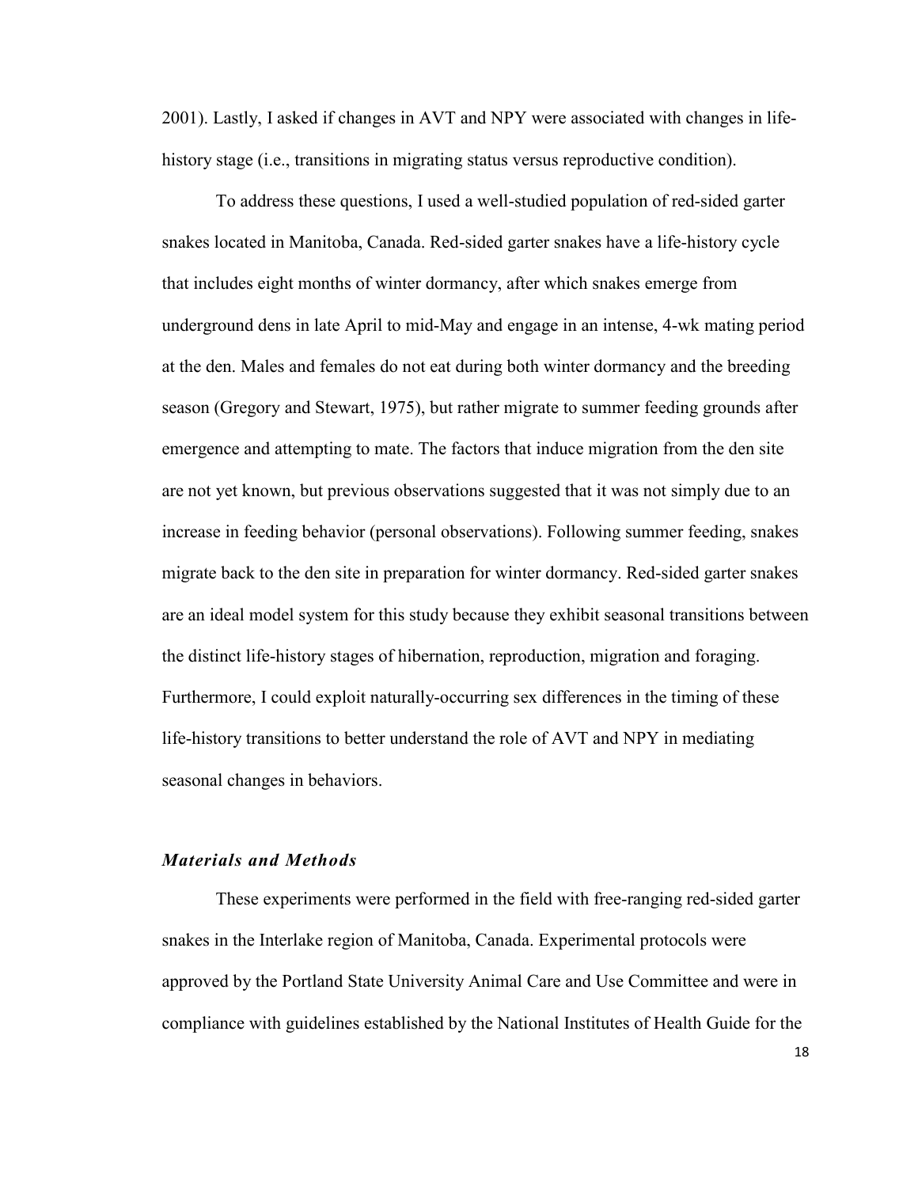2001). Lastly, I asked if changes in AVT and NPY were associated with changes in life-history stage (i.e., transitions in migrating status versus reproductive condition).

To address these questions, I used a well-studied population of red-sided garter snakes located in Manitoba, Canada. Red-sided garter snakes have a life-history cycle that includes eight months of winter dormancy, after which snakes emerge from underground dens in late April to mid-May and engage in an intense, 4-wk mating period at the den. Males and females do not eat during both winter dormancy and the breeding season (Gregory and Stewart, 1975), but rather migrate to summer feeding grounds after emergence and attempting to mate. The factors that induce migration from the den site are not yet known, but previous observations suggested that it was not simply due to an increase in feeding behavior (personal observations). Following summer feeding, snakes migrate back to the den site in preparation for winter dormancy. Red-sided garter snakes are an ideal model system for this study because they exhibit seasonal transitions between the distinct life-history stages of hibernation, reproduction, migration and foraging. Furthermore, I could exploit naturally-occurring sex differences in the timing of these life-history transitions to better understand the role of AVT and NPY in mediating seasonal changes in behaviors.

### *Materials and Methods*

These experiments were performed in the field with free-ranging red-sided garter snakes in the Interlake region of Manitoba, Canada. Experimental protocols were approved by the Portland State University Animal Care and Use Committee and were in compliance with guidelines established by the National Institutes of Health Guide for the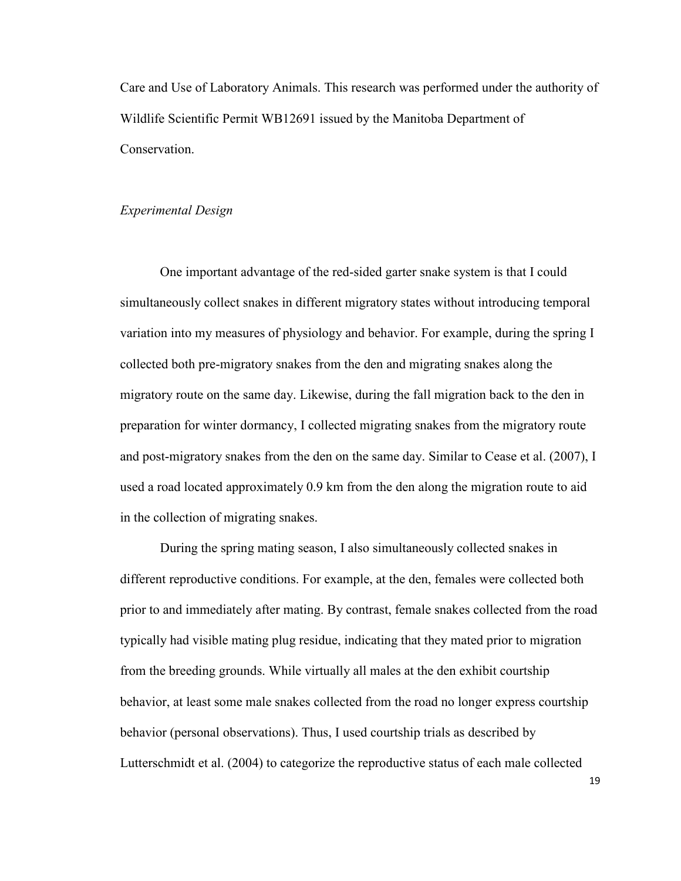Care and Use of Laboratory Animals. This research was performed under the authority of Wildlife Scientific Permit WB12691 issued by the Manitoba Department of Conservation.

*Experimental Design*

One important advantage of the red-sided garter snake system is that I could simultaneously collect snakes in different migratory states without introducing temporal variation into my measures of physiology and behavior. For example, during the spring I collected both pre-migratory snakes from the den and migrating snakes along the migratory route on the same day. Likewise, during the fall migration back to the den in preparation for winter dormancy, I collected migrating snakes from the migratory route and post-migratory snakes from the den on the same day. Similar to Cease et al. (2007), I used a road located approximately 0.9 km from the den along the migration route to aid in the collection of migrating snakes.

During the spring mating season, I also simultaneously collected snakes in different reproductive conditions. For example, at the den, females were collected both prior to and immediately after mating. By contrast, female snakes collected from the road typically had visible mating plug residue, indicating that they mated prior to migration from the breeding grounds. While virtually all males at the den exhibit courtship behavior, at least some male snakes collected from the road no longer express courtship behavior (personal observations). Thus, I used courtship trials as described by Lutterschmidt et al. (2004) to categorize the reproductive status of each male collected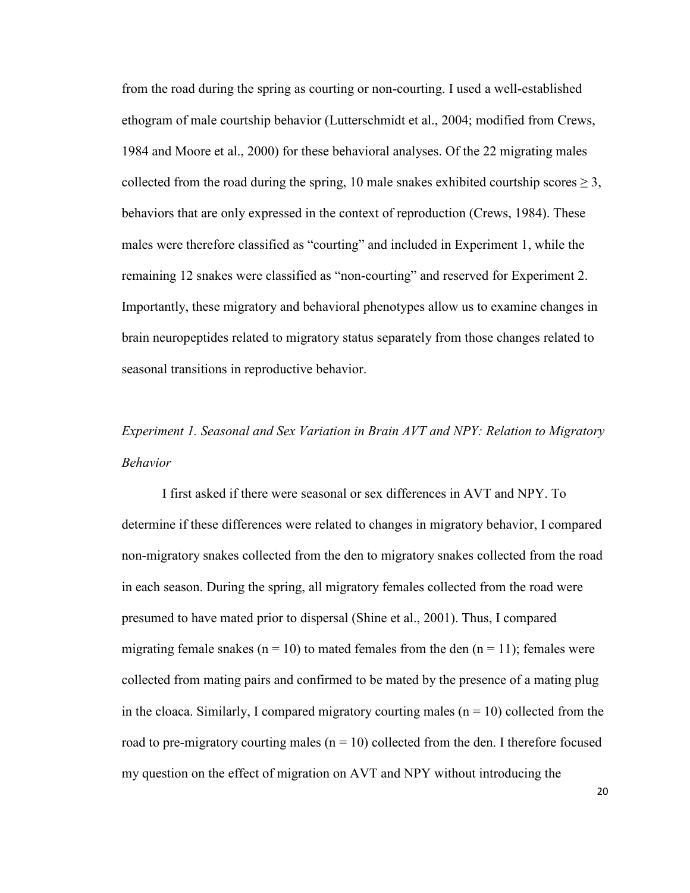from the road during the spring as courting or non-courting. I used a well-established ethogram of male courtship behavior (Lutterschmidt et al., 2004; modified from Crews, 1984 and Moore et al., 2000) for these behavioral analyses. Of the 22 migrating males collected from the road during the spring, 10 male snakes exhibited courtship scores $\geq 3$, behaviors that are only expressed in the context of reproduction (Crews, 1984). These males were therefore classified as "courting" and included in Experiment 1, while the remaining 12 snakes were classified as "non-courting" and reserved for Experiment 2. Importantly, these migratory and behavioral phenotypes allow us to examine changes in brain neuropeptides related to migratory status separately from those changes related to seasonal transitions in reproductive behavior.

### *Experiment 1. Seasonal and Sex Variation in Brain AVT and NPY: Relation to Migratory Behavior*

I first asked if there were seasonal or sex differences in AVT and NPY. To determine if these differences were related to changes in migratory behavior, I compared non-migratory snakes collected from the den to migratory snakes collected from the road in each season. During the spring, all migratory females collected from the road were presumed to have mated prior to dispersal (Shine et al., 2001). Thus, I compared migrating female snakes ($n = 10$) to mated females from the den ($n = 11$); females were collected from mating pairs and confirmed to be mated by the presence of a mating plug in the cloaca. Similarly, I compared migratory courting males ($n = 10$) collected from the road to pre-migratory courting males ($n = 10$) collected from the den. I therefore focused my question on the effect of migration on AVT and NPY without introducing the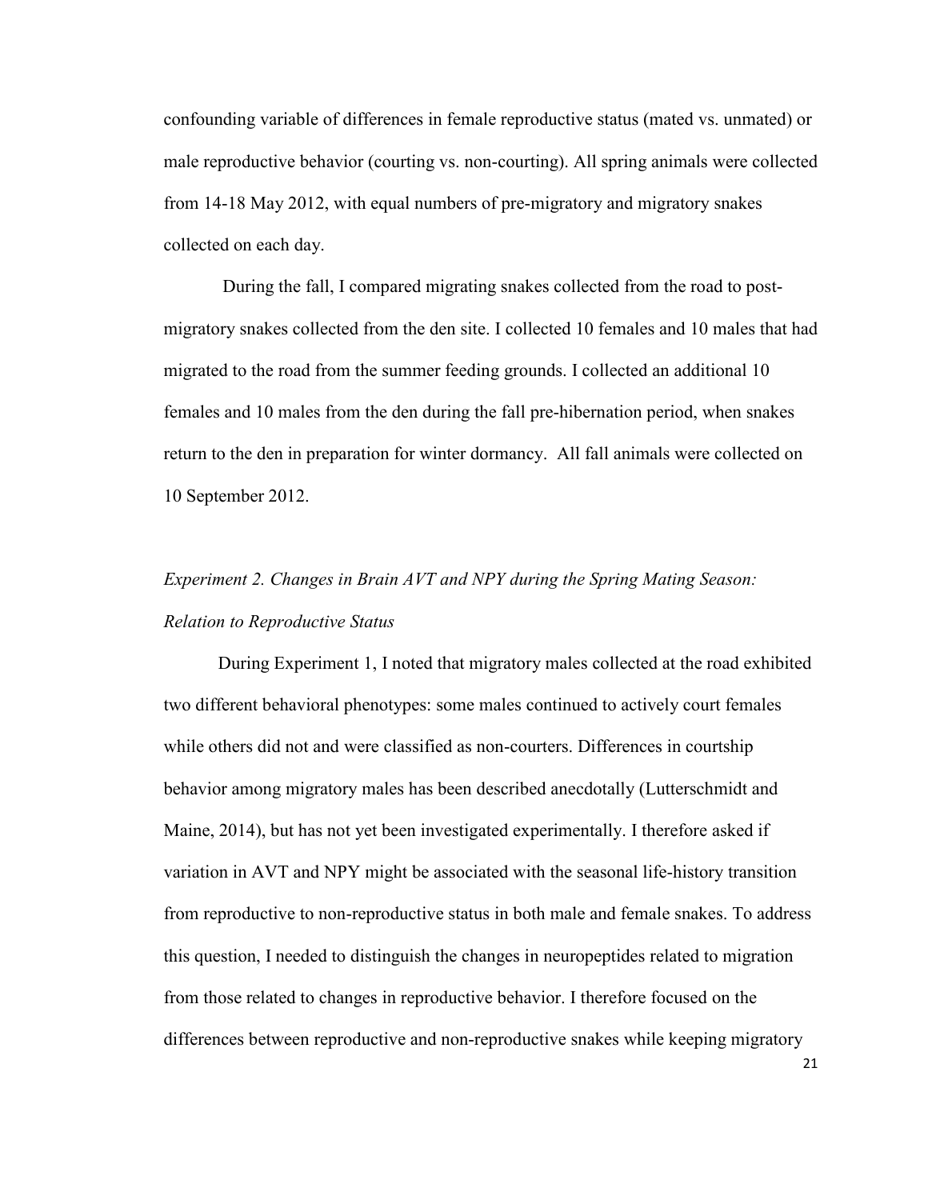confounding variable of differences in female reproductive status (mated vs. unmated) or male reproductive behavior (courting vs. non-courting). All spring animals were collected from 14-18 May 2012, with equal numbers of pre-migratory and migratory snakes collected on each day.

During the fall, I compared migrating snakes collected from the road to post-migratory snakes collected from the den site. I collected 10 females and 10 males that had migrated to the road from the summer feeding grounds. I collected an additional 10 females and 10 males from the den during the fall pre-hibernation period, when snakes return to the den in preparation for winter dormancy. All fall animals were collected on 10 September 2012.

*Experiment 2. Changes in Brain AVT and NPY during the Spring Mating Season: Relation to Reproductive Status*

During Experiment 1, I noted that migratory males collected at the road exhibited two different behavioral phenotypes: some males continued to actively court females while others did not and were classified as non-courters. Differences in courtship behavior among migratory males has been described anecdotally (Lutterschmidt and Maine, 2014), but has not yet been investigated experimentally. I therefore asked if variation in AVT and NPY might be associated with the seasonal life-history transition from reproductive to non-reproductive status in both male and female snakes. To address this question, I needed to distinguish the changes in neuropeptides related to migration from those related to changes in reproductive behavior. I therefore focused on the differences between reproductive and non-reproductive snakes while keeping migratory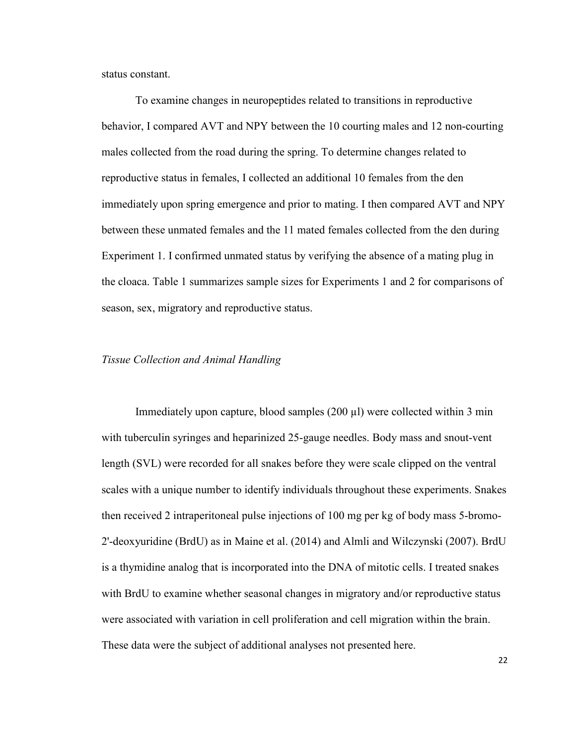status constant.

To examine changes in neuropeptides related to transitions in reproductive behavior, I compared AVT and NPY between the 10 courting males and 12 non-courting males collected from the road during the spring. To determine changes related to reproductive status in females, I collected an additional 10 females from the den immediately upon spring emergence and prior to mating. I then compared AVT and NPY between these unmated females and the 11 mated females collected from the den during Experiment 1. I confirmed unmated status by verifying the absence of a mating plug in the cloaca. Table 1 summarizes sample sizes for Experiments 1 and 2 for comparisons of season, sex, migratory and reproductive status.

*Tissue Collection and Animal Handling*

Immediately upon capture, blood samples (200 µl) were collected within 3 min with tuberculin syringes and heparinized 25-gauge needles. Body mass and snout-vent length (SVL) were recorded for all snakes before they were scale clipped on the ventral scales with a unique number to identify individuals throughout these experiments. Snakes then received 2 intraperitoneal pulse injections of 100 mg per kg of body mass 5-bromo-2'-deoxyuridine (BrdU) as in Maine et al. (2014) and Almli and Wilczynski (2007). BrdU is a thymidine analog that is incorporated into the DNA of mitotic cells. I treated snakes with BrdU to examine whether seasonal changes in migratory and/or reproductive status were associated with variation in cell proliferation and cell migration within the brain. These data were the subject of additional analyses not presented here.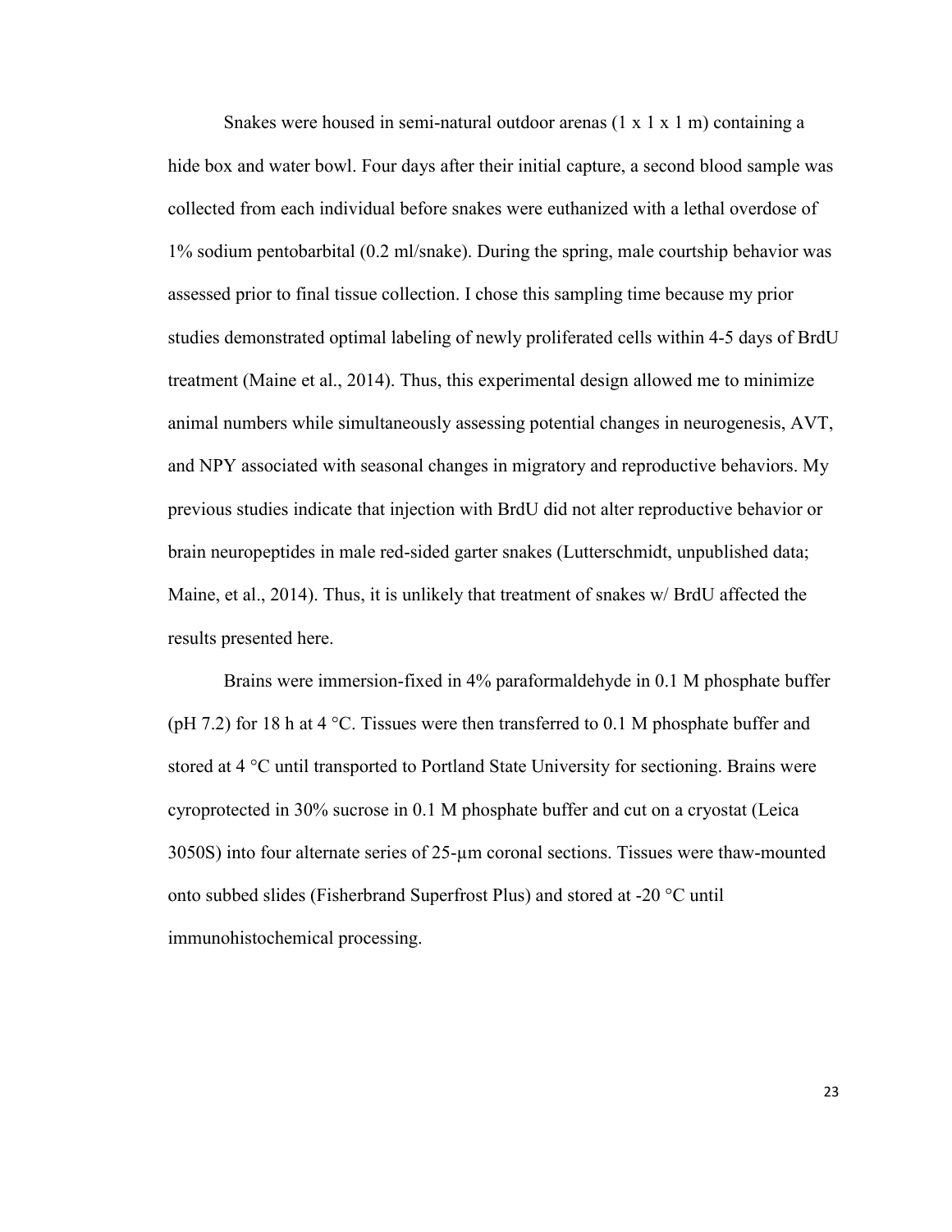Snakes were housed in semi-natural outdoor arenas (1 x 1 x 1 m) containing a hide box and water bowl. Four days after their initial capture, a second blood sample was collected from each individual before snakes were euthanized with a lethal overdose of 1% sodium pentobarbital (0.2 ml/snake). During the spring, male courtship behavior was assessed prior to final tissue collection. I chose this sampling time because my prior studies demonstrated optimal labeling of newly proliferated cells within 4-5 days of BrdU treatment (Maine et al., 2014). Thus, this experimental design allowed me to minimize animal numbers while simultaneously assessing potential changes in neurogenesis, AVT, and NPY associated with seasonal changes in migratory and reproductive behaviors. My previous studies indicate that injection with BrdU did not alter reproductive behavior or brain neuropeptides in male red-sided garter snakes (Lutterschmidt, unpublished data; Maine, et al., 2014). Thus, it is unlikely that treatment of snakes w/ BrdU affected the results presented here.

Brains were immersion-fixed in 4% paraformaldehyde in 0.1 M phosphate buffer (pH 7.2) for 18 h at 4 °C. Tissues were then transferred to 0.1 M phosphate buffer and stored at 4 °C until transported to Portland State University for sectioning. Brains were cyroprotected in 30% sucrose in 0.1 M phosphate buffer and cut on a cryostat (Leica 3050S) into four alternate series of 25-µm coronal sections. Tissues were thaw-mounted onto subbed slides (Fisherbrand Superfrost Plus) and stored at -20 °C until immunohistochemical processing.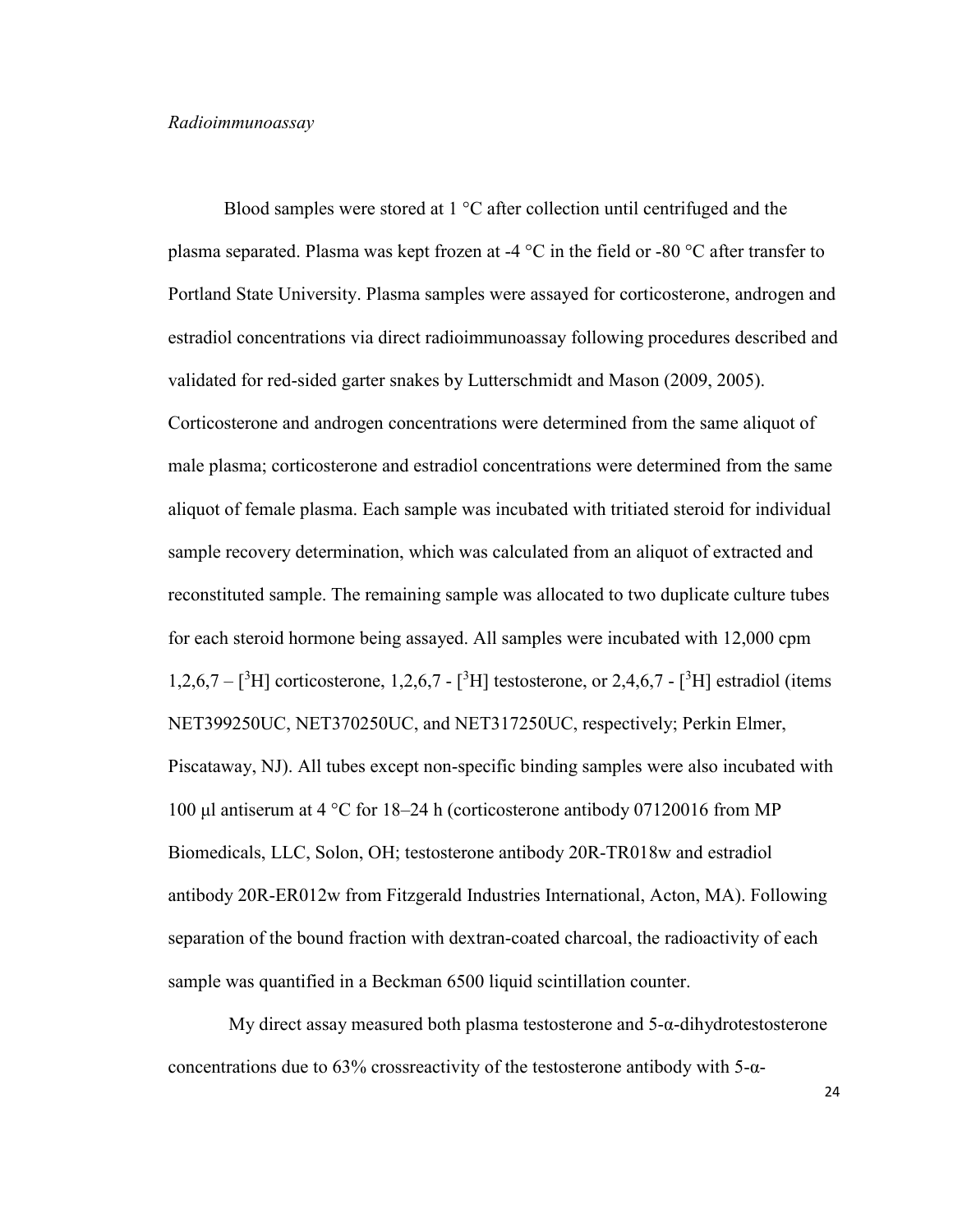*Radioimmunoassay*

Blood samples were stored at 1 °C after collection until centrifuged and the plasma separated. Plasma was kept frozen at -4 °C in the field or -80 °C after transfer to Portland State University. Plasma samples were assayed for corticosterone, androgen and estradiol concentrations via direct radioimmunoassay following procedures described and validated for red-sided garter snakes by Lutterschmidt and Mason (2009, 2005). Corticosterone and androgen concentrations were determined from the same aliquot of male plasma; corticosterone and estradiol concentrations were determined from the same aliquot of female plasma. Each sample was incubated with tritiated steroid for individual sample recovery determination, which was calculated from an aliquot of extracted and reconstituted sample. The remaining sample was allocated to two duplicate culture tubes for each steroid hormone being assayed. All samples were incubated with 12,000 cpm 1,2,6,7 – [$^3$H] corticosterone, 1,2,6,7 - [$^3$H] testosterone, or 2,4,6,7 - [$^3$H] estradiol (items NET399250UC, NET370250UC, and NET317250UC, respectively; Perkin Elmer, Piscataway, NJ). All tubes except non-specific binding samples were also incubated with 100 μl antiserum at 4 °C for 18–24 h (corticosterone antibody 07120016 from MP Biomedicals, LLC, Solon, OH; testosterone antibody 20R-TR018w and estradiol antibody 20R-ER012w from Fitzgerald Industries International, Acton, MA). Following separation of the bound fraction with dextran-coated charcoal, the radioactivity of each sample was quantified in a Beckman 6500 liquid scintillation counter.

My direct assay measured both plasma testosterone and 5-α-dihydrotestosterone concentrations due to 63% crossreactivity of the testosterone antibody with 5-α-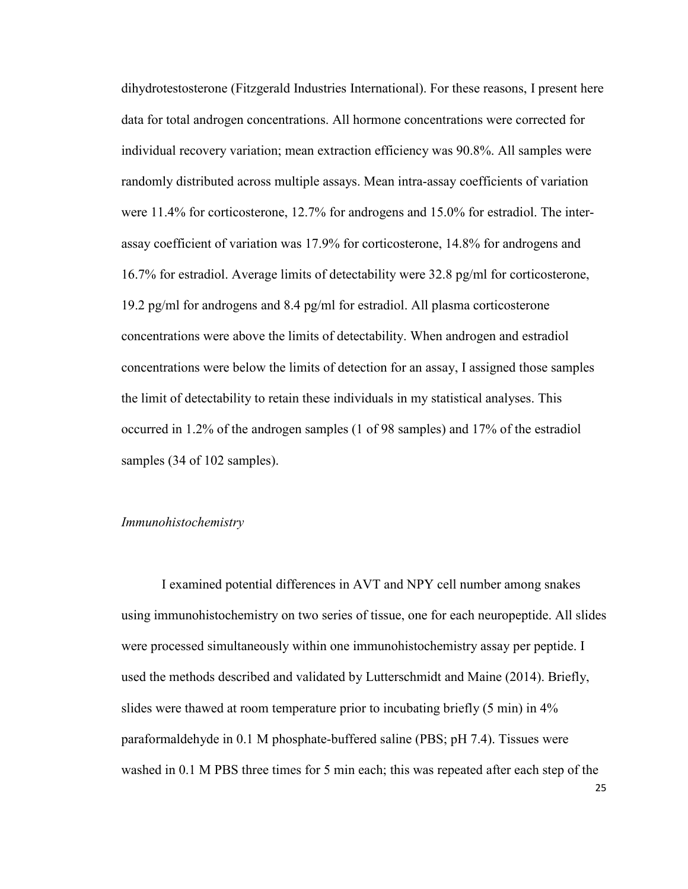dihydrotestosterone (Fitzgerald Industries International). For these reasons, I present here data for total androgen concentrations. All hormone concentrations were corrected for individual recovery variation; mean extraction efficiency was 90.8%. All samples were randomly distributed across multiple assays. Mean intra-assay coefficients of variation were 11.4% for corticosterone, 12.7% for androgens and 15.0% for estradiol. The inter-assay coefficient of variation was 17.9% for corticosterone, 14.8% for androgens and 16.7% for estradiol. Average limits of detectability were 32.8 pg/ml for corticosterone, 19.2 pg/ml for androgens and 8.4 pg/ml for estradiol. All plasma corticosterone concentrations were above the limits of detectability. When androgen and estradiol concentrations were below the limits of detection for an assay, I assigned those samples the limit of detectability to retain these individuals in my statistical analyses. This occurred in 1.2% of the androgen samples (1 of 98 samples) and 17% of the estradiol samples (34 of 102 samples).

*Immunohistochemistry*

I examined potential differences in AVT and NPY cell number among snakes using immunohistochemistry on two series of tissue, one for each neuropeptide. All slides were processed simultaneously within one immunohistochemistry assay per peptide. I used the methods described and validated by Lutterschmidt and Maine (2014). Briefly, slides were thawed at room temperature prior to incubating briefly (5 min) in 4% paraformaldehyde in 0.1 M phosphate-buffered saline (PBS; pH 7.4). Tissues were washed in 0.1 M PBS three times for 5 min each; this was repeated after each step of the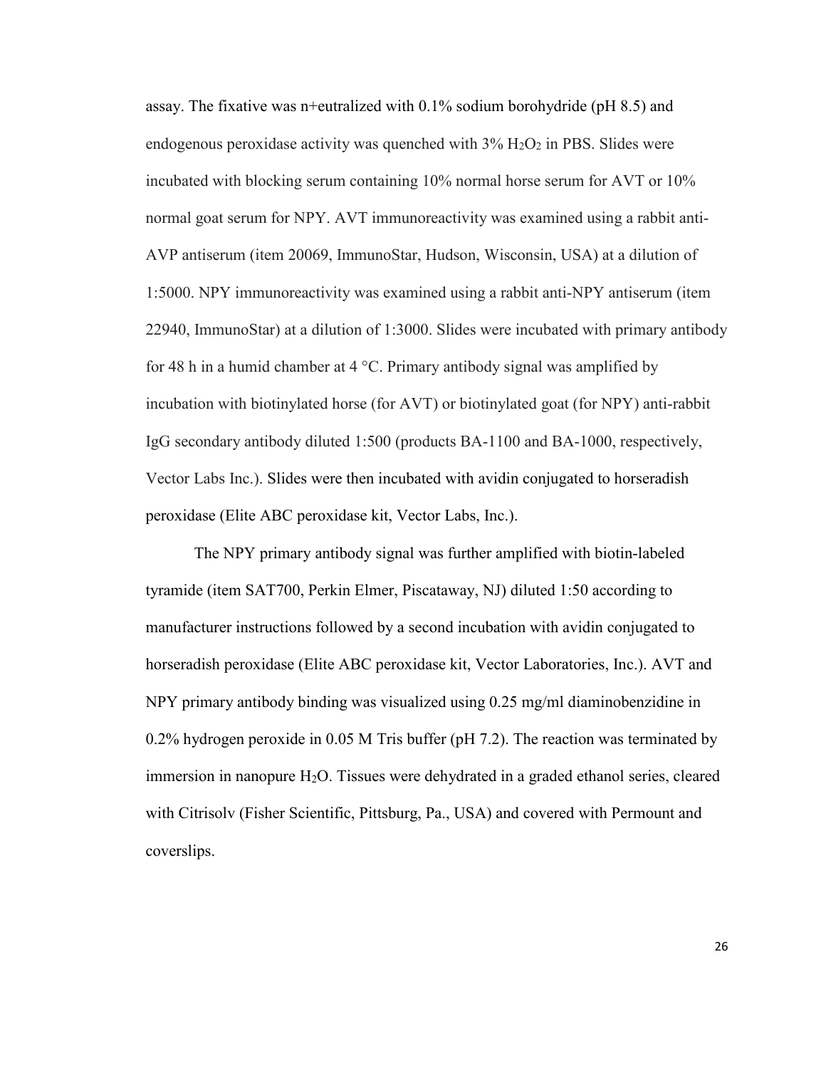assay. The fixative was n+eutralized with 0.1% sodium borohydride (pH 8.5) and endogenous peroxidase activity was quenched with 3% $H_2O_2$ in PBS. Slides were incubated with blocking serum containing 10% normal horse serum for AVT or 10% normal goat serum for NPY. AVT immunoreactivity was examined using a rabbit anti-AVP antiserum (item 20069, ImmunoStar, Hudson, Wisconsin, USA) at a dilution of 1:5000. NPY immunoreactivity was examined using a rabbit anti-NPY antiserum (item 22940, ImmunoStar) at a dilution of 1:3000. Slides were incubated with primary antibody for 48 h in a humid chamber at 4 °C. Primary antibody signal was amplified by incubation with biotinylated horse (for AVT) or biotinylated goat (for NPY) anti-rabbit IgG secondary antibody diluted 1:500 (products BA-1100 and BA-1000, respectively, Vector Labs Inc.). Slides were then incubated with avidin conjugated to horseradish peroxidase (Elite ABC peroxidase kit, Vector Labs, Inc.).

The NPY primary antibody signal was further amplified with biotin-labeled tyramide (item SAT700, Perkin Elmer, Piscataway, NJ) diluted 1:50 according to manufacturer instructions followed by a second incubation with avidin conjugated to horseradish peroxidase (Elite ABC peroxidase kit, Vector Laboratories, Inc.). AVT and NPY primary antibody binding was visualized using 0.25 mg/ml diaminobenzidine in 0.2% hydrogen peroxide in 0.05 M Tris buffer (pH 7.2). The reaction was terminated by immersion in nanopure $H_2O$. Tissues were dehydrated in a graded ethanol series, cleared with Citrisolv (Fisher Scientific, Pittsburg, Pa., USA) and covered with Permount and coverslips.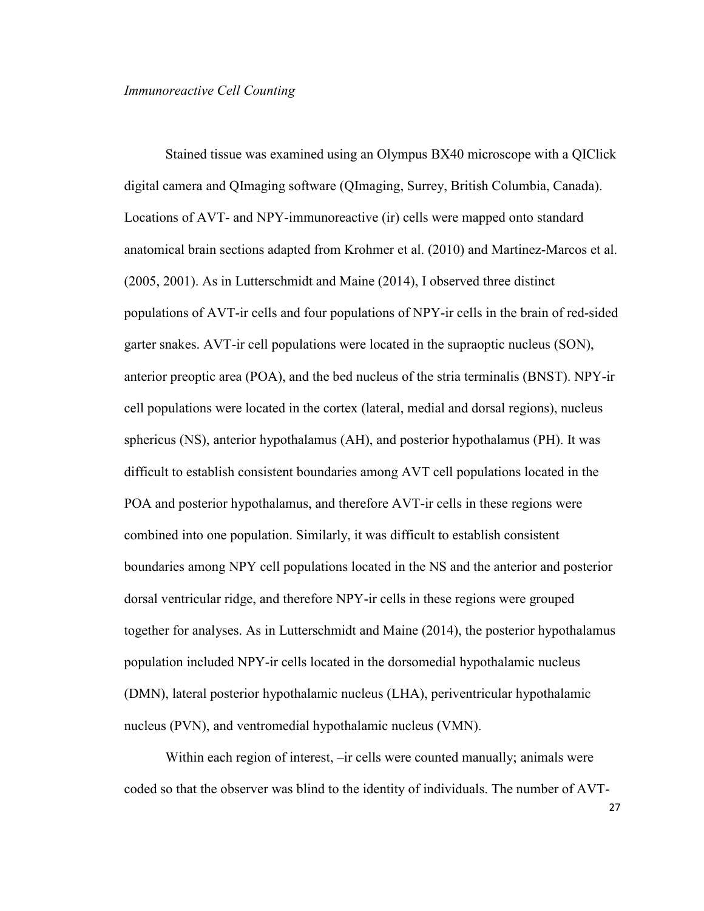*Immunoreactive Cell Counting*

Stained tissue was examined using an Olympus BX40 microscope with a QIClick digital camera and QImaging software (QImaging, Surrey, British Columbia, Canada). Locations of AVT- and NPY-immunoreactive (ir) cells were mapped onto standard anatomical brain sections adapted from Krohmer et al. (2010) and Martinez-Marcos et al. (2005, 2001). As in Lutterschmidt and Maine (2014), I observed three distinct populations of AVT-ir cells and four populations of NPY-ir cells in the brain of red-sided garter snakes. AVT-ir cell populations were located in the supraoptic nucleus (SON), anterior preoptic area (POA), and the bed nucleus of the stria terminalis (BNST). NPY-ir cell populations were located in the cortex (lateral, medial and dorsal regions), nucleus sphericus (NS), anterior hypothalamus (AH), and posterior hypothalamus (PH). It was difficult to establish consistent boundaries among AVT cell populations located in the POA and posterior hypothalamus, and therefore AVT-ir cells in these regions were combined into one population. Similarly, it was difficult to establish consistent boundaries among NPY cell populations located in the NS and the anterior and posterior dorsal ventricular ridge, and therefore NPY-ir cells in these regions were grouped together for analyses. As in Lutterschmidt and Maine (2014), the posterior hypothalamus population included NPY-ir cells located in the dorsomedial hypothalamic nucleus (DMN), lateral posterior hypothalamic nucleus (LHA), periventricular hypothalamic nucleus (PVN), and ventromedial hypothalamic nucleus (VMN).

Within each region of interest, –ir cells were counted manually; animals were coded so that the observer was blind to the identity of individuals. The number of AVT-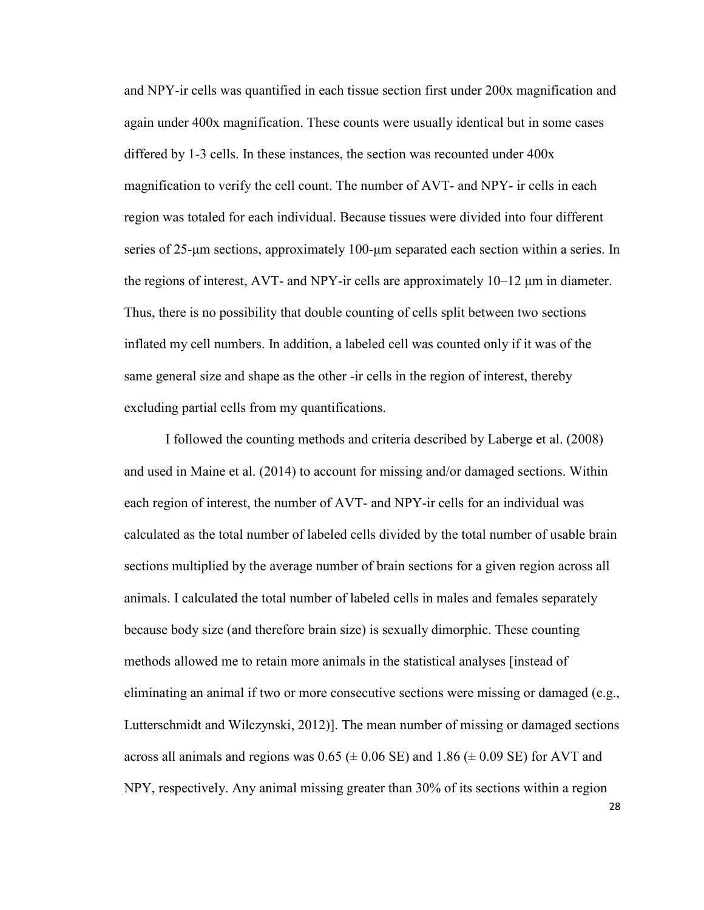and NPY-ir cells was quantified in each tissue section first under 200x magnification and again under 400x magnification. These counts were usually identical but in some cases differed by 1-3 cells. In these instances, the section was recounted under 400x magnification to verify the cell count. The number of AVT- and NPY- ir cells in each region was totaled for each individual. Because tissues were divided into four different series of 25-μm sections, approximately 100-μm separated each section within a series. In the regions of interest, AVT- and NPY-ir cells are approximately 10–12 μm in diameter. Thus, there is no possibility that double counting of cells split between two sections inflated my cell numbers. In addition, a labeled cell was counted only if it was of the same general size and shape as the other -ir cells in the region of interest, thereby excluding partial cells from my quantifications.

I followed the counting methods and criteria described by Laberge et al. (2008) and used in Maine et al. (2014) to account for missing and/or damaged sections. Within each region of interest, the number of AVT- and NPY-ir cells for an individual was calculated as the total number of labeled cells divided by the total number of usable brain sections multiplied by the average number of brain sections for a given region across all animals. I calculated the total number of labeled cells in males and females separately because body size (and therefore brain size) is sexually dimorphic. These counting methods allowed me to retain more animals in the statistical analyses [instead of eliminating an animal if two or more consecutive sections were missing or damaged (e.g., Lutterschmidt and Wilczynski, 2012)]. The mean number of missing or damaged sections across all animals and regions was 0.65 (± 0.06 SE) and 1.86 (± 0.09 SE) for AVT and NPY, respectively. Any animal missing greater than 30% of its sections within a region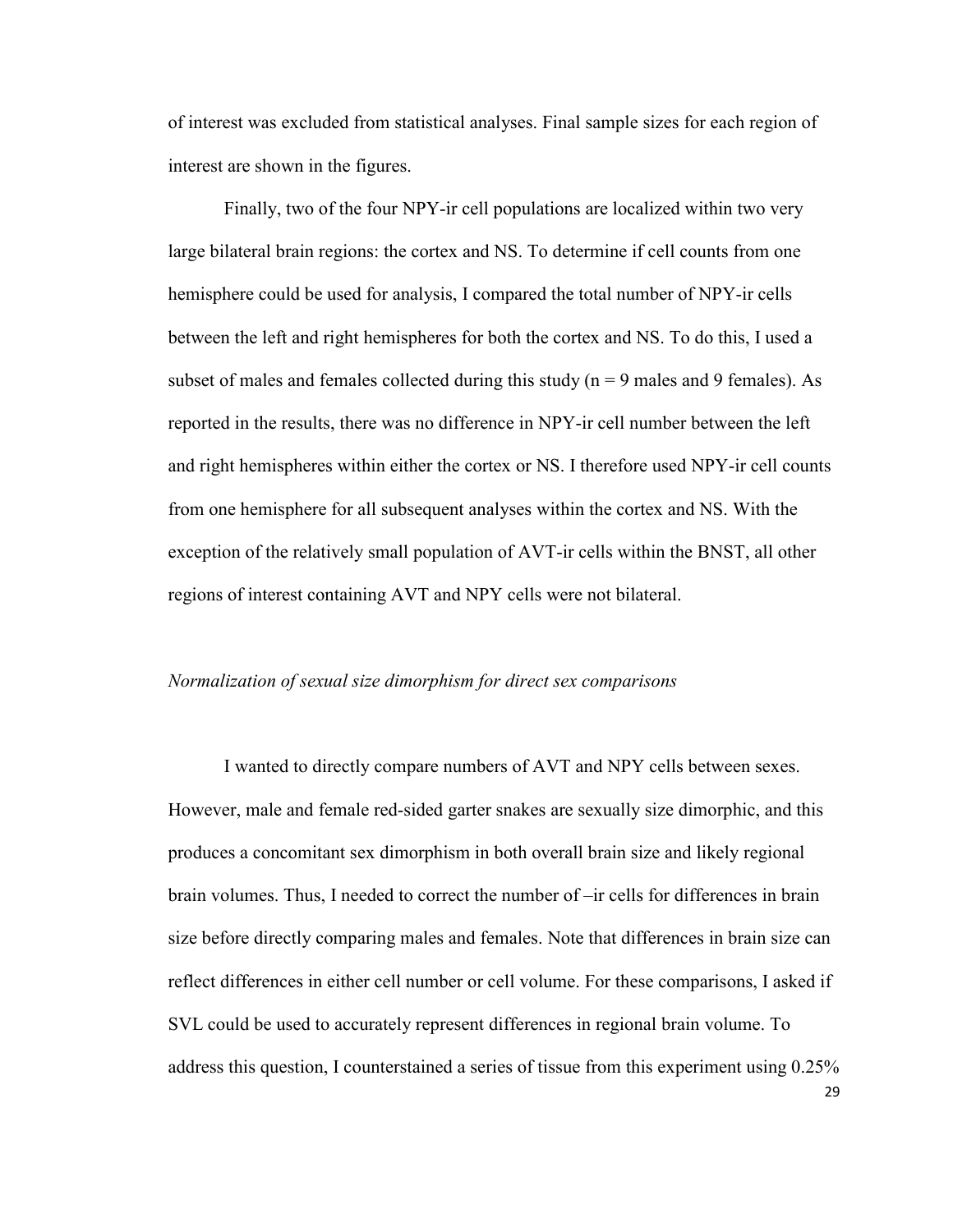of interest was excluded from statistical analyses. Final sample sizes for each region of interest are shown in the figures.

Finally, two of the four NPY-ir cell populations are localized within two very large bilateral brain regions: the cortex and NS. To determine if cell counts from one hemisphere could be used for analysis, I compared the total number of NPY-ir cells between the left and right hemispheres for both the cortex and NS. To do this, I used a subset of males and females collected during this study (n = 9 males and 9 females). As reported in the results, there was no difference in NPY-ir cell number between the left and right hemispheres within either the cortex or NS. I therefore used NPY-ir cell counts from one hemisphere for all subsequent analyses within the cortex and NS. With the exception of the relatively small population of AVT-ir cells within the BNST, all other regions of interest containing AVT and NPY cells were not bilateral.

*Normalization of sexual size dimorphism for direct sex comparisons*

I wanted to directly compare numbers of AVT and NPY cells between sexes. However, male and female red-sided garter snakes are sexually size dimorphic, and this produces a concomitant sex dimorphism in both overall brain size and likely regional brain volumes. Thus, I needed to correct the number of –ir cells for differences in brain size before directly comparing males and females. Note that differences in brain size can reflect differences in either cell number or cell volume. For these comparisons, I asked if SVL could be used to accurately represent differences in regional brain volume. To address this question, I counterstained a series of tissue from this experiment using 0.25%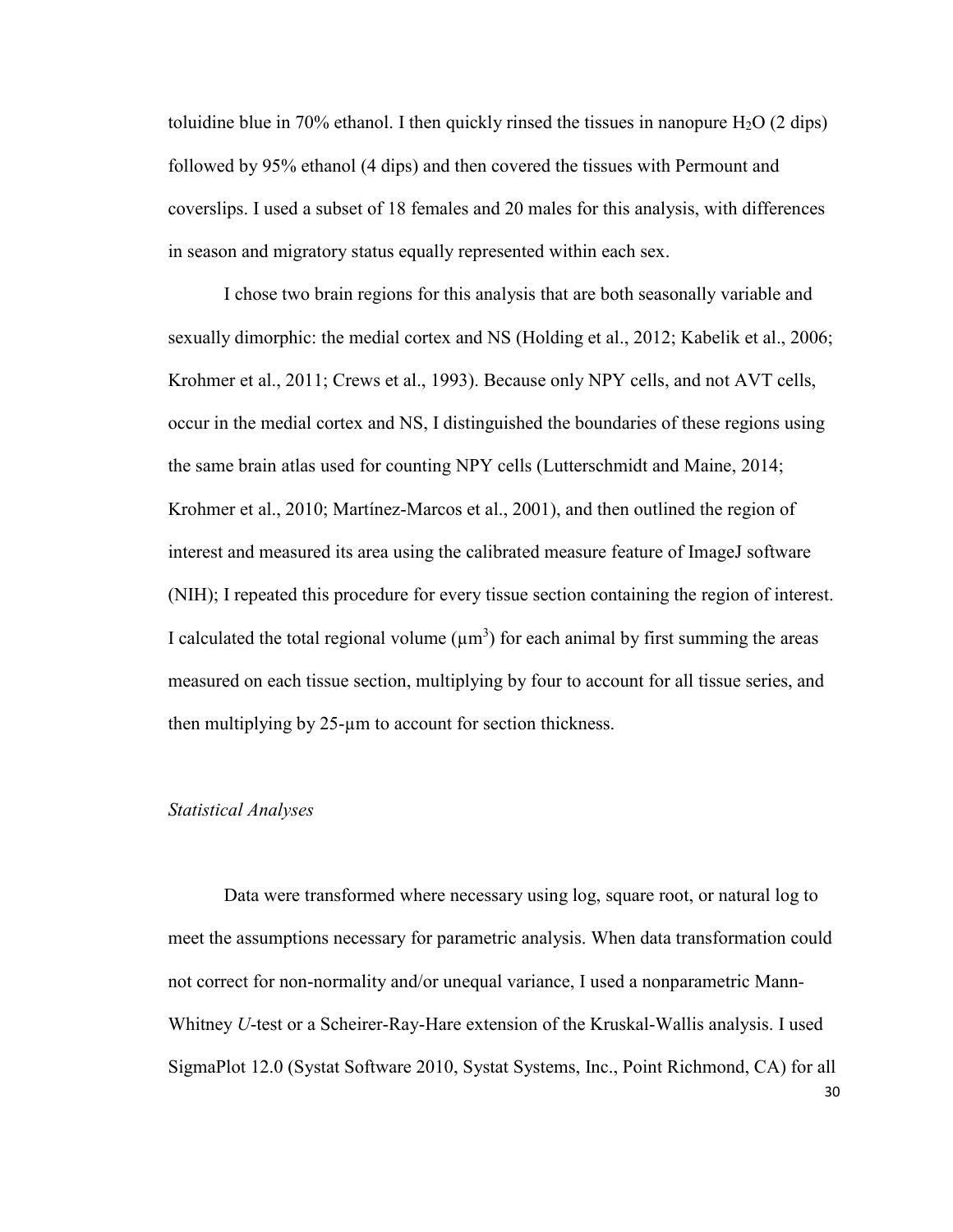toluidine blue in 70% ethanol. I then quickly rinsed the tissues in nanopure $H_2O$ (2 dips) followed by 95% ethanol (4 dips) and then covered the tissues with Permount and coverslips. I used a subset of 18 females and 20 males for this analysis, with differences in season and migratory status equally represented within each sex.

I chose two brain regions for this analysis that are both seasonally variable and sexually dimorphic: the medial cortex and NS (Holding et al., 2012; Kabelik et al., 2006; Krohmer et al., 2011; Crews et al., 1993). Because only NPY cells, and not AVT cells, occur in the medial cortex and NS, I distinguished the boundaries of these regions using the same brain atlas used for counting NPY cells (Lutterschmidt and Maine, 2014; Krohmer et al., 2010; Martínez-Marcos et al., 2001), and then outlined the region of interest and measured its area using the calibrated measure feature of ImageJ software (NIH); I repeated this procedure for every tissue section containing the region of interest. I calculated the total regional volume ($\mu m^3$) for each animal by first summing the areas measured on each tissue section, multiplying by four to account for all tissue series, and then multiplying by 25-µm to account for section thickness.

### *Statistical Analyses*

Data were transformed where necessary using log, square root, or natural log to meet the assumptions necessary for parametric analysis. When data transformation could not correct for non-normality and/or unequal variance, I used a nonparametric Mann-Whitney *U*-test or a Scheirer-Ray-Hare extension of the Kruskal-Wallis analysis. I used SigmaPlot 12.0 (Systat Software 2010, Systat Systems, Inc., Point Richmond, CA) for all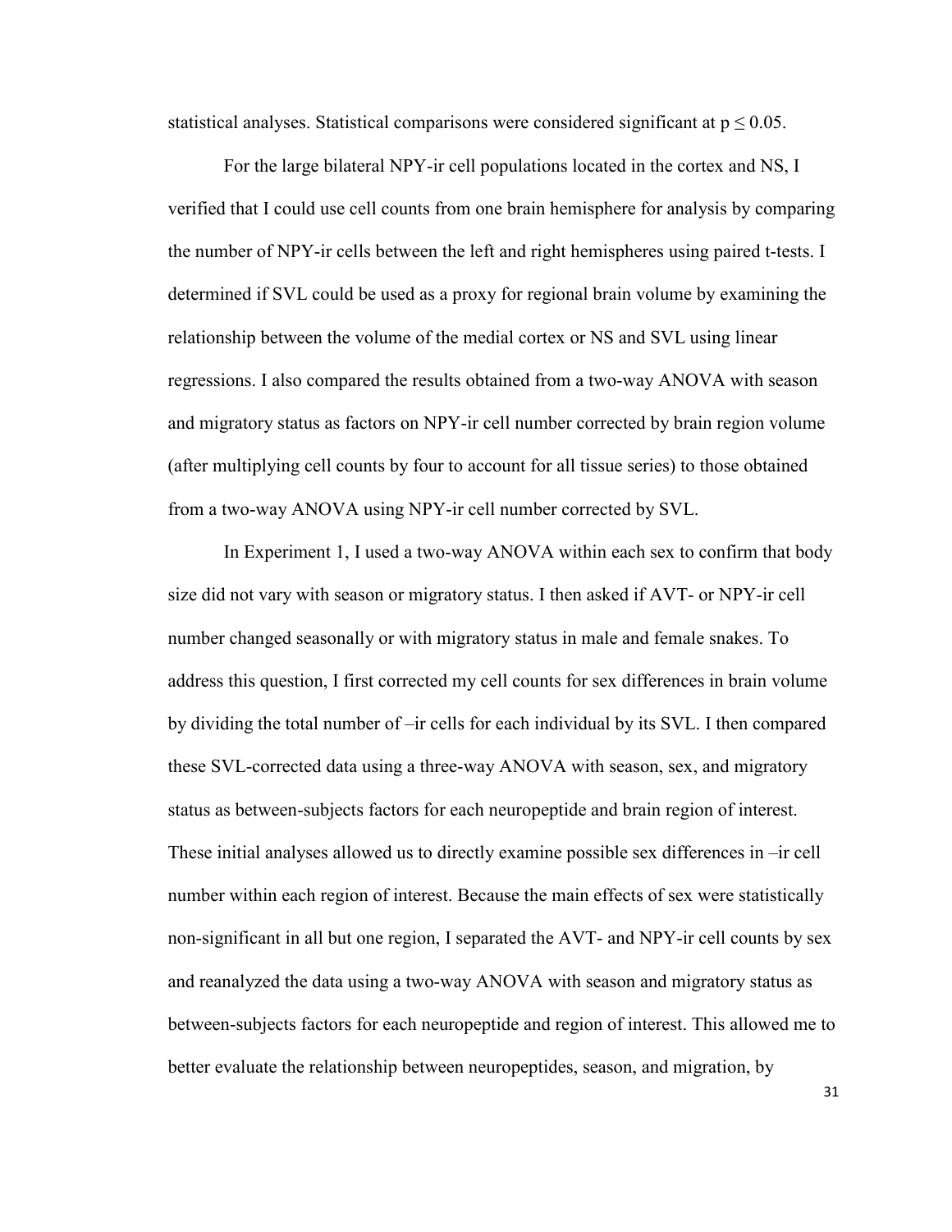statistical analyses. Statistical comparisons were considered significant at $p \leq 0.05$.

For the large bilateral NPY-ir cell populations located in the cortex and NS, I verified that I could use cell counts from one brain hemisphere for analysis by comparing the number of NPY-ir cells between the left and right hemispheres using paired t-tests. I determined if SVL could be used as a proxy for regional brain volume by examining the relationship between the volume of the medial cortex or NS and SVL using linear regressions. I also compared the results obtained from a two-way ANOVA with season and migratory status as factors on NPY-ir cell number corrected by brain region volume (after multiplying cell counts by four to account for all tissue series) to those obtained from a two-way ANOVA using NPY-ir cell number corrected by SVL.

In Experiment 1, I used a two-way ANOVA within each sex to confirm that body size did not vary with season or migratory status. I then asked if AVT- or NPY-ir cell number changed seasonally or with migratory status in male and female snakes. To address this question, I first corrected my cell counts for sex differences in brain volume by dividing the total number of –ir cells for each individual by its SVL. I then compared these SVL-corrected data using a three-way ANOVA with season, sex, and migratory status as between-subjects factors for each neuropeptide and brain region of interest. These initial analyses allowed us to directly examine possible sex differences in –ir cell number within each region of interest. Because the main effects of sex were statistically non-significant in all but one region, I separated the AVT- and NPY-ir cell counts by sex and reanalyzed the data using a two-way ANOVA with season and migratory status as between-subjects factors for each neuropeptide and region of interest. This allowed me to better evaluate the relationship between neuropeptides, season, and migration, by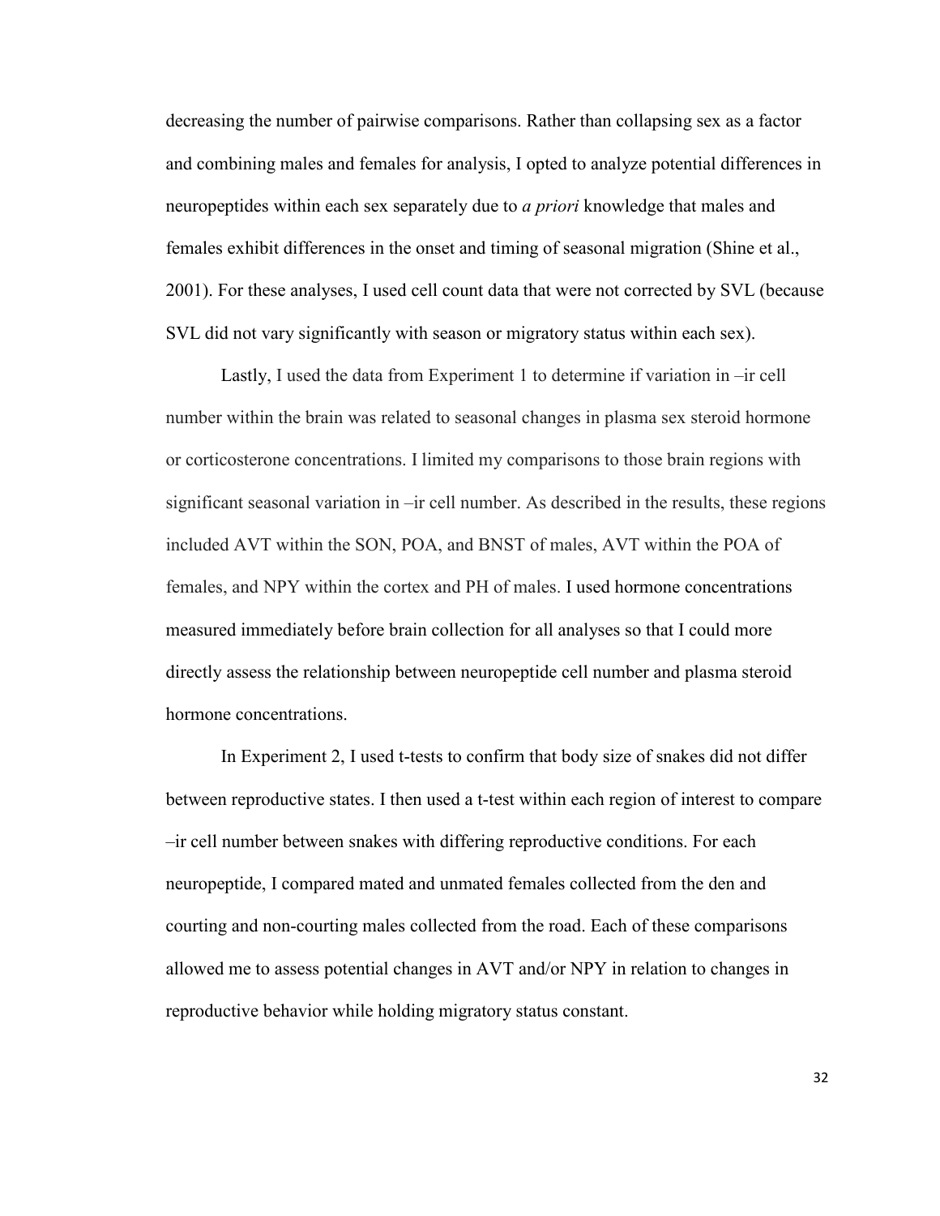decreasing the number of pairwise comparisons. Rather than collapsing sex as a factor and combining males and females for analysis, I opted to analyze potential differences in neuropeptides within each sex separately due to *a priori* knowledge that males and females exhibit differences in the onset and timing of seasonal migration (Shine et al., 2001). For these analyses, I used cell count data that were not corrected by SVL (because SVL did not vary significantly with season or migratory status within each sex).

Lastly, I used the data from Experiment 1 to determine if variation in –ir cell number within the brain was related to seasonal changes in plasma sex steroid hormone or corticosterone concentrations. I limited my comparisons to those brain regions with significant seasonal variation in –ir cell number. As described in the results, these regions included AVT within the SON, POA, and BNST of males, AVT within the POA of females, and NPY within the cortex and PH of males. I used hormone concentrations measured immediately before brain collection for all analyses so that I could more directly assess the relationship between neuropeptide cell number and plasma steroid hormone concentrations.

In Experiment 2, I used t-tests to confirm that body size of snakes did not differ between reproductive states. I then used a t-test within each region of interest to compare –ir cell number between snakes with differing reproductive conditions. For each neuropeptide, I compared mated and unmated females collected from the den and courting and non-courting males collected from the road. Each of these comparisons allowed me to assess potential changes in AVT and/or NPY in relation to changes in reproductive behavior while holding migratory status constant.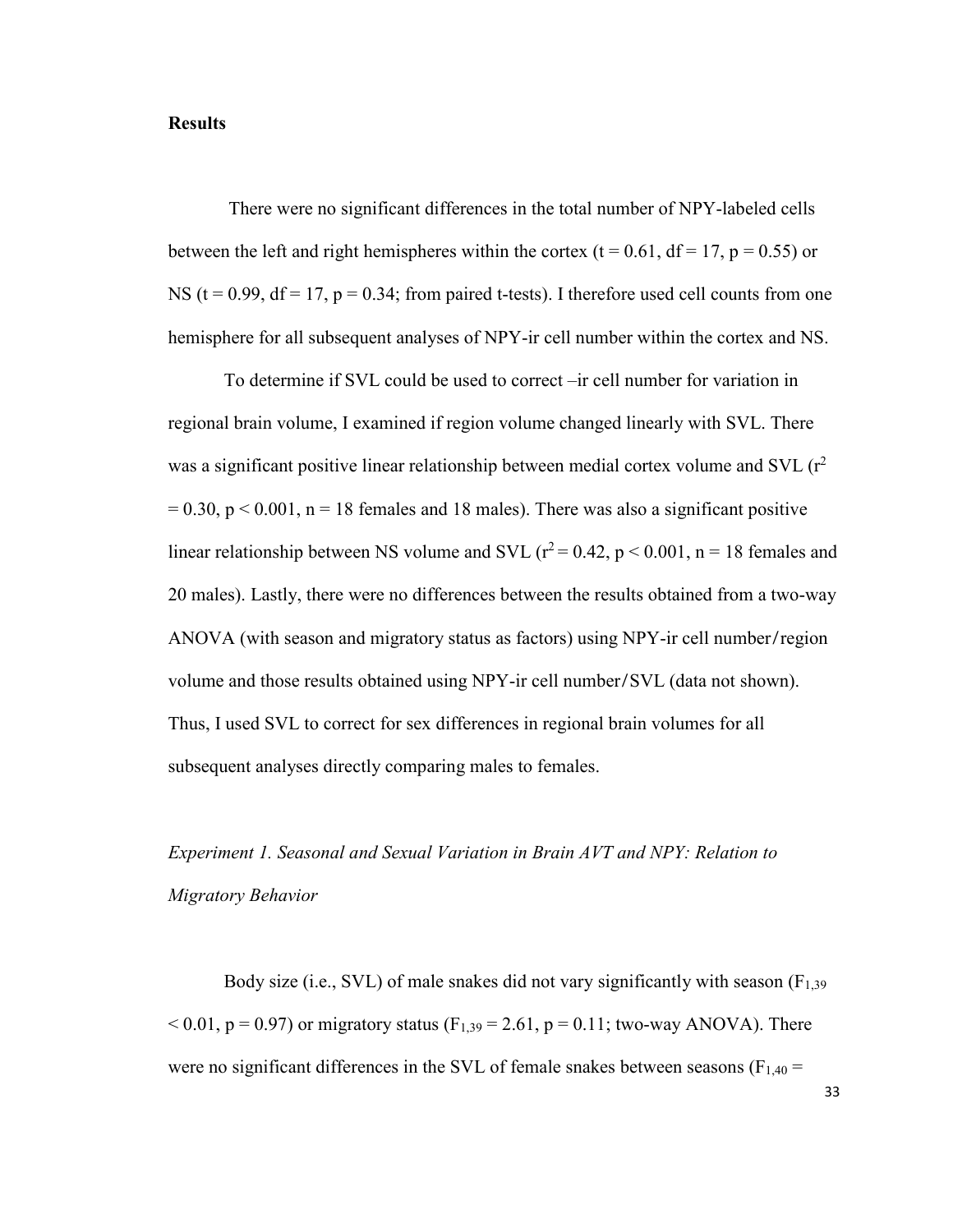**Results**

There were no significant differences in the total number of NPY-labeled cells between the left and right hemispheres within the cortex ($t = 0.61$, $df = 17$, $p = 0.55$) or NS ($t = 0.99$, $df = 17$, $p = 0.34$; from paired t-tests). I therefore used cell counts from one hemisphere for all subsequent analyses of NPY-ir cell number within the cortex and NS.

To determine if SVL could be used to correct –ir cell number for variation in regional brain volume, I examined if region volume changed linearly with SVL. There was a significant positive linear relationship between medial cortex volume and SVL ($r^2 = 0.30$, $p < 0.001$, n = 18 females and 18 males). There was also a significant positive linear relationship between NS volume and SVL ($r^2 = 0.42$, $p < 0.001$, n = 18 females and 20 males). Lastly, there were no differences between the results obtained from a two-way ANOVA (with season and migratory status as factors) using NPY-ir cell number/region volume and those results obtained using NPY-ir cell number/SVL (data not shown). Thus, I used SVL to correct for sex differences in regional brain volumes for all subsequent analyses directly comparing males to females.

*Experiment 1. Seasonal and Sexual Variation in Brain AVT and NPY: Relation to Migratory Behavior*

Body size (i.e., SVL) of male snakes did not vary significantly with season ($F_{1,39} < 0.01$, $p = 0.97$) or migratory status ($F_{1,39} = 2.61$, $p = 0.11$; two-way ANOVA). There were no significant differences in the SVL of female snakes between seasons ($F_{1,40} =$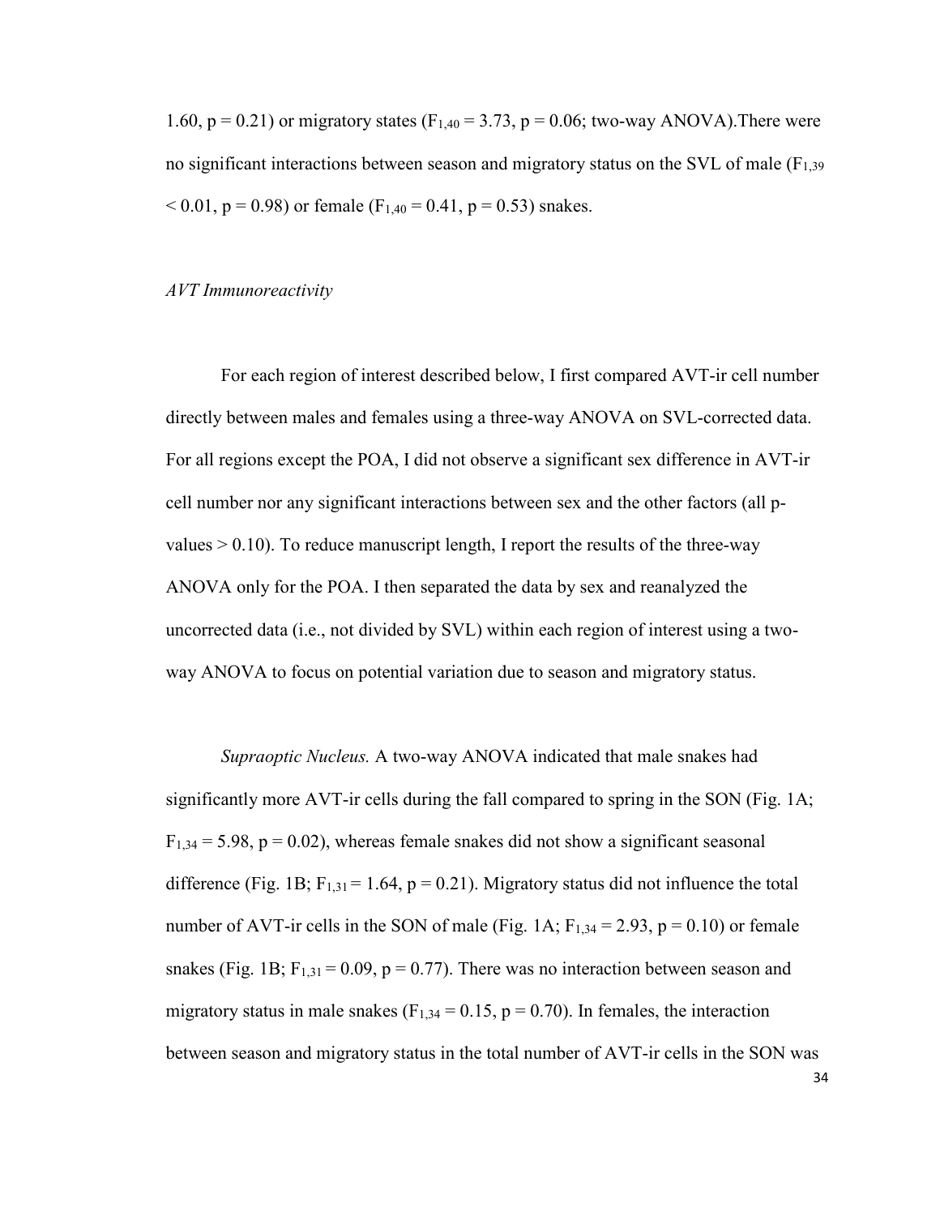1.60, $p = 0.21$) or migratory states ($F_{1,40} = 3.73$, $p = 0.06$; two-way ANOVA).There were no significant interactions between season and migratory status on the SVL of male ($F_{1,39} < 0.01$, $p = 0.98$) or female ($F_{1,40} = 0.41$, $p = 0.53$) snakes.

*AVT Immunoreactivity*

For each region of interest described below, I first compared AVT-ir cell number directly between males and females using a three-way ANOVA on SVL-corrected data. For all regions except the POA, I did not observe a significant sex difference in AVT-ir cell number nor any significant interactions between sex and the other factors (all p-values > 0.10). To reduce manuscript length, I report the results of the three-way ANOVA only for the POA. I then separated the data by sex and reanalyzed the uncorrected data (i.e., not divided by SVL) within each region of interest using a two-way ANOVA to focus on potential variation due to season and migratory status.

*Supraoptic Nucleus.* A two-way ANOVA indicated that male snakes had significantly more AVT-ir cells during the fall compared to spring in the SON (Fig. 1A; $F_{1,34} = 5.98$, $p = 0.02$), whereas female snakes did not show a significant seasonal difference (Fig. 1B; $F_{1,31} = 1.64$, $p = 0.21$). Migratory status did not influence the total number of AVT-ir cells in the SON of male (Fig. 1A; $F_{1,34} = 2.93$, $p = 0.10$) or female snakes (Fig. 1B; $F_{1,31} = 0.09$, $p = 0.77$). There was no interaction between season and migratory status in male snakes ($F_{1,34} = 0.15$, $p = 0.70$). In females, the interaction between season and migratory status in the total number of AVT-ir cells in the SON was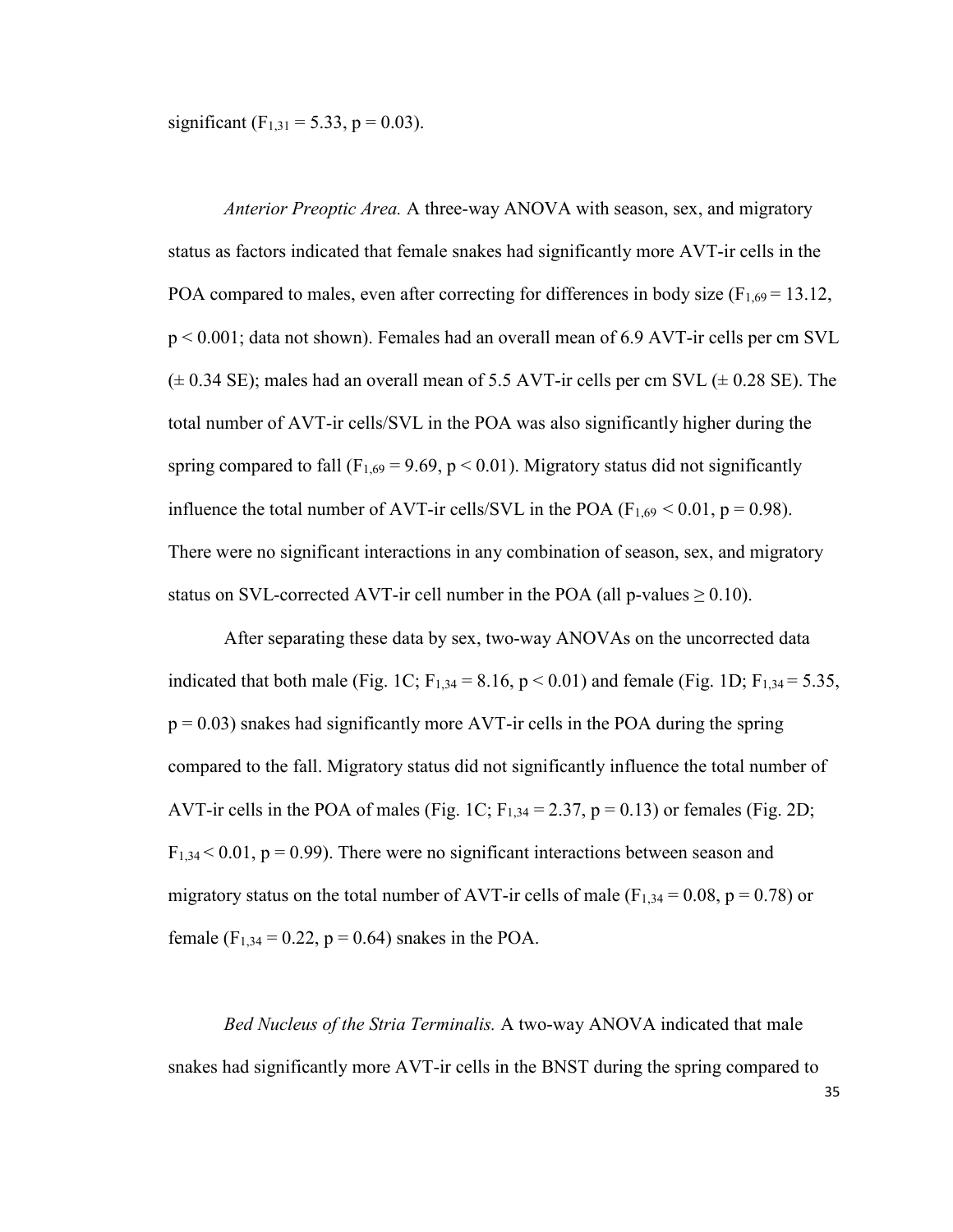significant ($F_{1,31} = 5.33$, $p = 0.03$).

*Anterior Preoptic Area.* A three-way ANOVA with season, sex, and migratory status as factors indicated that female snakes had significantly more AVT-ir cells in the POA compared to males, even after correcting for differences in body size ($F_{1,69} = 13.12$, $p < 0.001$; data not shown). Females had an overall mean of 6.9 AVT-ir cells per cm SVL ($\pm$ 0.34 SE); males had an overall mean of 5.5 AVT-ir cells per cm SVL ($\pm$ 0.28 SE). The total number of AVT-ir cells/SVL in the POA was also significantly higher during the spring compared to fall ($F_{1,69} = 9.69$, $p < 0.01$). Migratory status did not significantly influence the total number of AVT-ir cells/SVL in the POA ($F_{1,69} < 0.01$, $p = 0.98$). There were no significant interactions in any combination of season, sex, and migratory status on SVL-corrected AVT-ir cell number in the POA (all p-values $\geq 0.10$).

After separating these data by sex, two-way ANOVAs on the uncorrected data indicated that both male (Fig. 1C; $F_{1,34} = 8.16$, $p < 0.01$) and female (Fig. 1D; $F_{1,34} = 5.35$, $p = 0.03$) snakes had significantly more AVT-ir cells in the POA during the spring compared to the fall. Migratory status did not significantly influence the total number of AVT-ir cells in the POA of males (Fig. 1C; $F_{1,34} = 2.37$, $p = 0.13$) or females (Fig. 2D; $F_{1,34} < 0.01$, $p = 0.99$). There were no significant interactions between season and migratory status on the total number of AVT-ir cells of male ($F_{1,34} = 0.08$, $p = 0.78$) or female ($F_{1,34} = 0.22$, $p = 0.64$) snakes in the POA.

*Bed Nucleus of the Stria Terminalis.* A two-way ANOVA indicated that male snakes had significantly more AVT-ir cells in the BNST during the spring compared to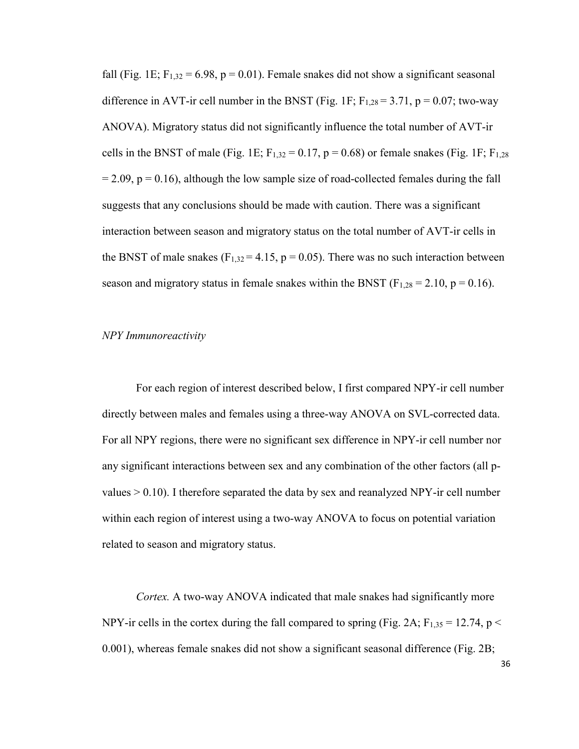fall (Fig. 1E; $F_{1,32} = 6.98$, $p = 0.01$). Female snakes did not show a significant seasonal difference in AVT-ir cell number in the BNST (Fig. 1F; $F_{1,28} = 3.71$, $p = 0.07$; two-way ANOVA). Migratory status did not significantly influence the total number of AVT-ir cells in the BNST of male (Fig. 1E; $F_{1,32} = 0.17$, $p = 0.68$) or female snakes (Fig. 1F; $F_{1,28} = 2.09$, $p = 0.16$), although the low sample size of road-collected females during the fall suggests that any conclusions should be made with caution. There was a significant interaction between season and migratory status on the total number of AVT-ir cells in the BNST of male snakes ($F_{1,32} = 4.15$, $p = 0.05$). There was no such interaction between season and migratory status in female snakes within the BNST ($F_{1,28} = 2.10$, $p = 0.16$).

*NPY Immunoreactivity*

For each region of interest described below, I first compared NPY-ir cell number directly between males and females using a three-way ANOVA on SVL-corrected data. For all NPY regions, there were no significant sex difference in NPY-ir cell number nor any significant interactions between sex and any combination of the other factors (all p-values > 0.10). I therefore separated the data by sex and reanalyzed NPY-ir cell number within each region of interest using a two-way ANOVA to focus on potential variation related to season and migratory status.

*Cortex.* A two-way ANOVA indicated that male snakes had significantly more NPY-ir cells in the cortex during the fall compared to spring (Fig. 2A; $F_{1,35} = 12.74$, $p < 0.001$), whereas female snakes did not show a significant seasonal difference (Fig. 2B;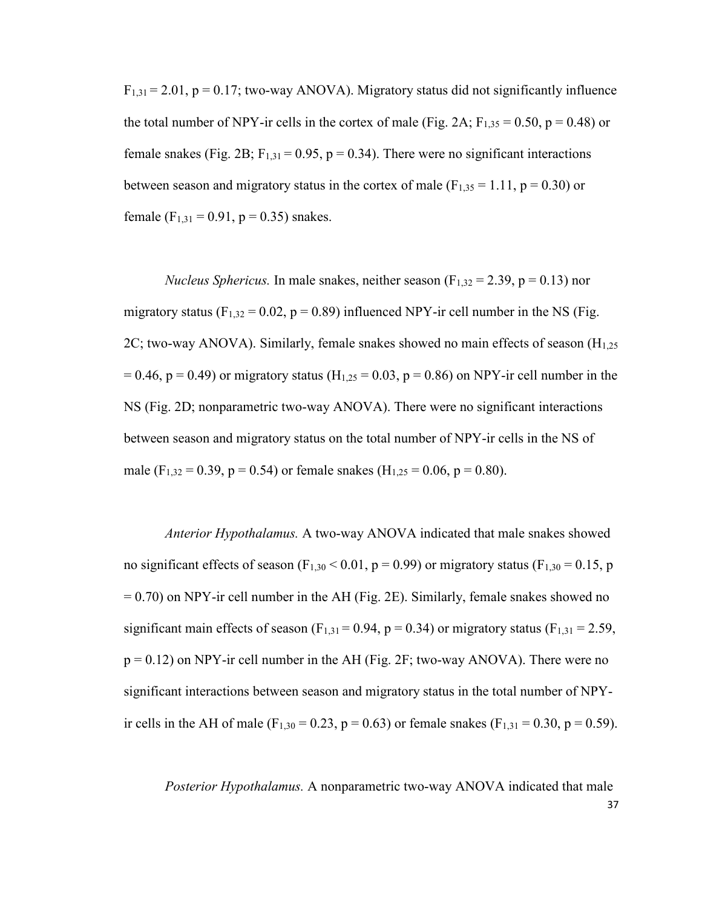$F_{1,31} = 2.01$, $p = 0.17$; two-way ANOVA). Migratory status did not significantly influence the total number of NPY-ir cells in the cortex of male (Fig. 2A; $F_{1,35} = 0.50$, $p = 0.48$) or female snakes (Fig. 2B; $F_{1,31} = 0.95$, $p = 0.34$). There were no significant interactions between season and migratory status in the cortex of male ($F_{1,35} = 1.11$, $p = 0.30$) or female ($F_{1,31} = 0.91$, $p = 0.35$) snakes.

*Nucleus Sphericus.* In male snakes, neither season ($F_{1,32} = 2.39$, $p = 0.13$) nor migratory status ($F_{1,32} = 0.02$, $p = 0.89$) influenced NPY-ir cell number in the NS (Fig. 2C; two-way ANOVA). Similarly, female snakes showed no main effects of season ($H_{1,25} = 0.46$, $p = 0.49$) or migratory status ($H_{1,25} = 0.03$, $p = 0.86$) on NPY-ir cell number in the NS (Fig. 2D; nonparametric two-way ANOVA). There were no significant interactions between season and migratory status on the total number of NPY-ir cells in the NS of male ($F_{1,32} = 0.39$, $p = 0.54$) or female snakes ($H_{1,25} = 0.06$, $p = 0.80$).

*Anterior Hypothalamus.* A two-way ANOVA indicated that male snakes showed no significant effects of season ($F_{1,30} < 0.01$, $p = 0.99$) or migratory status ($F_{1,30} = 0.15$, $p = 0.70$) on NPY-ir cell number in the AH (Fig. 2E). Similarly, female snakes showed no significant main effects of season ($F_{1,31} = 0.94$, $p = 0.34$) or migratory status ($F_{1,31} = 2.59$, $p = 0.12$) on NPY-ir cell number in the AH (Fig. 2F; two-way ANOVA). There were no significant interactions between season and migratory status in the total number of NPY-ir cells in the AH of male ($F_{1,30} = 0.23$, $p = 0.63$) or female snakes ($F_{1,31} = 0.30$, $p = 0.59$).

*Posterior Hypothalamus.* A nonparametric two-way ANOVA indicated that male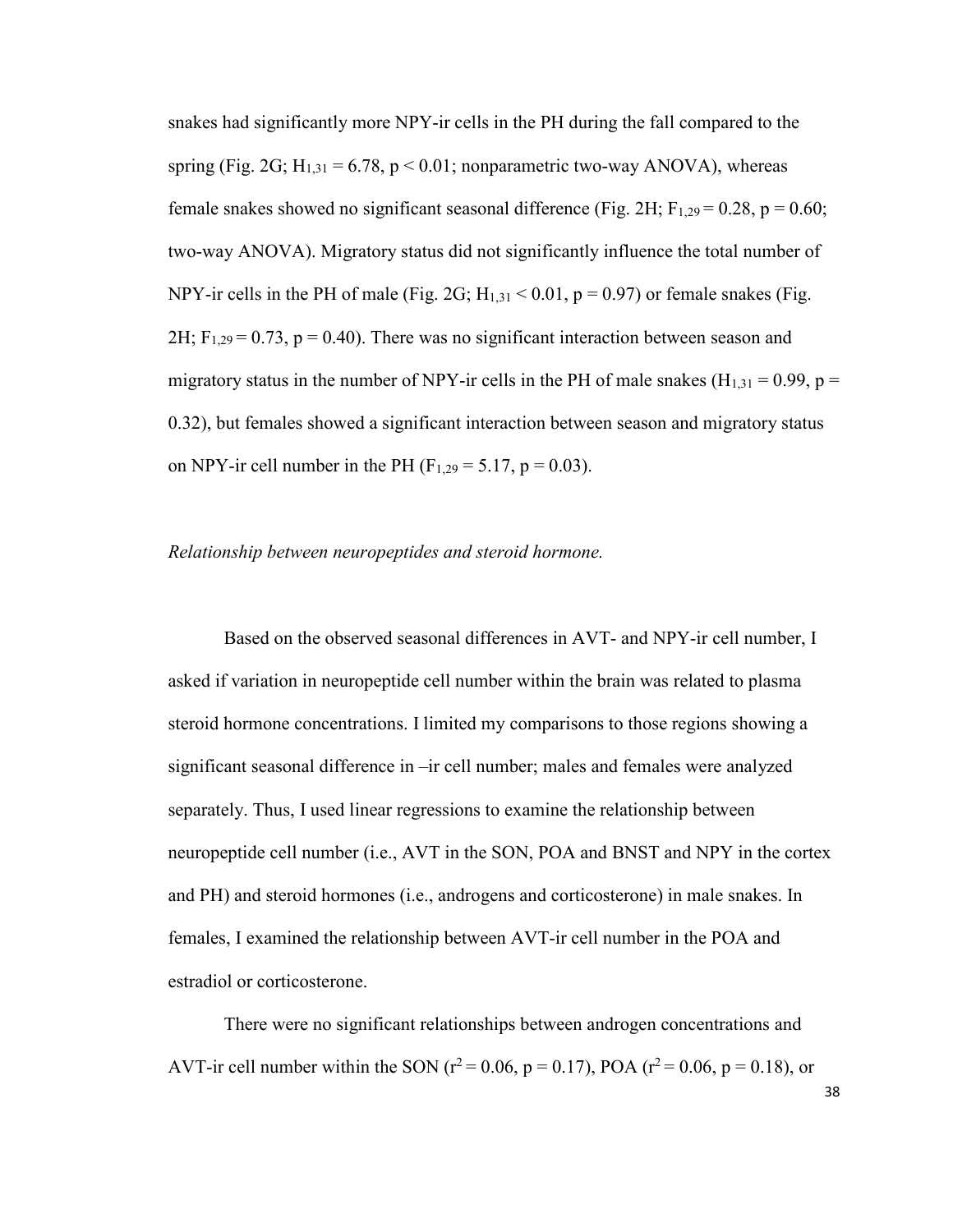snakes had significantly more NPY-ir cells in the PH during the fall compared to the spring (Fig. 2G; $H_{1,31} = 6.78$, $p < 0.01$; nonparametric two-way ANOVA), whereas female snakes showed no significant seasonal difference (Fig. 2H; $F_{1,29} = 0.28$, $p = 0.60$; two-way ANOVA). Migratory status did not significantly influence the total number of NPY-ir cells in the PH of male (Fig. 2G; $H_{1,31} < 0.01$, $p = 0.97$) or female snakes (Fig. 2H; $F_{1,29} = 0.73$, $p = 0.40$). There was no significant interaction between season and migratory status in the number of NPY-ir cells in the PH of male snakes ($H_{1,31} = 0.99$, $p = 0.32$), but females showed a significant interaction between season and migratory status on NPY-ir cell number in the PH ($F_{1,29} = 5.17$, $p = 0.03$).

*Relationship between neuropeptides and steroid hormone.*

Based on the observed seasonal differences in AVT- and NPY-ir cell number, I asked if variation in neuropeptide cell number within the brain was related to plasma steroid hormone concentrations. I limited my comparisons to those regions showing a significant seasonal difference in –ir cell number; males and females were analyzed separately. Thus, I used linear regressions to examine the relationship between neuropeptide cell number (i.e., AVT in the SON, POA and BNST and NPY in the cortex and PH) and steroid hormones (i.e., androgens and corticosterone) in male snakes. In females, I examined the relationship between AVT-ir cell number in the POA and estradiol or corticosterone.

There were no significant relationships between androgen concentrations and AVT-ir cell number within the SON ($r^2 = 0.06$, $p = 0.17$), POA ($r^2 = 0.06$, $p = 0.18$), or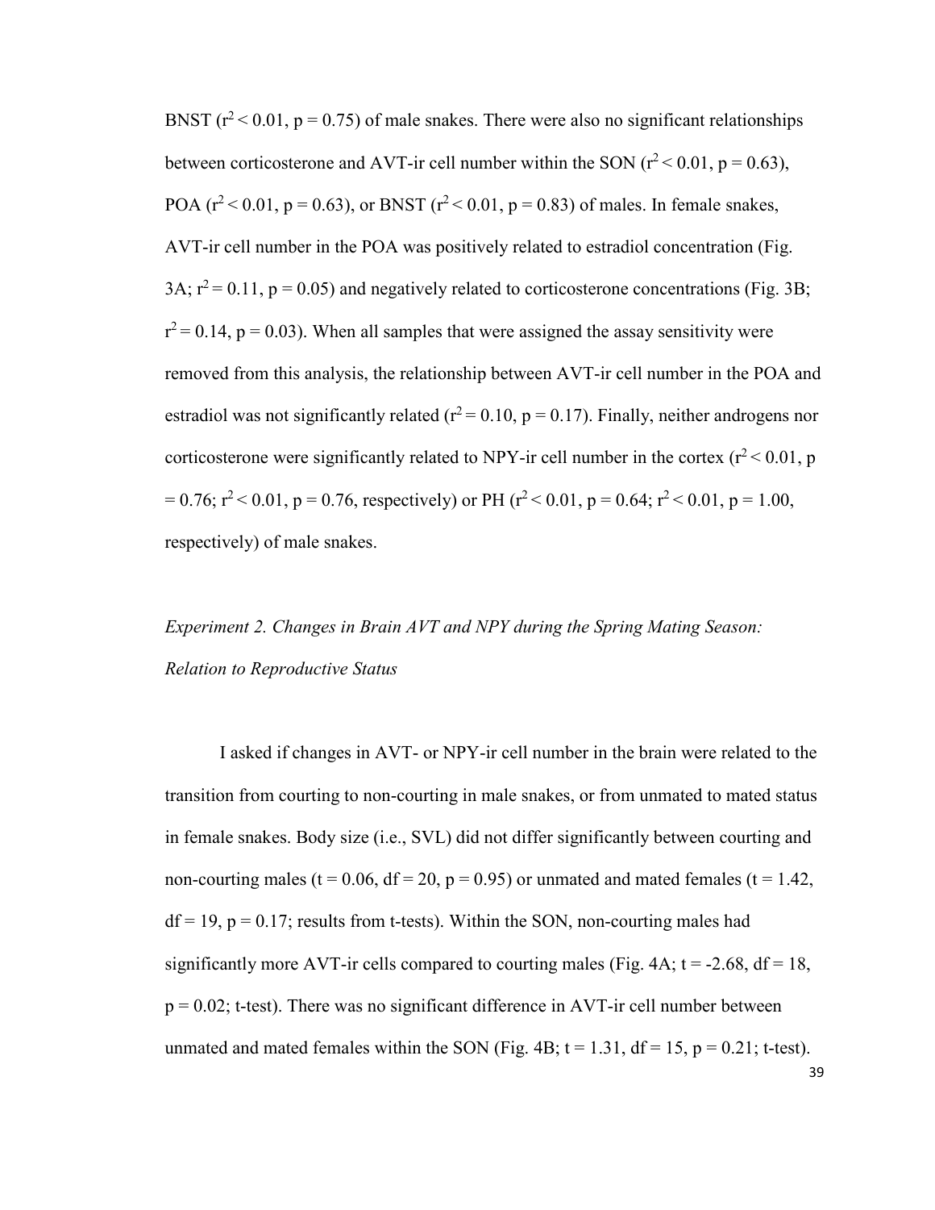BNST ($r^2 < 0.01$, $p = 0.75$) of male snakes. There were also no significant relationships between corticosterone and AVT-ir cell number within the SON ($r^2 < 0.01$, $p = 0.63$), POA ($r^2 < 0.01$, $p = 0.63$), or BNST ($r^2 < 0.01$, $p = 0.83$) of males. In female snakes, AVT-ir cell number in the POA was positively related to estradiol concentration (Fig. 3A; $r^2 = 0.11$, $p = 0.05$) and negatively related to corticosterone concentrations (Fig. 3B; $r^2 = 0.14$, $p = 0.03$). When all samples that were assigned the assay sensitivity were removed from this analysis, the relationship between AVT-ir cell number in the POA and estradiol was not significantly related ($r^2 = 0.10$, $p = 0.17$). Finally, neither androgens nor corticosterone were significantly related to NPY-ir cell number in the cortex ($r^2 < 0.01$, $p = 0.76$; $r^2 < 0.01$, $p = 0.76$, respectively) or PH ($r^2 < 0.01$, $p = 0.64$; $r^2 < 0.01$, $p = 1.00$, respectively) of male snakes.

*Experiment 2. Changes in Brain AVT and NPY during the Spring Mating Season: Relation to Reproductive Status*

I asked if changes in AVT- or NPY-ir cell number in the brain were related to the transition from courting to non-courting in male snakes, or from unmated to mated status in female snakes. Body size (i.e., SVL) did not differ significantly between courting and non-courting males ($t = 0.06$, $df = 20$, $p = 0.95$) or unmated and mated females ($t = 1.42$, $df = 19$, $p = 0.17$; results from t-tests). Within the SON, non-courting males had significantly more AVT-ir cells compared to courting males (Fig. 4A; $t = -2.68$, $df = 18$, $p = 0.02$; t-test). There was no significant difference in AVT-ir cell number between unmated and mated females within the SON (Fig. 4B; $t = 1.31$, $df = 15$, $p = 0.21$; t-test).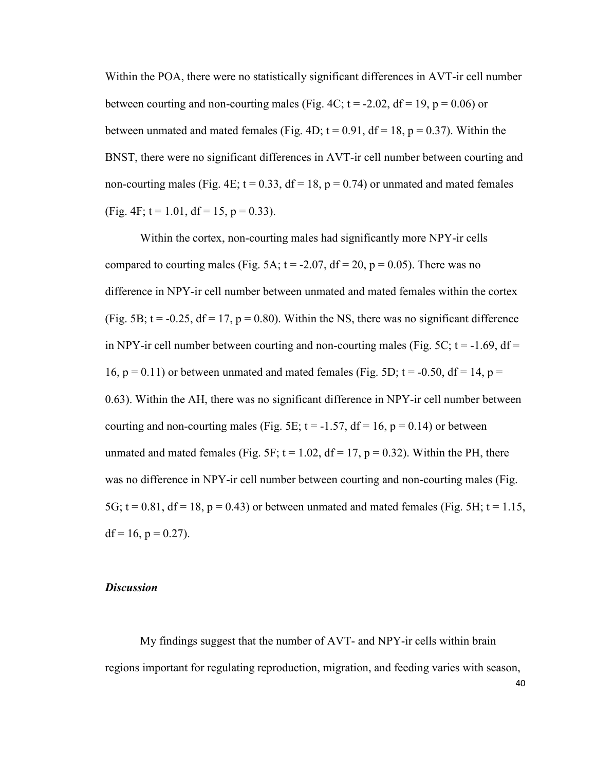Within the POA, there were no statistically significant differences in AVT-ir cell number between courting and non-courting males (Fig. 4C; $t = -2.02$, $df = 19$, $p = 0.06$) or between unmated and mated females (Fig. 4D; $t = 0.91$, $df = 18$, $p = 0.37$). Within the BNST, there were no significant differences in AVT-ir cell number between courting and non-courting males (Fig. 4E; $t = 0.33$, $df = 18$, $p = 0.74$) or unmated and mated females (Fig. 4F; $t = 1.01$, $df = 15$, $p = 0.33$).

Within the cortex, non-courting males had significantly more NPY-ir cells compared to courting males (Fig. 5A; $t = -2.07$, $df = 20$, $p = 0.05$). There was no difference in NPY-ir cell number between unmated and mated females within the cortex (Fig. 5B; $t = -0.25$, $df = 17$, $p = 0.80$). Within the NS, there was no significant difference in NPY-ir cell number between courting and non-courting males (Fig. 5C; $t = -1.69$, $df = 16$, $p = 0.11$) or between unmated and mated females (Fig. 5D; $t = -0.50$, $df = 14$, $p = 0.63$). Within the AH, there was no significant difference in NPY-ir cell number between courting and non-courting males (Fig. 5E; $t = -1.57$, $df = 16$, $p = 0.14$) or between unmated and mated females (Fig. 5F; $t = 1.02$, $df = 17$, $p = 0.32$). Within the PH, there was no difference in NPY-ir cell number between courting and non-courting males (Fig. 5G; $t = 0.81$, $df = 18$, $p = 0.43$) or between unmated and mated females (Fig. 5H; $t = 1.15$, $df = 16$, $p = 0.27$).

### *Discussion*

My findings suggest that the number of AVT- and NPY-ir cells within brain regions important for regulating reproduction, migration, and feeding varies with season,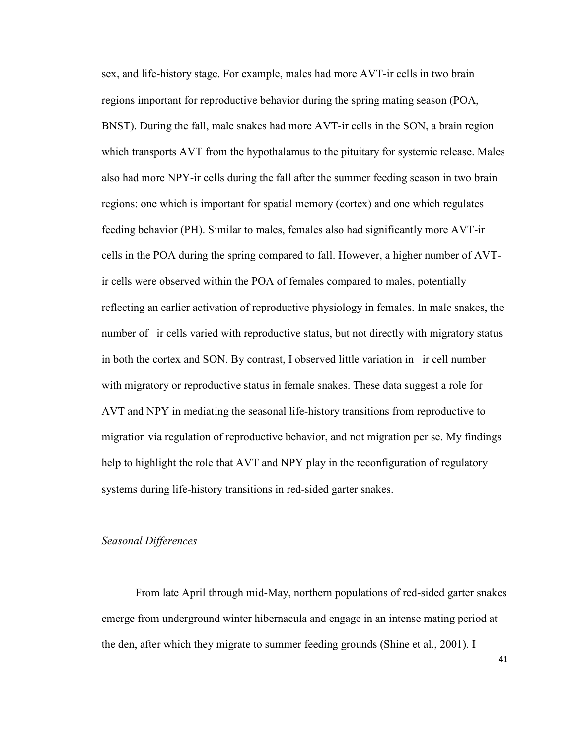sex, and life-history stage. For example, males had more AVT-ir cells in two brain regions important for reproductive behavior during the spring mating season (POA, BNST). During the fall, male snakes had more AVT-ir cells in the SON, a brain region which transports AVT from the hypothalamus to the pituitary for systemic release. Males also had more NPY-ir cells during the fall after the summer feeding season in two brain regions: one which is important for spatial memory (cortex) and one which regulates feeding behavior (PH). Similar to males, females also had significantly more AVT-ir cells in the POA during the spring compared to fall. However, a higher number of AVT-ir cells were observed within the POA of females compared to males, potentially reflecting an earlier activation of reproductive physiology in females. In male snakes, the number of –ir cells varied with reproductive status, but not directly with migratory status in both the cortex and SON. By contrast, I observed little variation in –ir cell number with migratory or reproductive status in female snakes. These data suggest a role for AVT and NPY in mediating the seasonal life-history transitions from reproductive to migration via regulation of reproductive behavior, and not migration per se. My findings help to highlight the role that AVT and NPY play in the reconfiguration of regulatory systems during life-history transitions in red-sided garter snakes.

*Seasonal Differences*

From late April through mid-May, northern populations of red-sided garter snakes emerge from underground winter hibernacula and engage in an intense mating period at the den, after which they migrate to summer feeding grounds (Shine et al., 2001). I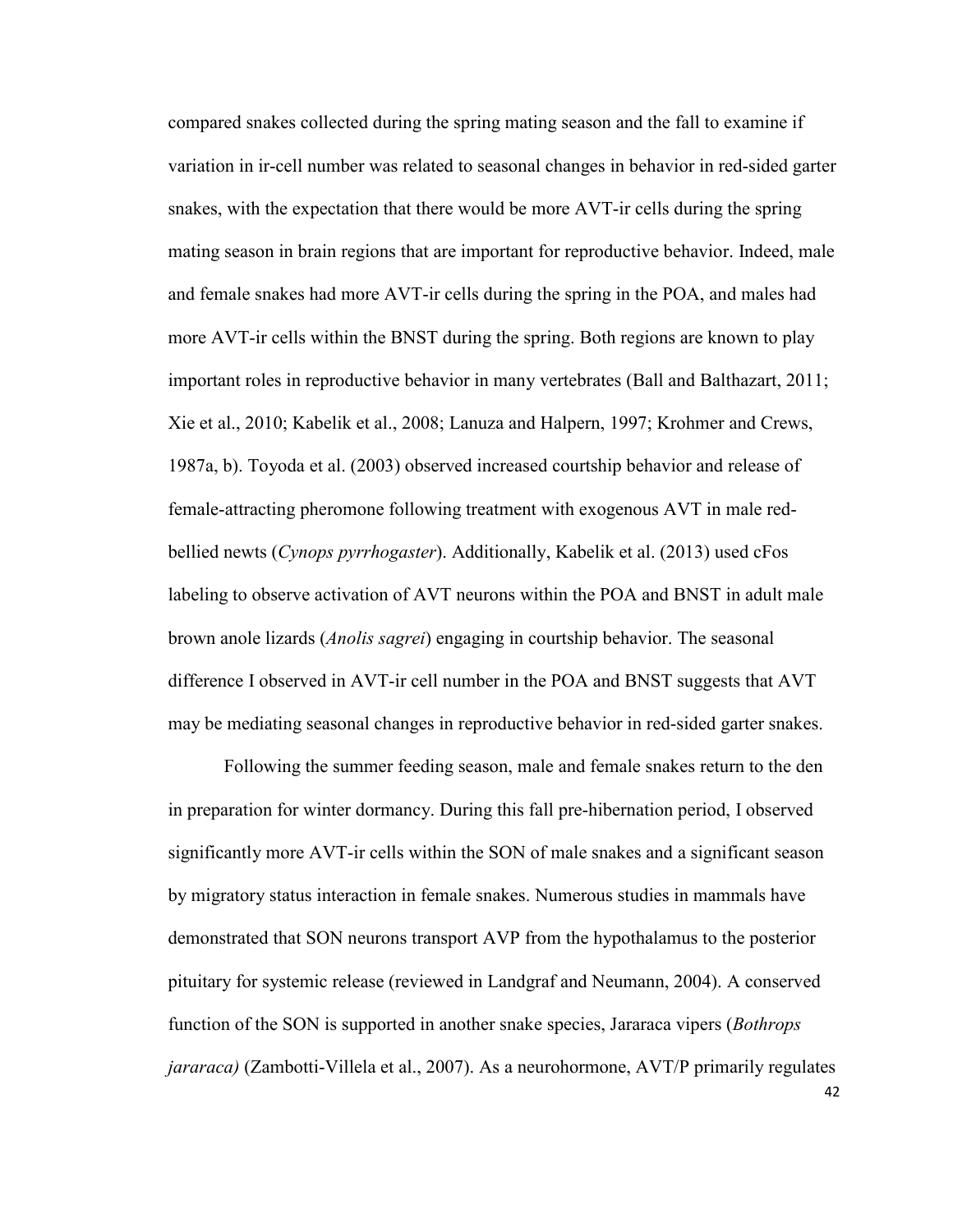compared snakes collected during the spring mating season and the fall to examine if variation in ir-cell number was related to seasonal changes in behavior in red-sided garter snakes, with the expectation that there would be more AVT-ir cells during the spring mating season in brain regions that are important for reproductive behavior. Indeed, male and female snakes had more AVT-ir cells during the spring in the POA, and males had more AVT-ir cells within the BNST during the spring. Both regions are known to play important roles in reproductive behavior in many vertebrates (Ball and Balthazart, 2011; Xie et al., 2010; Kabelik et al., 2008; Lanuza and Halpern, 1997; Krohmer and Crews, 1987a, b). Toyoda et al. (2003) observed increased courtship behavior and release of female-attracting pheromone following treatment with exogenous AVT in male red-bellied newts (*Cynops pyrrhogaster*). Additionally, Kabelik et al. (2013) used cFos labeling to observe activation of AVT neurons within the POA and BNST in adult male brown anole lizards (*Anolis sagrei*) engaging in courtship behavior. The seasonal difference I observed in AVT-ir cell number in the POA and BNST suggests that AVT may be mediating seasonal changes in reproductive behavior in red-sided garter snakes.

Following the summer feeding season, male and female snakes return to the den in preparation for winter dormancy. During this fall pre-hibernation period, I observed significantly more AVT-ir cells within the SON of male snakes and a significant season by migratory status interaction in female snakes. Numerous studies in mammals have demonstrated that SON neurons transport AVP from the hypothalamus to the posterior pituitary for systemic release (reviewed in Landgraf and Neumann, 2004). A conserved function of the SON is supported in another snake species, Jararaca vipers (*Bothrops jararaca)* (Zambotti-Villela et al., 2007). As a neurohormone, AVT/P primarily regulates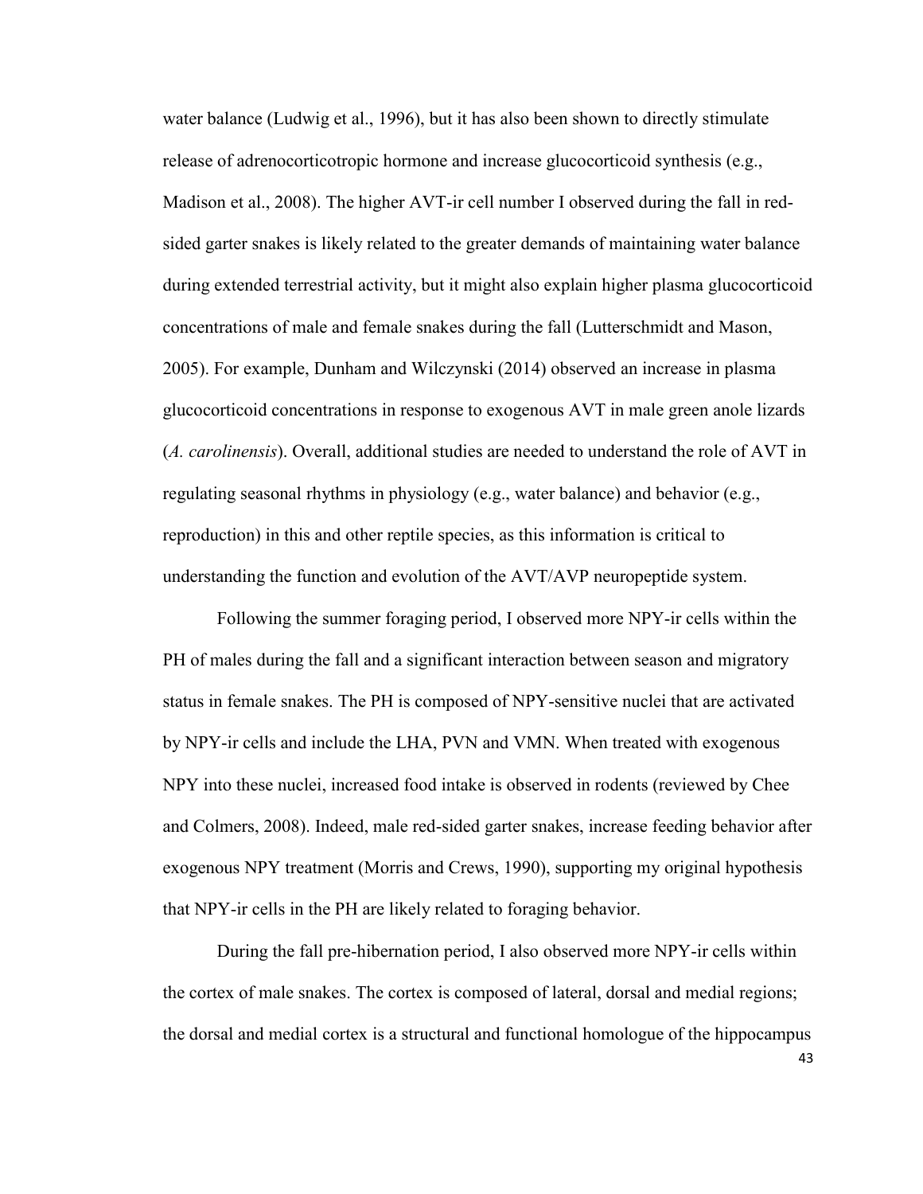water balance (Ludwig et al., 1996), but it has also been shown to directly stimulate release of adrenocorticotropic hormone and increase glucocorticoid synthesis (e.g., Madison et al., 2008). The higher AVT-ir cell number I observed during the fall in red-sided garter snakes is likely related to the greater demands of maintaining water balance during extended terrestrial activity, but it might also explain higher plasma glucocorticoid concentrations of male and female snakes during the fall (Lutterschmidt and Mason, 2005). For example, Dunham and Wilczynski (2014) observed an increase in plasma glucocorticoid concentrations in response to exogenous AVT in male green anole lizards (*A. carolinensis*). Overall, additional studies are needed to understand the role of AVT in regulating seasonal rhythms in physiology (e.g., water balance) and behavior (e.g., reproduction) in this and other reptile species, as this information is critical to understanding the function and evolution of the AVT/AVP neuropeptide system.

Following the summer foraging period, I observed more NPY-ir cells within the PH of males during the fall and a significant interaction between season and migratory status in female snakes. The PH is composed of NPY-sensitive nuclei that are activated by NPY-ir cells and include the LHA, PVN and VMN. When treated with exogenous NPY into these nuclei, increased food intake is observed in rodents (reviewed by Chee and Colmers, 2008). Indeed, male red-sided garter snakes, increase feeding behavior after exogenous NPY treatment (Morris and Crews, 1990), supporting my original hypothesis that NPY-ir cells in the PH are likely related to foraging behavior.

During the fall pre-hibernation period, I also observed more NPY-ir cells within the cortex of male snakes. The cortex is composed of lateral, dorsal and medial regions; the dorsal and medial cortex is a structural and functional homologue of the hippocampus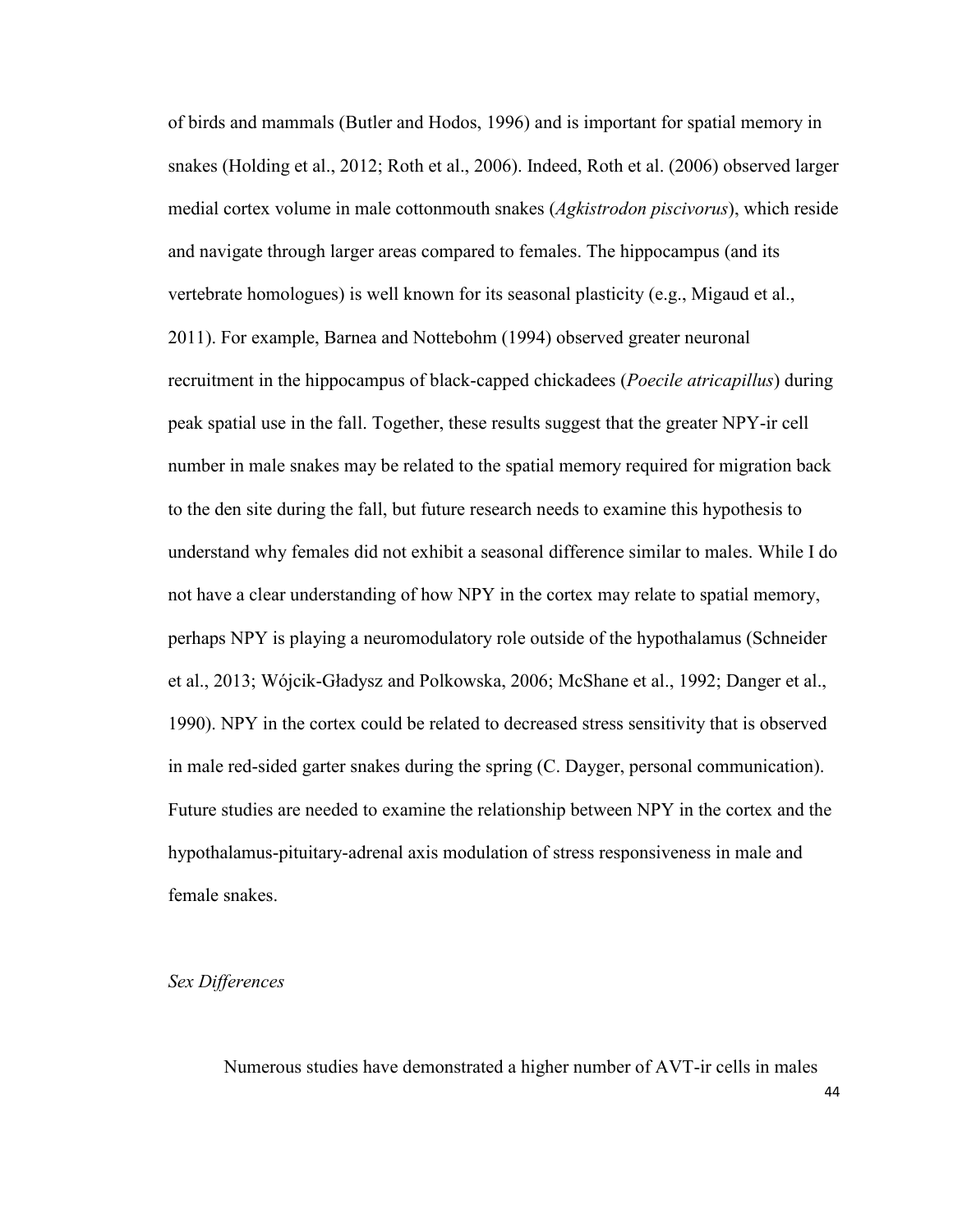of birds and mammals (Butler and Hodos, 1996) and is important for spatial memory in snakes (Holding et al., 2012; Roth et al., 2006). Indeed, Roth et al. (2006) observed larger medial cortex volume in male cottonmouth snakes (*Agkistrodon piscivorus*), which reside and navigate through larger areas compared to females. The hippocampus (and its vertebrate homologues) is well known for its seasonal plasticity (e.g., Migaud et al., 2011). For example, Barnea and Nottebohm (1994) observed greater neuronal recruitment in the hippocampus of black-capped chickadees (*Poecile atricapillus*) during peak spatial use in the fall. Together, these results suggest that the greater NPY-ir cell number in male snakes may be related to the spatial memory required for migration back to the den site during the fall, but future research needs to examine this hypothesis to understand why females did not exhibit a seasonal difference similar to males. While I do not have a clear understanding of how NPY in the cortex may relate to spatial memory, perhaps NPY is playing a neuromodulatory role outside of the hypothalamus (Schneider et al., 2013; Wójcik-Gładysz and Polkowska, 2006; McShane et al., 1992; Danger et al., 1990). NPY in the cortex could be related to decreased stress sensitivity that is observed in male red-sided garter snakes during the spring (C. Dayger, personal communication). Future studies are needed to examine the relationship between NPY in the cortex and the hypothalamus-pituitary-adrenal axis modulation of stress responsiveness in male and female snakes.

*Sex Differences*

Numerous studies have demonstrated a higher number of AVT-ir cells in males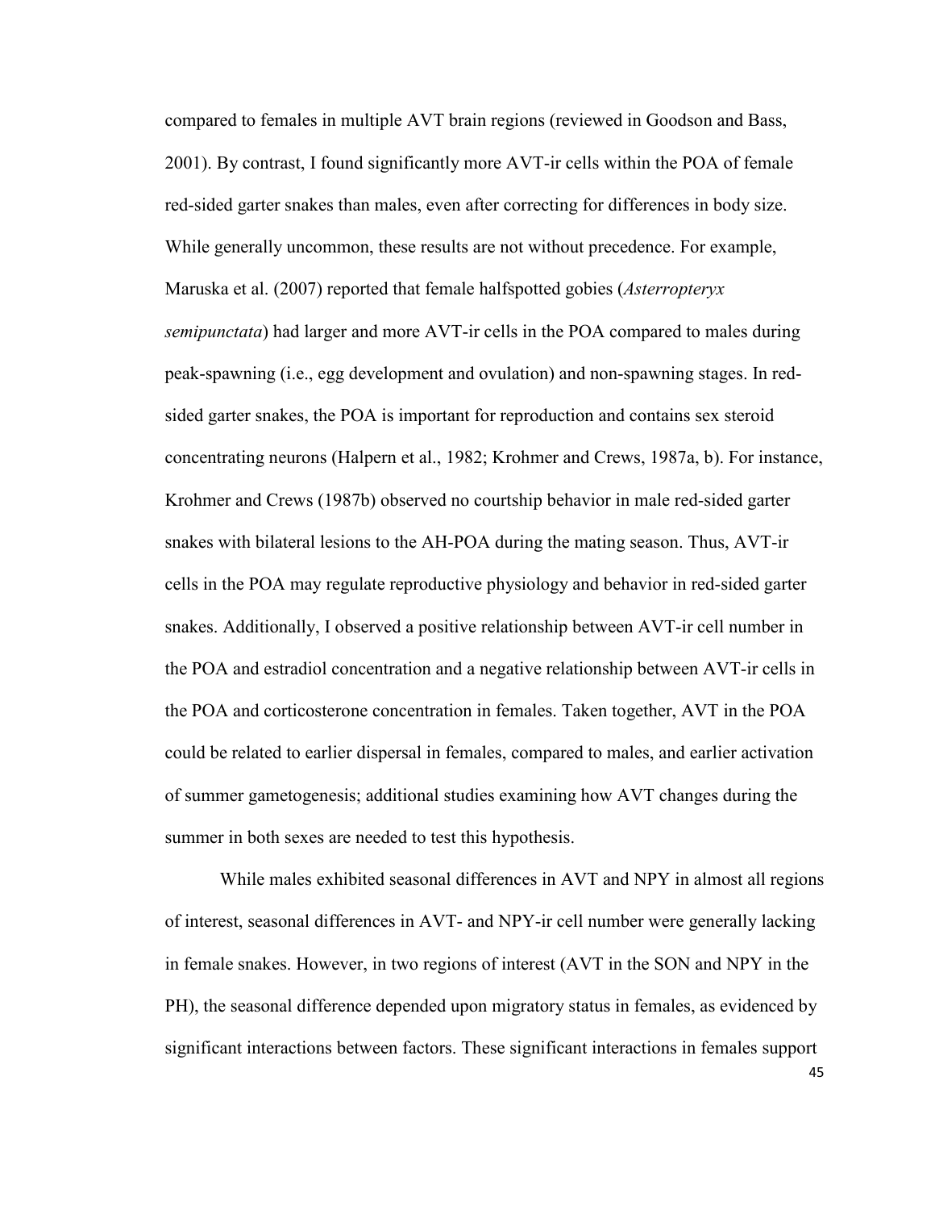compared to females in multiple AVT brain regions (reviewed in Goodson and Bass, 2001). By contrast, I found significantly more AVT-ir cells within the POA of female red-sided garter snakes than males, even after correcting for differences in body size. While generally uncommon, these results are not without precedence. For example, Maruska et al. (2007) reported that female halfspotted gobies (*Asterropteryx semipunctata*) had larger and more AVT-ir cells in the POA compared to males during peak-spawning (i.e., egg development and ovulation) and non-spawning stages. In red-sided garter snakes, the POA is important for reproduction and contains sex steroid concentrating neurons (Halpern et al., 1982; Krohmer and Crews, 1987a, b). For instance, Krohmer and Crews (1987b) observed no courtship behavior in male red-sided garter snakes with bilateral lesions to the AH-POA during the mating season. Thus, AVT-ir cells in the POA may regulate reproductive physiology and behavior in red-sided garter snakes. Additionally, I observed a positive relationship between AVT-ir cell number in the POA and estradiol concentration and a negative relationship between AVT-ir cells in the POA and corticosterone concentration in females. Taken together, AVT in the POA could be related to earlier dispersal in females, compared to males, and earlier activation of summer gametogenesis; additional studies examining how AVT changes during the summer in both sexes are needed to test this hypothesis.

While males exhibited seasonal differences in AVT and NPY in almost all regions of interest, seasonal differences in AVT- and NPY-ir cell number were generally lacking in female snakes. However, in two regions of interest (AVT in the SON and NPY in the PH), the seasonal difference depended upon migratory status in females, as evidenced by significant interactions between factors. These significant interactions in females support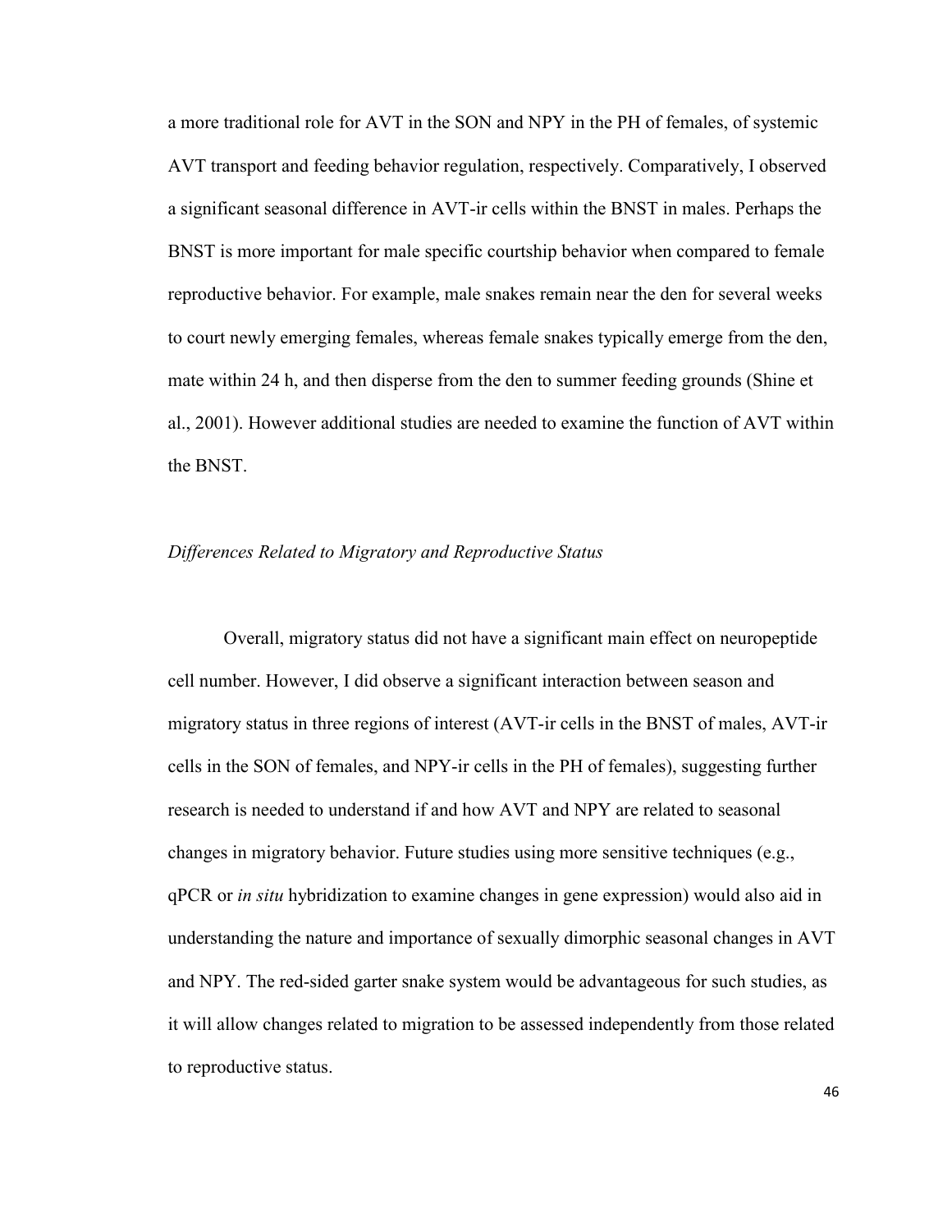a more traditional role for AVT in the SON and NPY in the PH of females, of systemic AVT transport and feeding behavior regulation, respectively. Comparatively, I observed a significant seasonal difference in AVT-ir cells within the BNST in males. Perhaps the BNST is more important for male specific courtship behavior when compared to female reproductive behavior. For example, male snakes remain near the den for several weeks to court newly emerging females, whereas female snakes typically emerge from the den, mate within 24 h, and then disperse from the den to summer feeding grounds (Shine et al., 2001). However additional studies are needed to examine the function of AVT within the BNST.

*Differences Related to Migratory and Reproductive Status*

Overall, migratory status did not have a significant main effect on neuropeptide cell number. However, I did observe a significant interaction between season and migratory status in three regions of interest (AVT-ir cells in the BNST of males, AVT-ir cells in the SON of females, and NPY-ir cells in the PH of females), suggesting further research is needed to understand if and how AVT and NPY are related to seasonal changes in migratory behavior. Future studies using more sensitive techniques (e.g., qPCR or *in situ* hybridization to examine changes in gene expression) would also aid in understanding the nature and importance of sexually dimorphic seasonal changes in AVT and NPY. The red-sided garter snake system would be advantageous for such studies, as it will allow changes related to migration to be assessed independently from those related to reproductive status.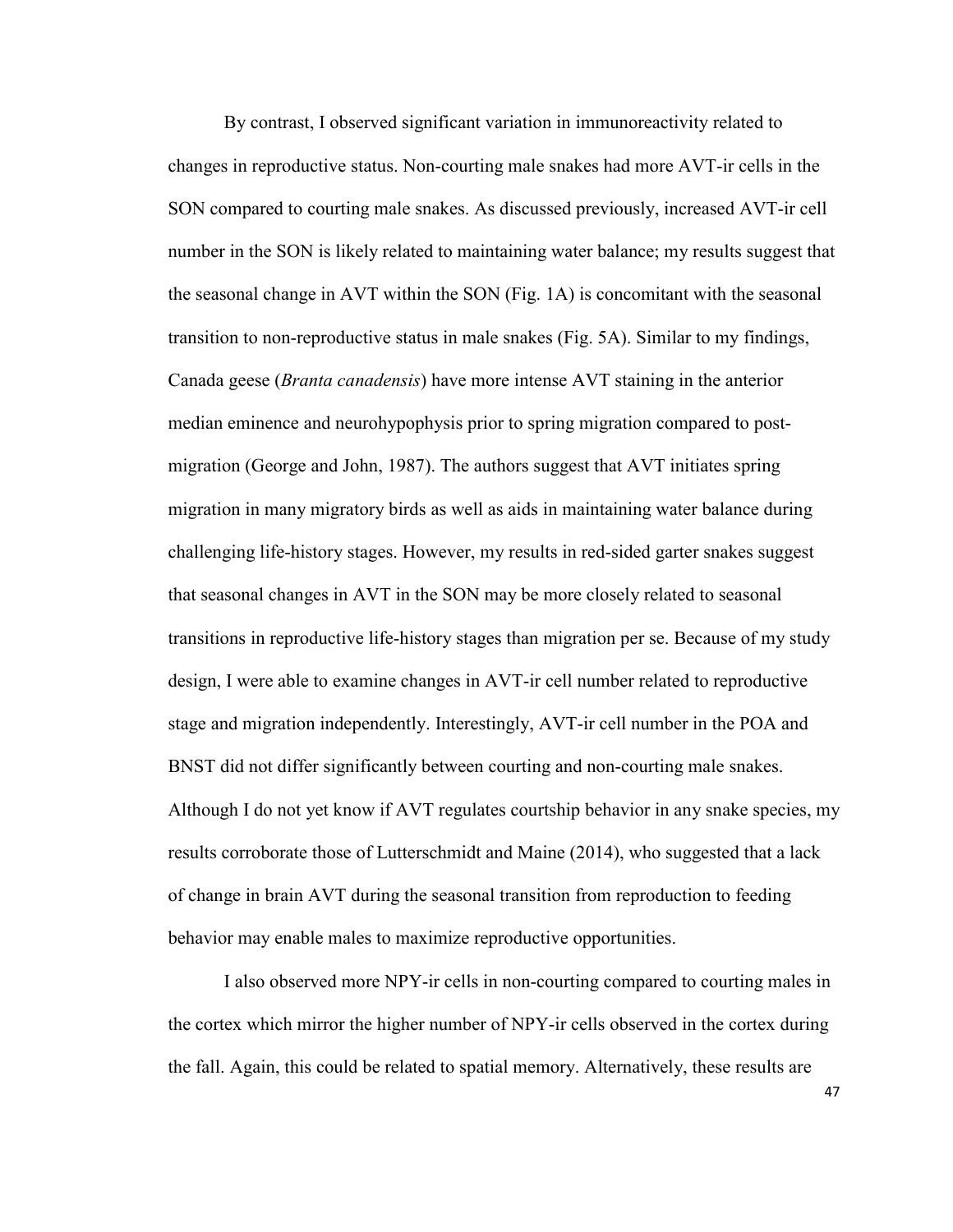By contrast, I observed significant variation in immunoreactivity related to changes in reproductive status. Non-courting male snakes had more AVT-ir cells in the SON compared to courting male snakes. As discussed previously, increased AVT-ir cell number in the SON is likely related to maintaining water balance; my results suggest that the seasonal change in AVT within the SON (Fig. 1A) is concomitant with the seasonal transition to non-reproductive status in male snakes (Fig. 5A). Similar to my findings, Canada geese (*Branta canadensis*) have more intense AVT staining in the anterior median eminence and neurohypophysis prior to spring migration compared to post-migration (George and John, 1987). The authors suggest that AVT initiates spring migration in many migratory birds as well as aids in maintaining water balance during challenging life-history stages. However, my results in red-sided garter snakes suggest that seasonal changes in AVT in the SON may be more closely related to seasonal transitions in reproductive life-history stages than migration per se. Because of my study design, I were able to examine changes in AVT-ir cell number related to reproductive stage and migration independently. Interestingly, AVT-ir cell number in the POA and BNST did not differ significantly between courting and non-courting male snakes. Although I do not yet know if AVT regulates courtship behavior in any snake species, my results corroborate those of Lutterschmidt and Maine (2014), who suggested that a lack of change in brain AVT during the seasonal transition from reproduction to feeding behavior may enable males to maximize reproductive opportunities.

I also observed more NPY-ir cells in non-courting compared to courting males in the cortex which mirror the higher number of NPY-ir cells observed in the cortex during the fall. Again, this could be related to spatial memory. Alternatively, these results are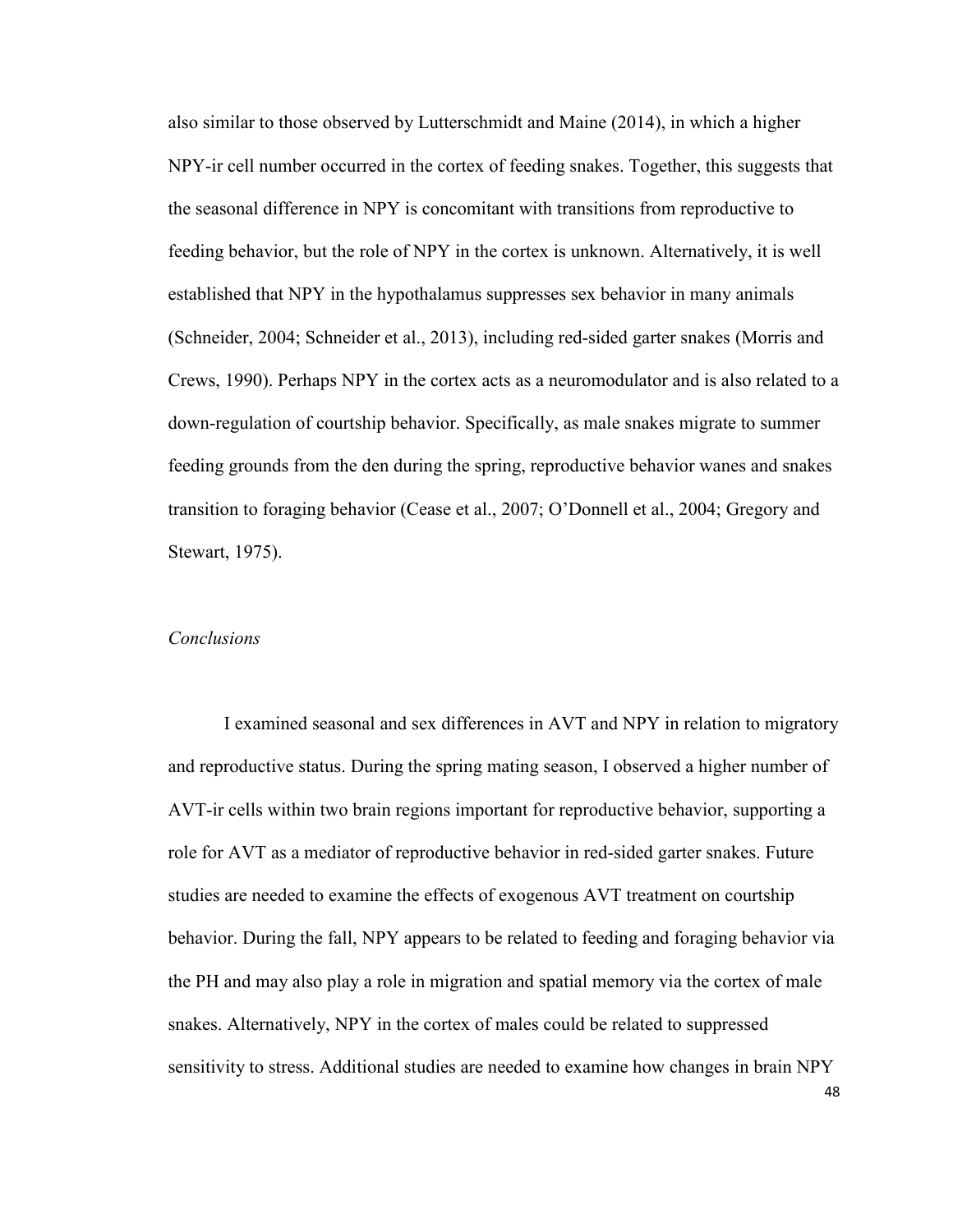also similar to those observed by Lutterschmidt and Maine (2014), in which a higher NPY-ir cell number occurred in the cortex of feeding snakes. Together, this suggests that the seasonal difference in NPY is concomitant with transitions from reproductive to feeding behavior, but the role of NPY in the cortex is unknown. Alternatively, it is well established that NPY in the hypothalamus suppresses sex behavior in many animals (Schneider, 2004; Schneider et al., 2013), including red-sided garter snakes (Morris and Crews, 1990). Perhaps NPY in the cortex acts as a neuromodulator and is also related to a down-regulation of courtship behavior. Specifically, as male snakes migrate to summer feeding grounds from the den during the spring, reproductive behavior wanes and snakes transition to foraging behavior (Cease et al., 2007; O'Donnell et al., 2004; Gregory and Stewart, 1975).

### *Conclusions*

I examined seasonal and sex differences in AVT and NPY in relation to migratory and reproductive status. During the spring mating season, I observed a higher number of AVT-ir cells within two brain regions important for reproductive behavior, supporting a role for AVT as a mediator of reproductive behavior in red-sided garter snakes. Future studies are needed to examine the effects of exogenous AVT treatment on courtship behavior. During the fall, NPY appears to be related to feeding and foraging behavior via the PH and may also play a role in migration and spatial memory via the cortex of male snakes. Alternatively, NPY in the cortex of males could be related to suppressed sensitivity to stress. Additional studies are needed to examine how changes in brain NPY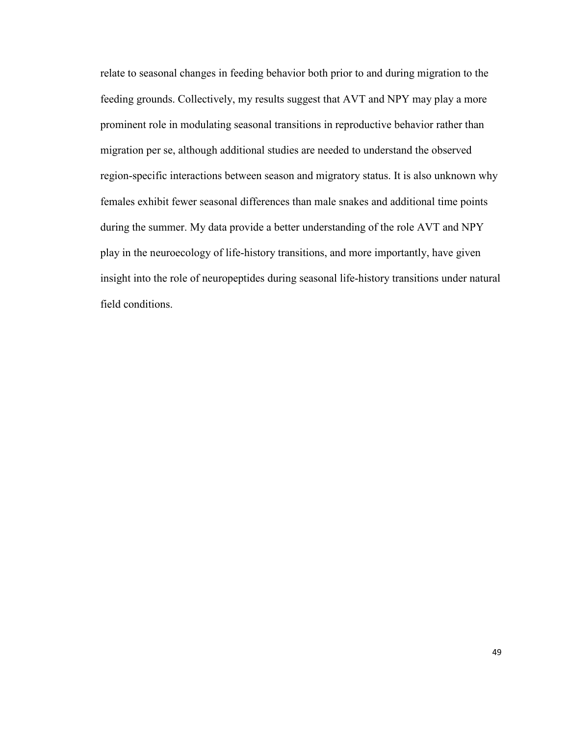relate to seasonal changes in feeding behavior both prior to and during migration to the feeding grounds. Collectively, my results suggest that AVT and NPY may play a more prominent role in modulating seasonal transitions in reproductive behavior rather than migration per se, although additional studies are needed to understand the observed region-specific interactions between season and migratory status. It is also unknown why females exhibit fewer seasonal differences than male snakes and additional time points during the summer. My data provide a better understanding of the role AVT and NPY play in the neuroecology of life-history transitions, and more importantly, have given insight into the role of neuropeptides during seasonal life-history transitions under natural field conditions.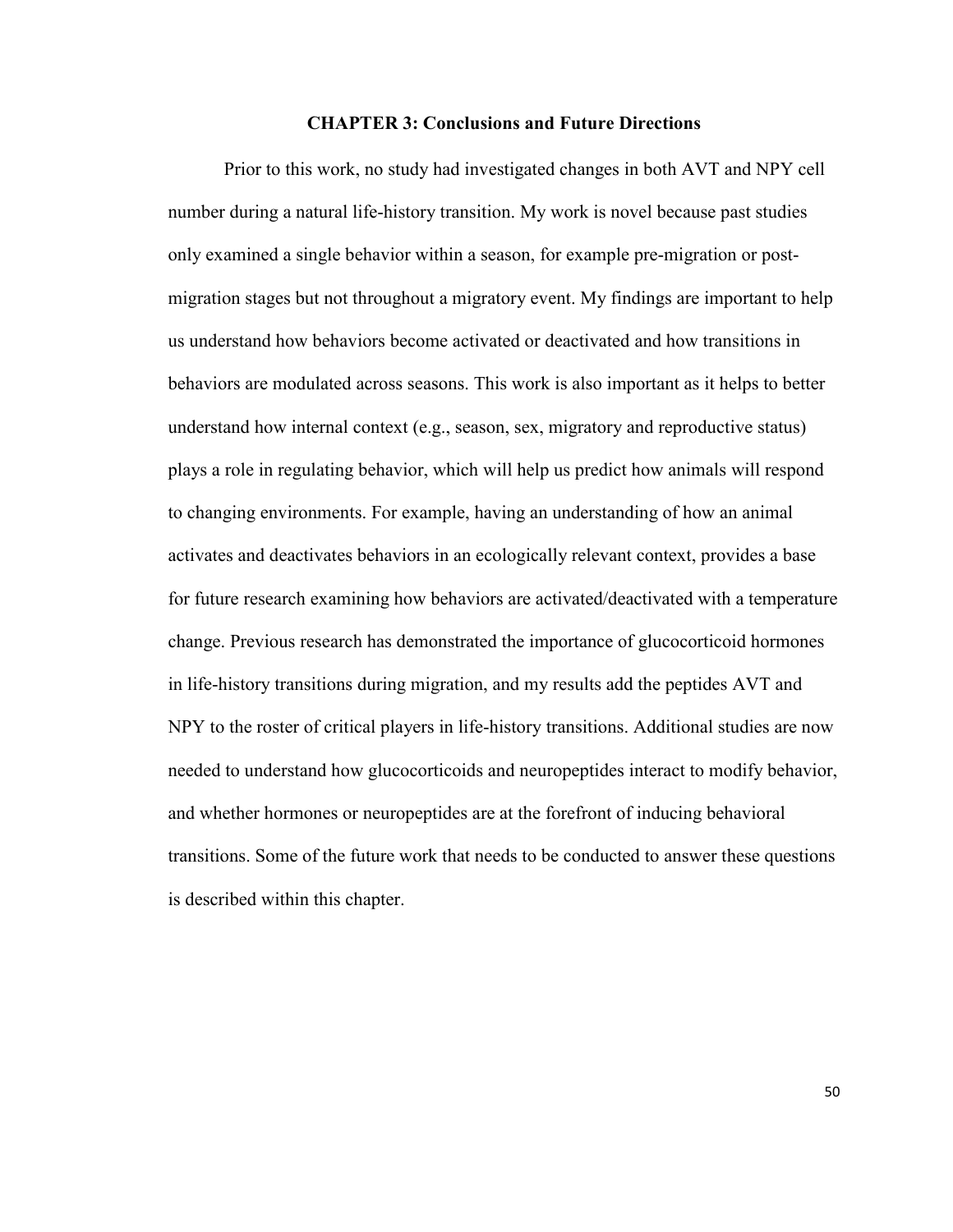# CHAPTER 3: Conclusions and Future Directions

Prior to this work, no study had investigated changes in both AVT and NPY cell number during a natural life-history transition. My work is novel because past studies only examined a single behavior within a season, for example pre-migration or post-migration stages but not throughout a migratory event. My findings are important to help us understand how behaviors become activated or deactivated and how transitions in behaviors are modulated across seasons. This work is also important as it helps to better understand how internal context (e.g., season, sex, migratory and reproductive status) plays a role in regulating behavior, which will help us predict how animals will respond to changing environments. For example, having an understanding of how an animal activates and deactivates behaviors in an ecologically relevant context, provides a base for future research examining how behaviors are activated/deactivated with a temperature change. Previous research has demonstrated the importance of glucocorticoid hormones in life-history transitions during migration, and my results add the peptides AVT and NPY to the roster of critical players in life-history transitions. Additional studies are now needed to understand how glucocorticoids and neuropeptides interact to modify behavior, and whether hormones or neuropeptides are at the forefront of inducing behavioral transitions. Some of the future work that needs to be conducted to answer these questions is described within this chapter.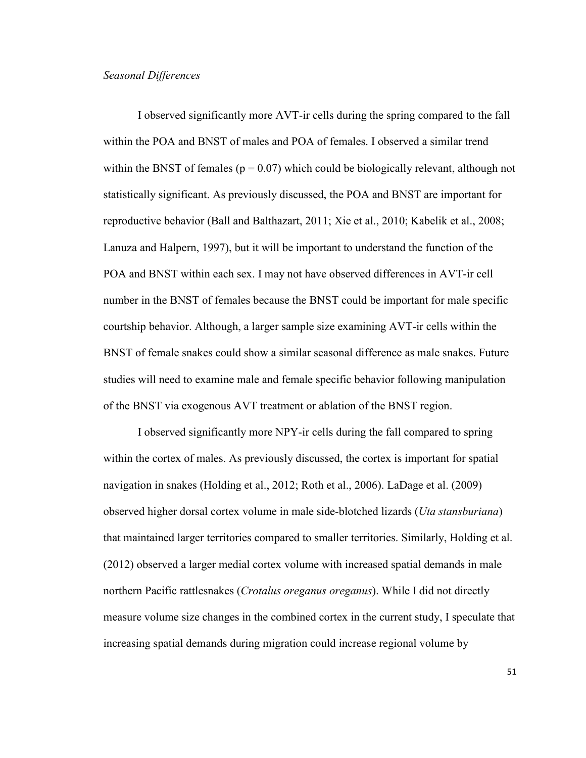*Seasonal Differences*

I observed significantly more AVT-ir cells during the spring compared to the fall within the POA and BNST of males and POA of females. I observed a similar trend within the BNST of females ($p = 0.07$) which could be biologically relevant, although not statistically significant. As previously discussed, the POA and BNST are important for reproductive behavior (Ball and Balthazart, 2011; Xie et al., 2010; Kabelik et al., 2008; Lanuza and Halpern, 1997), but it will be important to understand the function of the POA and BNST within each sex. I may not have observed differences in AVT-ir cell number in the BNST of females because the BNST could be important for male specific courtship behavior. Although, a larger sample size examining AVT-ir cells within the BNST of female snakes could show a similar seasonal difference as male snakes. Future studies will need to examine male and female specific behavior following manipulation of the BNST via exogenous AVT treatment or ablation of the BNST region.

I observed significantly more NPY-ir cells during the fall compared to spring within the cortex of males. As previously discussed, the cortex is important for spatial navigation in snakes (Holding et al., 2012; Roth et al., 2006). LaDage et al. (2009) observed higher dorsal cortex volume in male side-blotched lizards (*Uta stansburiana*) that maintained larger territories compared to smaller territories. Similarly, Holding et al. (2012) observed a larger medial cortex volume with increased spatial demands in male northern Pacific rattlesnakes (*Crotalus oreganus oreganus*). While I did not directly measure volume size changes in the combined cortex in the current study, I speculate that increasing spatial demands during migration could increase regional volume by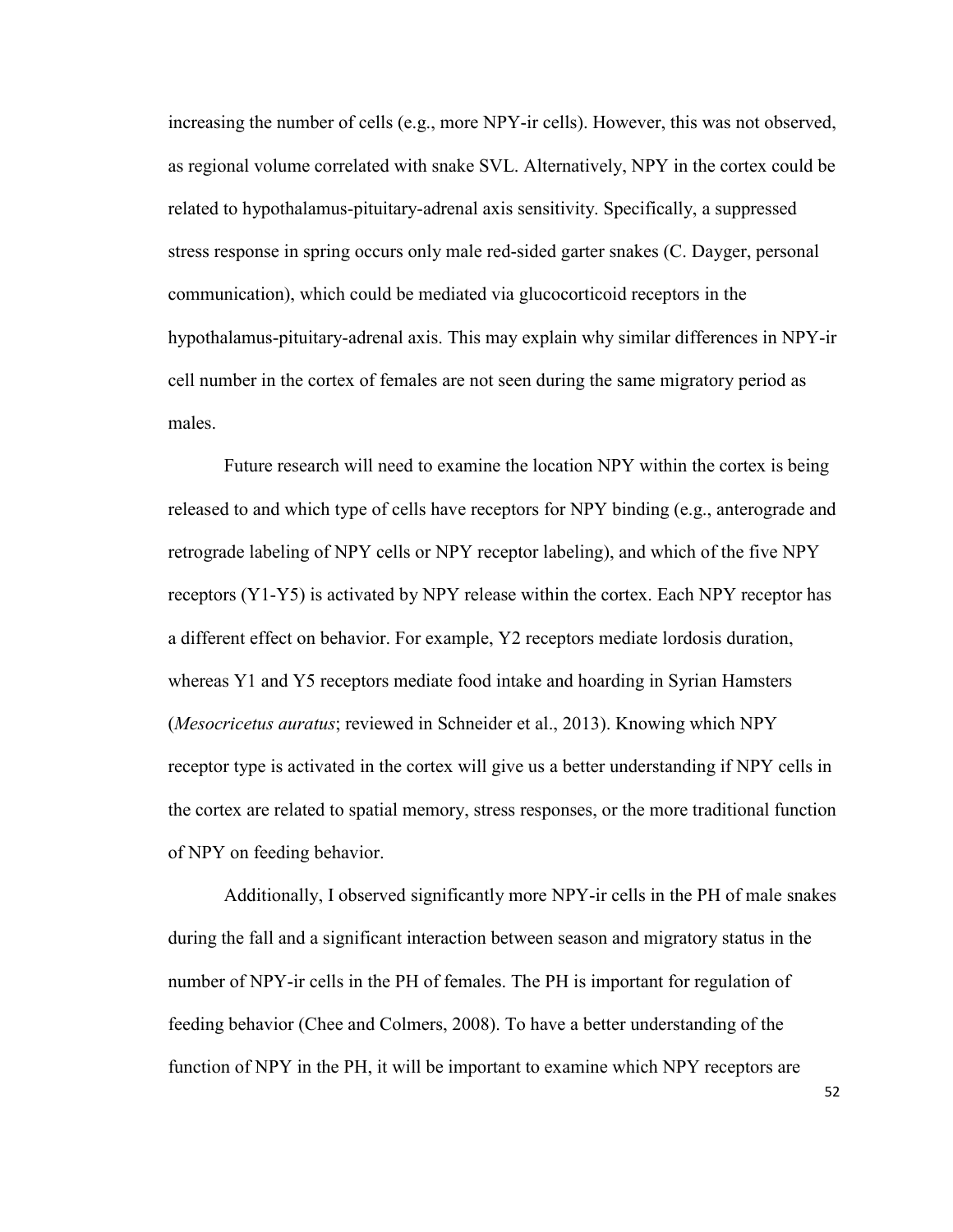increasing the number of cells (e.g., more NPY-ir cells). However, this was not observed, as regional volume correlated with snake SVL. Alternatively, NPY in the cortex could be related to hypothalamus-pituitary-adrenal axis sensitivity. Specifically, a suppressed stress response in spring occurs only male red-sided garter snakes (C. Dayger, personal communication), which could be mediated via glucocorticoid receptors in the hypothalamus-pituitary-adrenal axis. This may explain why similar differences in NPY-ir cell number in the cortex of females are not seen during the same migratory period as males.

Future research will need to examine the location NPY within the cortex is being released to and which type of cells have receptors for NPY binding (e.g., anterograde and retrograde labeling of NPY cells or NPY receptor labeling), and which of the five NPY receptors (Y1-Y5) is activated by NPY release within the cortex. Each NPY receptor has a different effect on behavior. For example, Y2 receptors mediate lordosis duration, whereas Y1 and Y5 receptors mediate food intake and hoarding in Syrian Hamsters (*Mesocricetus auratus*; reviewed in Schneider et al., 2013). Knowing which NPY receptor type is activated in the cortex will give us a better understanding if NPY cells in the cortex are related to spatial memory, stress responses, or the more traditional function of NPY on feeding behavior.

Additionally, I observed significantly more NPY-ir cells in the PH of male snakes during the fall and a significant interaction between season and migratory status in the number of NPY-ir cells in the PH of females. The PH is important for regulation of feeding behavior (Chee and Colmers, 2008). To have a better understanding of the function of NPY in the PH, it will be important to examine which NPY receptors are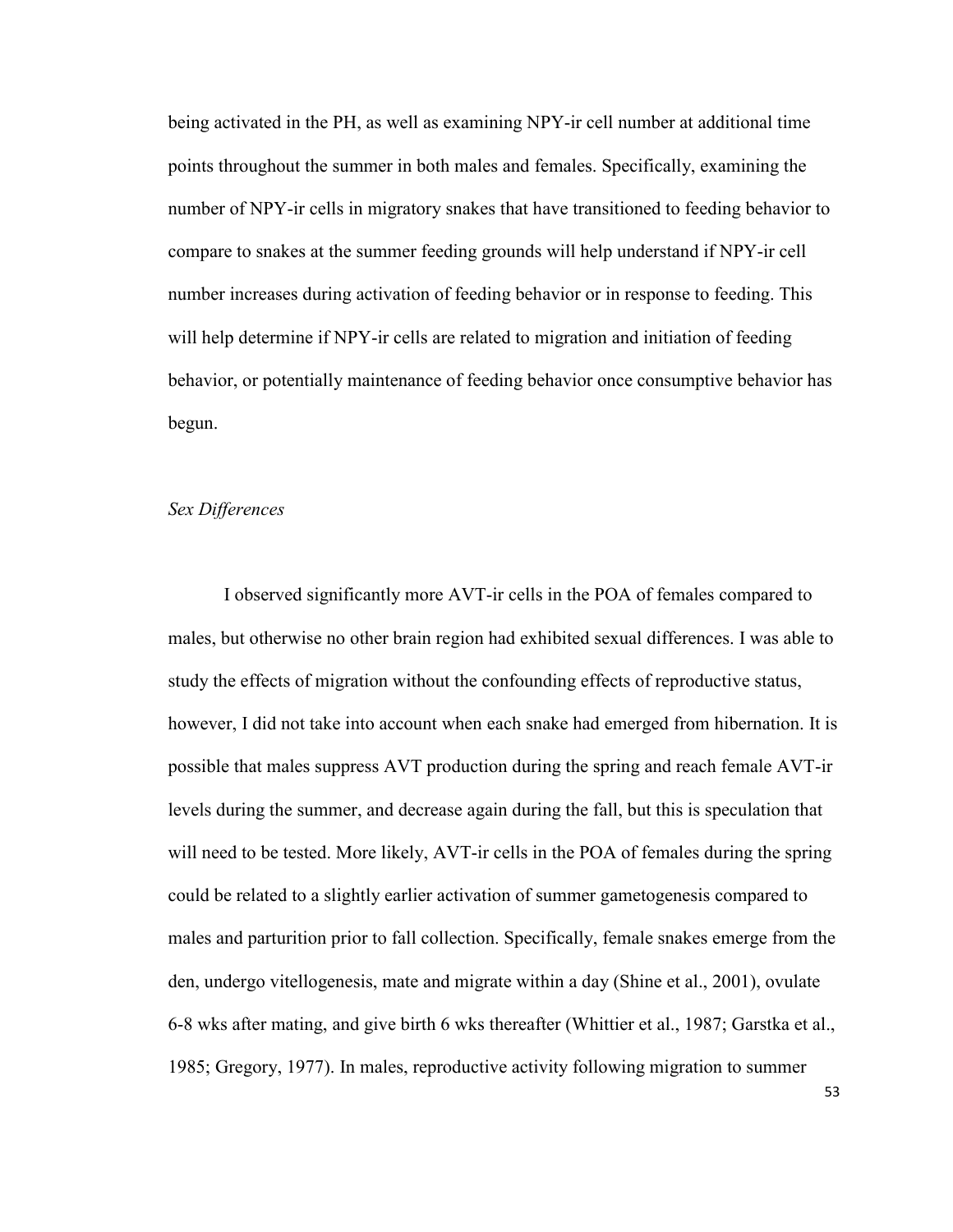being activated in the PH, as well as examining NPY-ir cell number at additional time points throughout the summer in both males and females. Specifically, examining the number of NPY-ir cells in migratory snakes that have transitioned to feeding behavior to compare to snakes at the summer feeding grounds will help understand if NPY-ir cell number increases during activation of feeding behavior or in response to feeding. This will help determine if NPY-ir cells are related to migration and initiation of feeding behavior, or potentially maintenance of feeding behavior once consumptive behavior has begun.

### *Sex Differences*

I observed significantly more AVT-ir cells in the POA of females compared to males, but otherwise no other brain region had exhibited sexual differences. I was able to study the effects of migration without the confounding effects of reproductive status, however, I did not take into account when each snake had emerged from hibernation. It is possible that males suppress AVT production during the spring and reach female AVT-ir levels during the summer, and decrease again during the fall, but this is speculation that will need to be tested. More likely, AVT-ir cells in the POA of females during the spring could be related to a slightly earlier activation of summer gametogenesis compared to males and parturition prior to fall collection. Specifically, female snakes emerge from the den, undergo vitellogenesis, mate and migrate within a day (Shine et al., 2001), ovulate 6-8 wks after mating, and give birth 6 wks thereafter (Whittier et al., 1987; Garstka et al., 1985; Gregory, 1977). In males, reproductive activity following migration to summer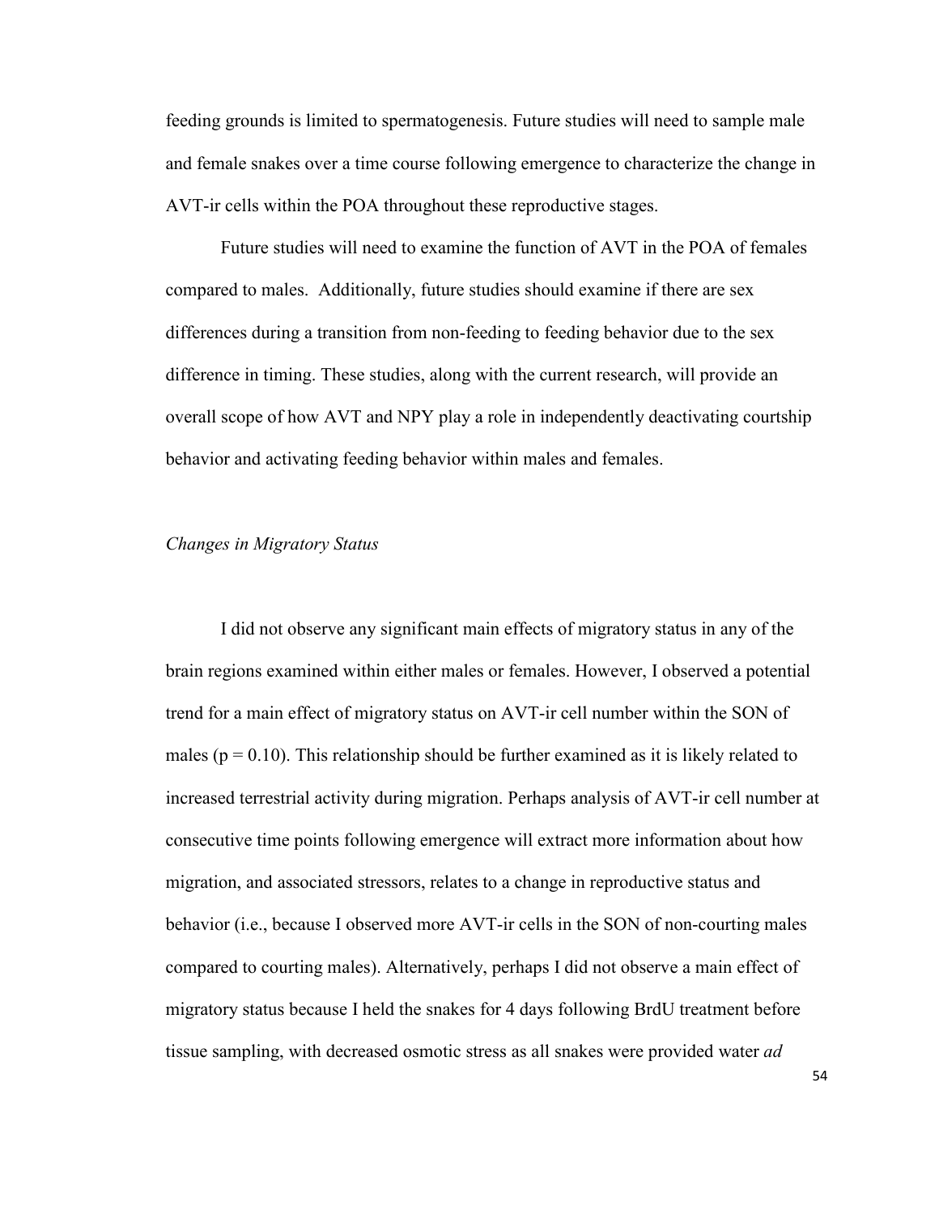feeding grounds is limited to spermatogenesis. Future studies will need to sample male and female snakes over a time course following emergence to characterize the change in AVT-ir cells within the POA throughout these reproductive stages.

Future studies will need to examine the function of AVT in the POA of females compared to males. Additionally, future studies should examine if there are sex differences during a transition from non-feeding to feeding behavior due to the sex difference in timing. These studies, along with the current research, will provide an overall scope of how AVT and NPY play a role in independently deactivating courtship behavior and activating feeding behavior within males and females.

*Changes in Migratory Status*

I did not observe any significant main effects of migratory status in any of the brain regions examined within either males or females. However, I observed a potential trend for a main effect of migratory status on AVT-ir cell number within the SON of males ($p = 0.10$). This relationship should be further examined as it is likely related to increased terrestrial activity during migration. Perhaps analysis of AVT-ir cell number at consecutive time points following emergence will extract more information about how migration, and associated stressors, relates to a change in reproductive status and behavior (i.e., because I observed more AVT-ir cells in the SON of non-courting males compared to courting males). Alternatively, perhaps I did not observe a main effect of migratory status because I held the snakes for 4 days following BrdU treatment before tissue sampling, with decreased osmotic stress as all snakes were provided water *ad*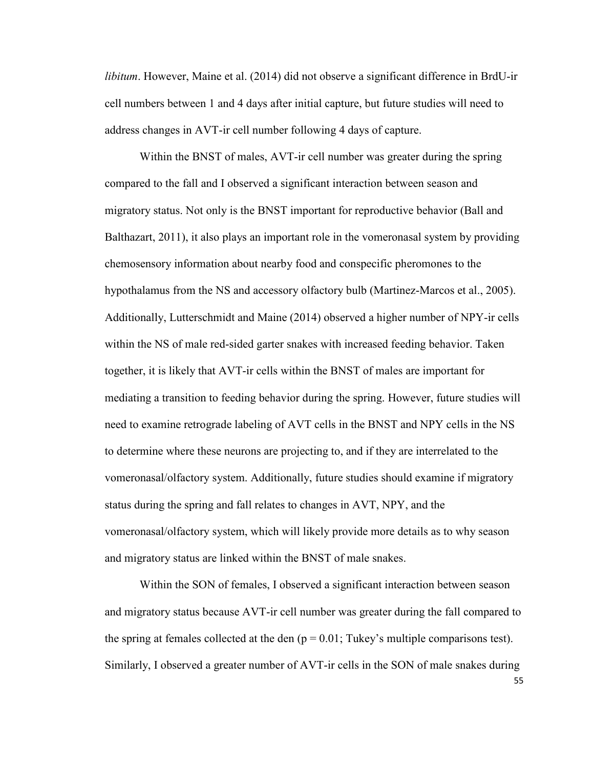*libitum*. However, Maine et al. (2014) did not observe a significant difference in BrdU-ir cell numbers between 1 and 4 days after initial capture, but future studies will need to address changes in AVT-ir cell number following 4 days of capture.

Within the BNST of males, AVT-ir cell number was greater during the spring compared to the fall and I observed a significant interaction between season and migratory status. Not only is the BNST important for reproductive behavior (Ball and Balthazart, 2011), it also plays an important role in the vomeronasal system by providing chemosensory information about nearby food and conspecific pheromones to the hypothalamus from the NS and accessory olfactory bulb (Martinez-Marcos et al., 2005). Additionally, Lutterschmidt and Maine (2014) observed a higher number of NPY-ir cells within the NS of male red-sided garter snakes with increased feeding behavior. Taken together, it is likely that AVT-ir cells within the BNST of males are important for mediating a transition to feeding behavior during the spring. However, future studies will need to examine retrograde labeling of AVT cells in the BNST and NPY cells in the NS to determine where these neurons are projecting to, and if they are interrelated to the vomeronasal/olfactory system. Additionally, future studies should examine if migratory status during the spring and fall relates to changes in AVT, NPY, and the vomeronasal/olfactory system, which will likely provide more details as to why season and migratory status are linked within the BNST of male snakes.

Within the SON of females, I observed a significant interaction between season and migratory status because AVT-ir cell number was greater during the fall compared to the spring at females collected at the den ($p = 0.01$; Tukey's multiple comparisons test). Similarly, I observed a greater number of AVT-ir cells in the SON of male snakes during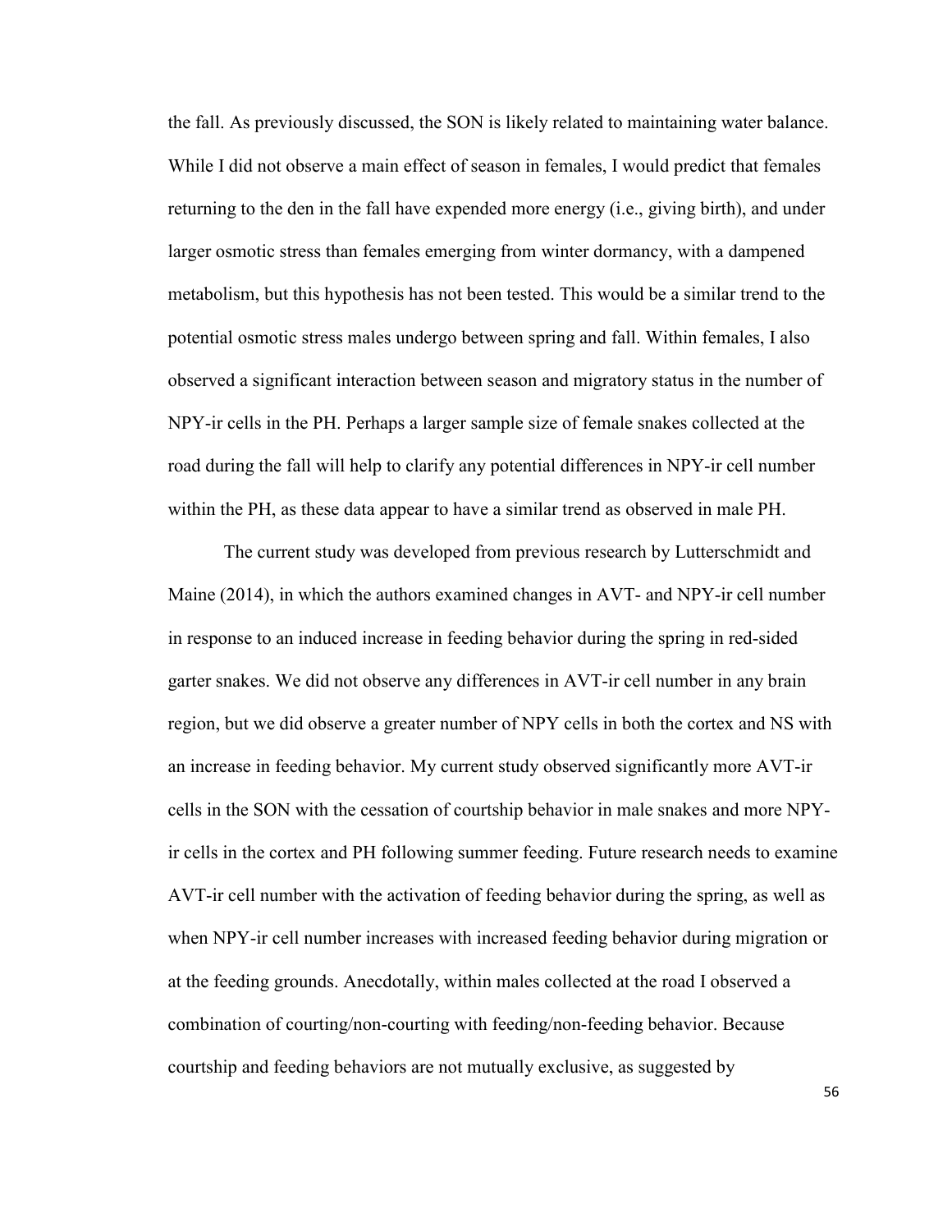the fall. As previously discussed, the SON is likely related to maintaining water balance. While I did not observe a main effect of season in females, I would predict that females returning to the den in the fall have expended more energy (i.e., giving birth), and under larger osmotic stress than females emerging from winter dormancy, with a dampened metabolism, but this hypothesis has not been tested. This would be a similar trend to the potential osmotic stress males undergo between spring and fall. Within females, I also observed a significant interaction between season and migratory status in the number of NPY-ir cells in the PH. Perhaps a larger sample size of female snakes collected at the road during the fall will help to clarify any potential differences in NPY-ir cell number within the PH, as these data appear to have a similar trend as observed in male PH.

The current study was developed from previous research by Lutterschmidt and Maine (2014), in which the authors examined changes in AVT- and NPY-ir cell number in response to an induced increase in feeding behavior during the spring in red-sided garter snakes. We did not observe any differences in AVT-ir cell number in any brain region, but we did observe a greater number of NPY cells in both the cortex and NS with an increase in feeding behavior. My current study observed significantly more AVT-ir cells in the SON with the cessation of courtship behavior in male snakes and more NPY-ir cells in the cortex and PH following summer feeding. Future research needs to examine AVT-ir cell number with the activation of feeding behavior during the spring, as well as when NPY-ir cell number increases with increased feeding behavior during migration or at the feeding grounds. Anecdotally, within males collected at the road I observed a combination of courting/non-courting with feeding/non-feeding behavior. Because courtship and feeding behaviors are not mutually exclusive, as suggested by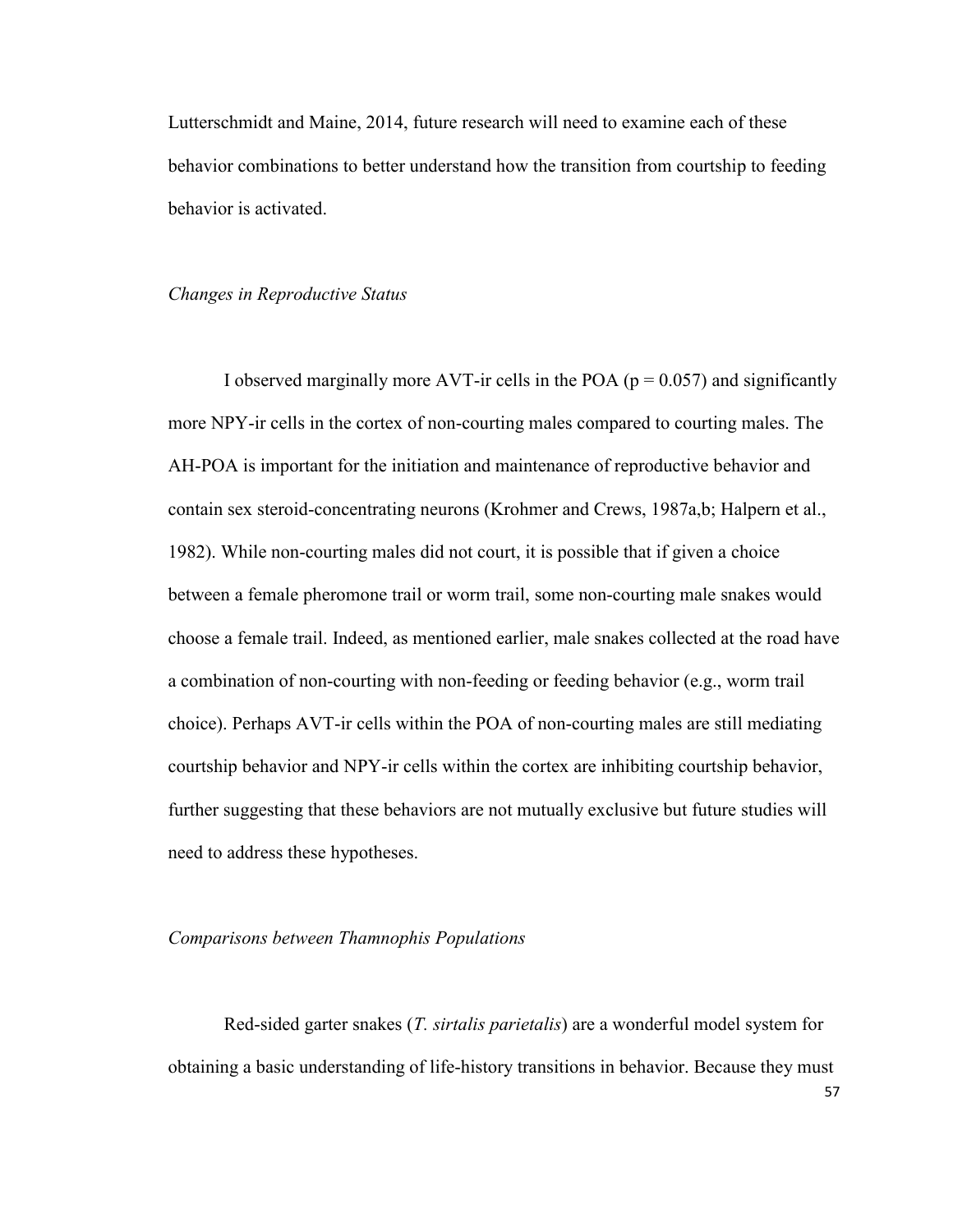Lutterschmidt and Maine, 2014, future research will need to examine each of these behavior combinations to better understand how the transition from courtship to feeding behavior is activated.

### *Changes in Reproductive Status*

I observed marginally more AVT-ir cells in the POA ($p = 0.057$) and significantly more NPY-ir cells in the cortex of non-courting males compared to courting males. The AH-POA is important for the initiation and maintenance of reproductive behavior and contain sex steroid-concentrating neurons (Krohmer and Crews, 1987a,b; Halpern et al., 1982). While non-courting males did not court, it is possible that if given a choice between a female pheromone trail or worm trail, some non-courting male snakes would choose a female trail. Indeed, as mentioned earlier, male snakes collected at the road have a combination of non-courting with non-feeding or feeding behavior (e.g., worm trail choice). Perhaps AVT-ir cells within the POA of non-courting males are still mediating courtship behavior and NPY-ir cells within the cortex are inhibiting courtship behavior, further suggesting that these behaviors are not mutually exclusive but future studies will need to address these hypotheses.

### *Comparisons between Thamnophis Populations*

Red-sided garter snakes (*T. sirtalis parietalis*) are a wonderful model system for obtaining a basic understanding of life-history transitions in behavior. Because they must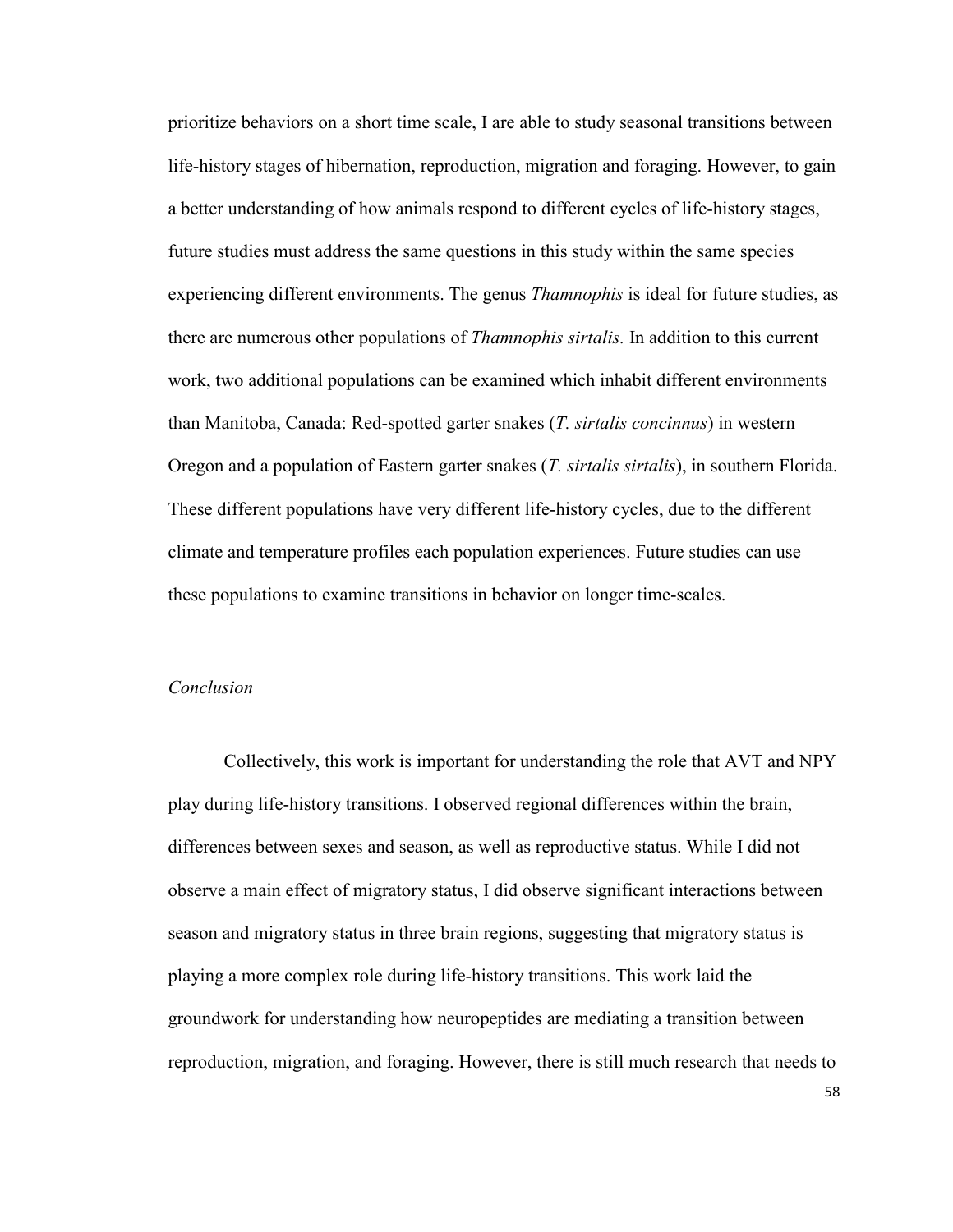prioritize behaviors on a short time scale, I are able to study seasonal transitions between life-history stages of hibernation, reproduction, migration and foraging. However, to gain a better understanding of how animals respond to different cycles of life-history stages, future studies must address the same questions in this study within the same species experiencing different environments. The genus *Thamnophis* is ideal for future studies, as there are numerous other populations of *Thamnophis sirtalis.* In addition to this current work, two additional populations can be examined which inhabit different environments than Manitoba, Canada: Red-spotted garter snakes (*T. sirtalis concinnus*) in western Oregon and a population of Eastern garter snakes (*T. sirtalis sirtalis*), in southern Florida. These different populations have very different life-history cycles, due to the different climate and temperature profiles each population experiences. Future studies can use these populations to examine transitions in behavior on longer time-scales.

*Conclusion*

Collectively, this work is important for understanding the role that AVT and NPY play during life-history transitions. I observed regional differences within the brain, differences between sexes and season, as well as reproductive status. While I did not observe a main effect of migratory status, I did observe significant interactions between season and migratory status in three brain regions, suggesting that migratory status is playing a more complex role during life-history transitions. This work laid the groundwork for understanding how neuropeptides are mediating a transition between reproduction, migration, and foraging. However, there is still much research that needs to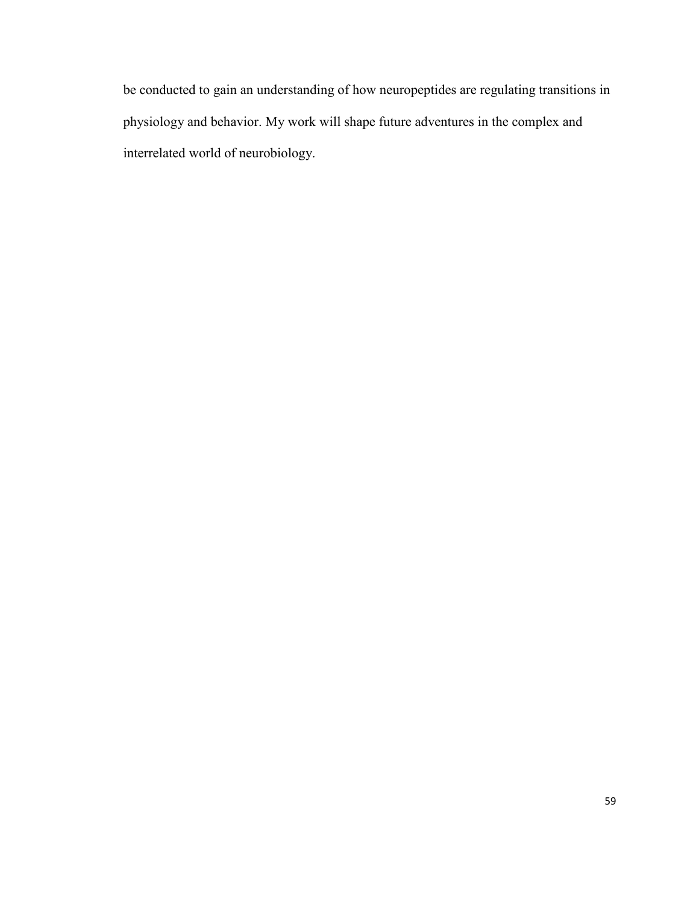be conducted to gain an understanding of how neuropeptides are regulating transitions in physiology and behavior. My work will shape future adventures in the complex and interrelated world of neurobiology.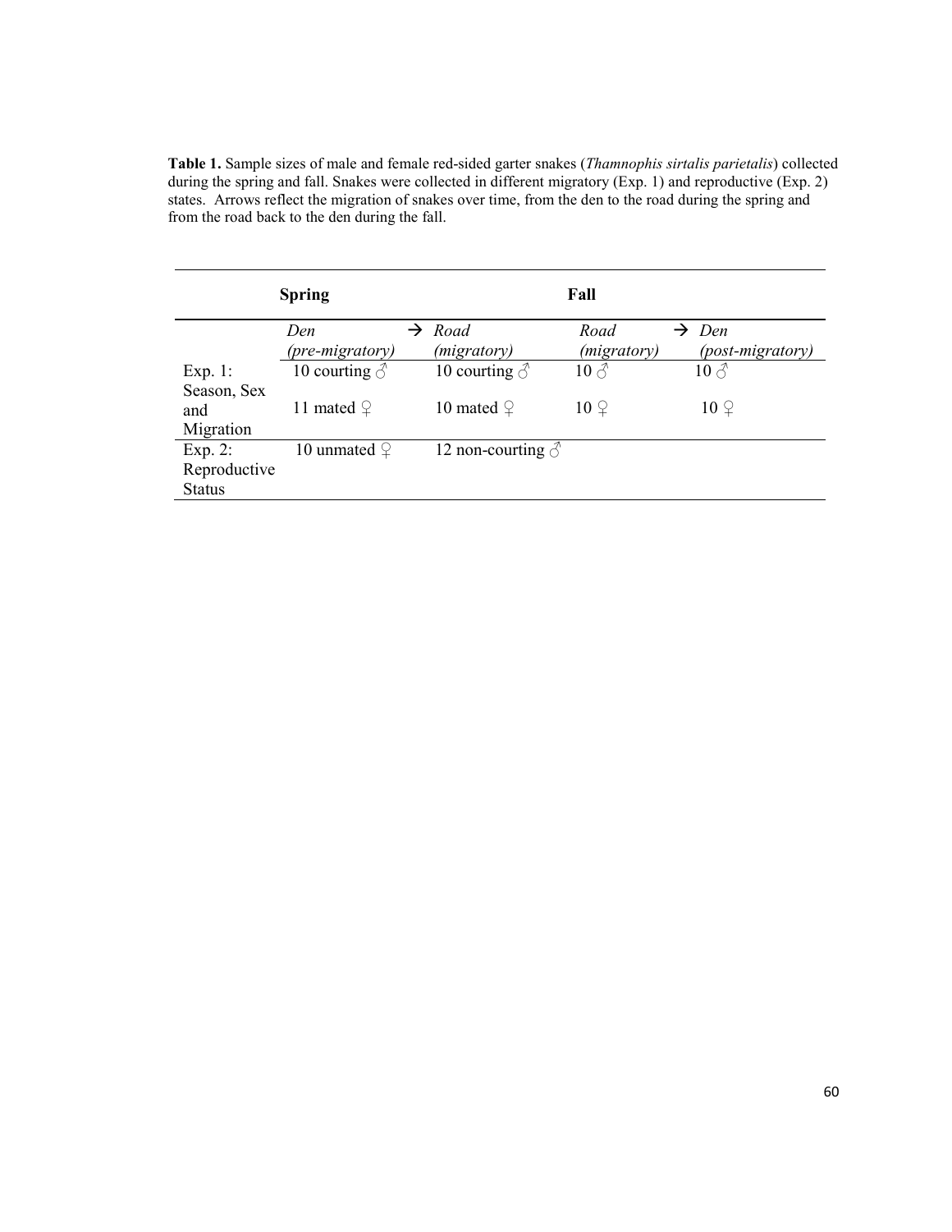**Table 1.** Sample sizes of male and female red-sided garter snakes (*Thamnophis sirtalis parietalis*) collected during the spring and fall. Snakes were collected in different migratory (Exp. 1) and reproductive (Exp. 2) states. Arrows reflect the migration of snakes over time, from the den to the road during the spring and from the road back to the den during the fall.

| | **Spring** | | **Fall** | |
|---|---|---|---|---|
| | *Den (pre-migratory)* | → *Road (migratory)* | *Road (migratory)* | → *Den (post-migratory)* |
| Exp. 1: Season, Sex and Migration | 10 courting ♂ | 10 courting ♂ | 10 ♂ | 10 ♂ |
| | 11 mated ♀ | 10 mated ♀ | 10 ♀ | 10 ♀ |
| Exp. 2: Reproductive Status | 10 unmated ♀ | 12 non-courting ♂ | | |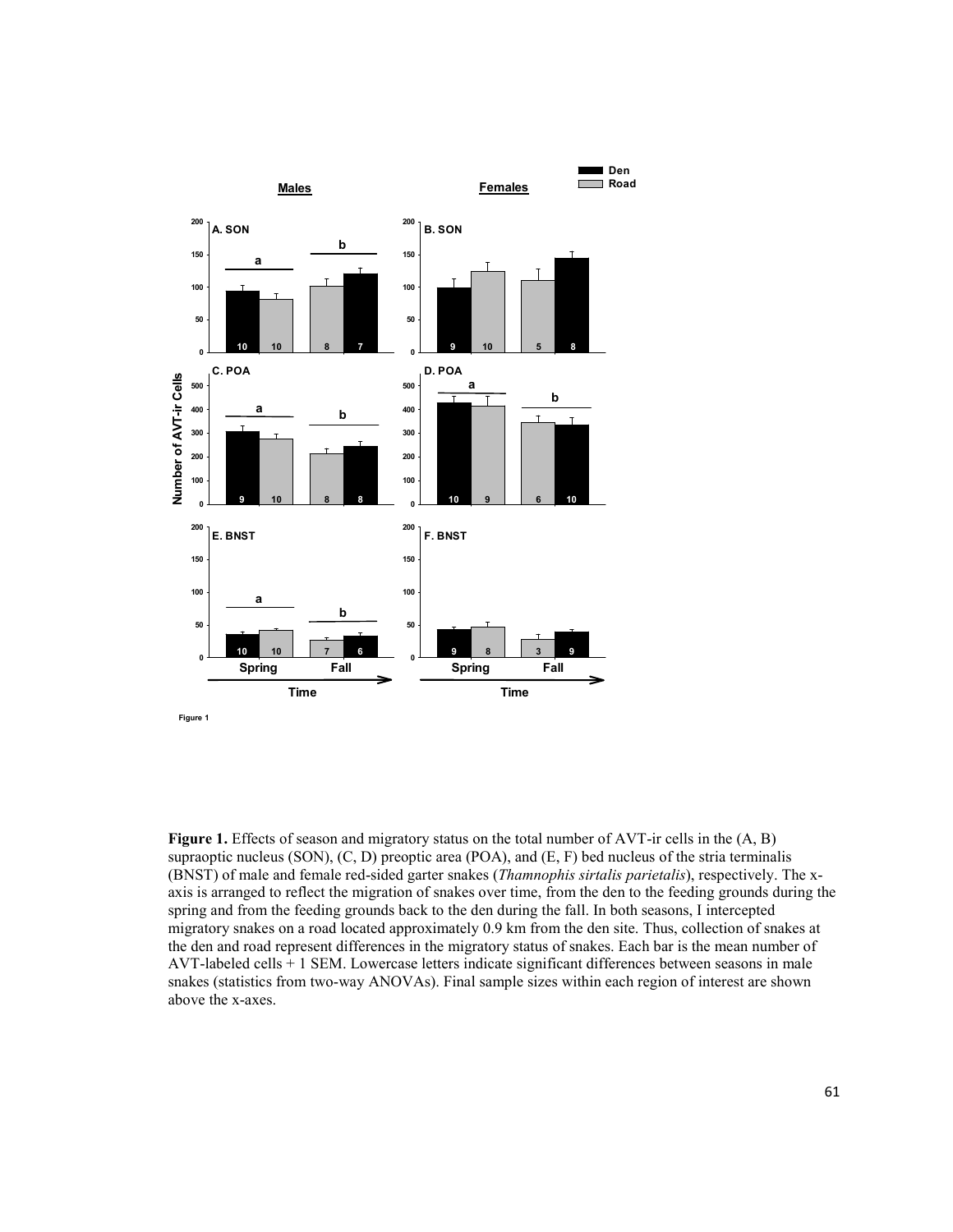Figure 1

**Figure 1.** Effects of season and migratory status on the total number of AVT-ir cells in the (A, B) supraoptic nucleus (SON), (C, D) preoptic area (POA), and (E, F) bed nucleus of the stria terminalis (BNST) of male and female red-sided garter snakes (*Thamnophis sirtalis parietalis*), respectively. The x-axis is arranged to reflect the migration of snakes over time, from the den to the feeding grounds during the spring and from the feeding grounds back to the den during the fall. In both seasons, I intercepted migratory snakes on a road located approximately 0.9 km from the den site. Thus, collection of snakes at the den and road represent differences in the migratory status of snakes. Each bar is the mean number of AVT-labeled cells + 1 SEM. Lowercase letters indicate significant differences between seasons in male snakes (statistics from two-way ANOVAs). Final sample sizes within each region of interest are shown above the x-axes.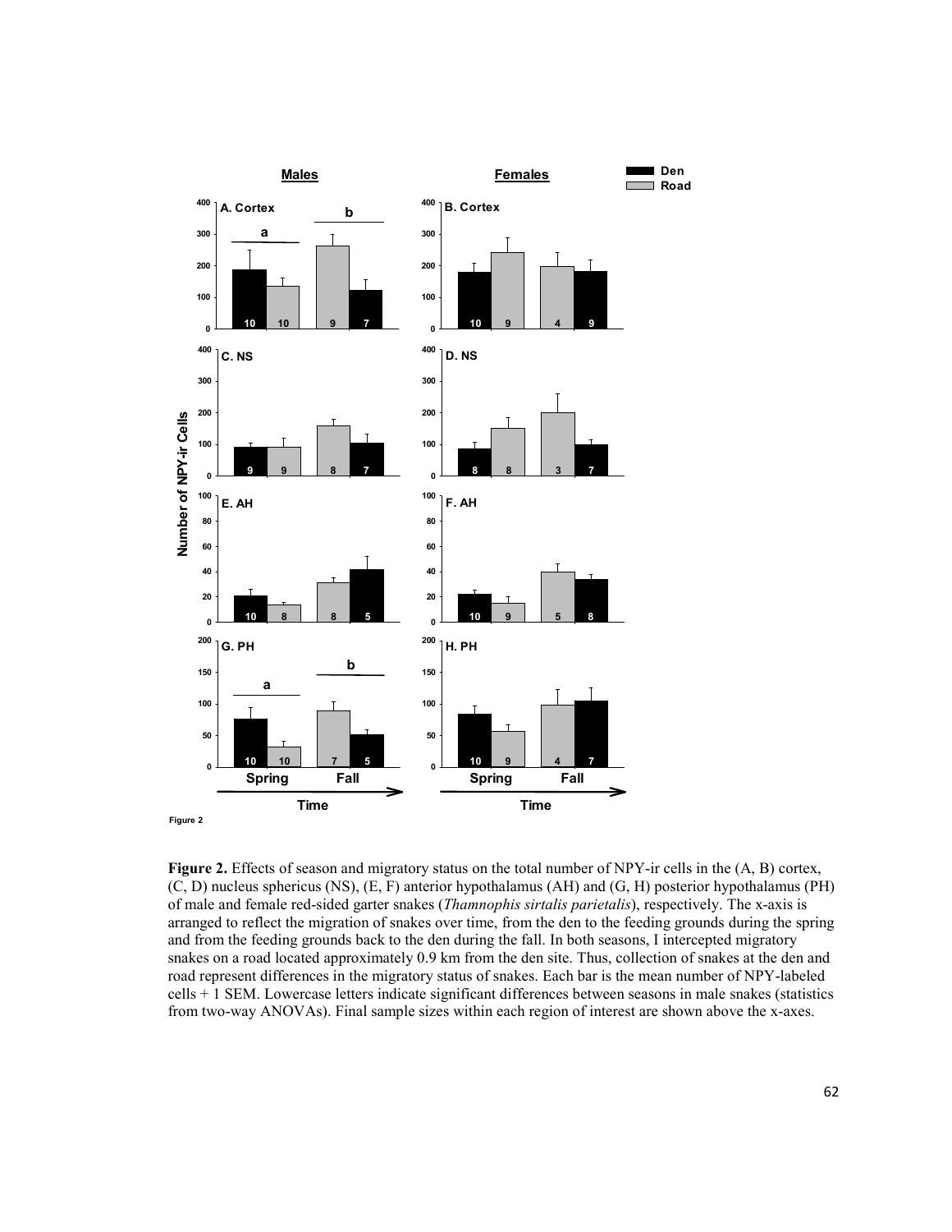Figure 2

**Figure 2.** Effects of season and migratory status on the total number of NPY-ir cells in the (A, B) cortex, (C, D) nucleus sphericus (NS), (E, F) anterior hypothalamus (AH) and (G, H) posterior hypothalamus (PH) of male and female red-sided garter snakes (*Thamnophis sirtalis parietalis*), respectively. The x-axis is arranged to reflect the migration of snakes over time, from the den to the feeding grounds during the spring and from the feeding grounds back to the den during the fall. In both seasons, I intercepted migratory snakes on a road located approximately 0.9 km from the den site. Thus, collection of snakes at the den and road represent differences in the migratory status of snakes. Each bar is the mean number of NPY-labeled cells + 1 SEM. Lowercase letters indicate significant differences between seasons in male snakes (statistics from two-way ANOVAs). Final sample sizes within each region of interest are shown above the x-axes.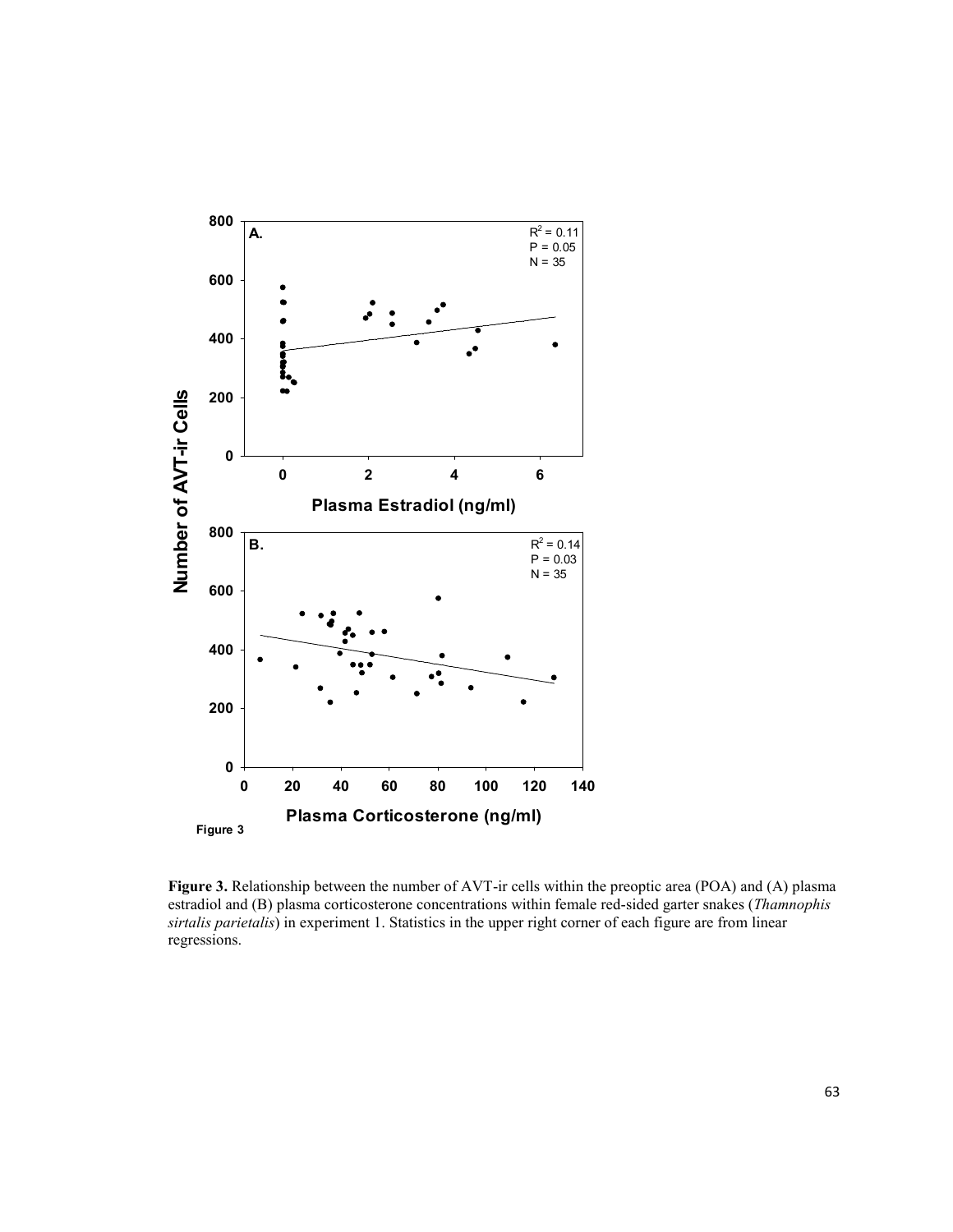Figure 3

**Figure 3.** Relationship between the number of AVT-ir cells within the preoptic area (POA) and (A) plasma estradiol and (B) plasma corticosterone concentrations within female red-sided garter snakes (*Thamnophis sirtalis parietalis*) in experiment 1. Statistics in the upper right corner of each figure are from linear regressions.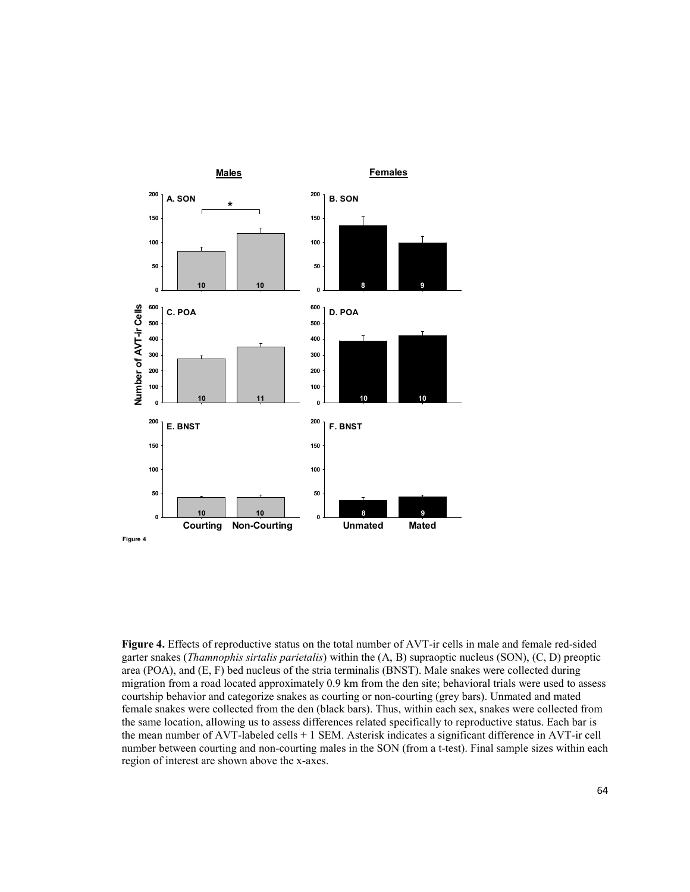Figure 4

**Figure 4.** Effects of reproductive status on the total number of AVT-ir cells in male and female red-sided garter snakes (*Thamnophis sirtalis parietalis*) within the (A, B) supraoptic nucleus (SON), (C, D) preoptic area (POA), and (E, F) bed nucleus of the stria terminalis (BNST). Male snakes were collected during migration from a road located approximately 0.9 km from the den site; behavioral trials were used to assess courtship behavior and categorize snakes as courting or non-courting (grey bars). Unmated and mated female snakes were collected from the den (black bars). Thus, within each sex, snakes were collected from the same location, allowing us to assess differences related specifically to reproductive status. Each bar is the mean number of AVT-labeled cells + 1 SEM. Asterisk indicates a significant difference in AVT-ir cell number between courting and non-courting males in the SON (from a t-test). Final sample sizes within each region of interest are shown above the x-axes.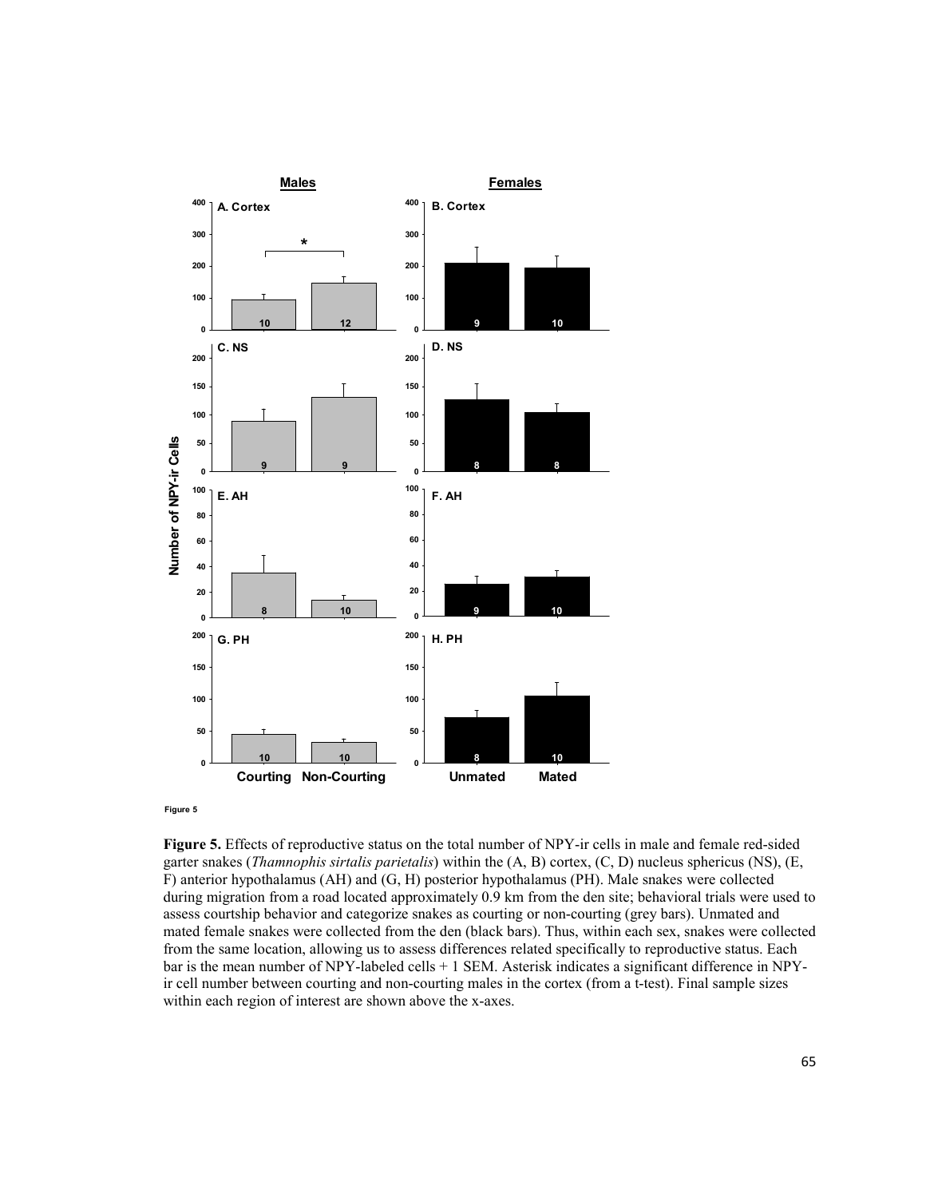Figure 5

**Figure 5.** Effects of reproductive status on the total number of NPY-ir cells in male and female red-sided garter snakes (*Thamnophis sirtalis parietalis*) within the (A, B) cortex, (C, D) nucleus sphericus (NS), (E, F) anterior hypothalamus (AH) and (G, H) posterior hypothalamus (PH). Male snakes were collected during migration from a road located approximately 0.9 km from the den site; behavioral trials were used to assess courtship behavior and categorize snakes as courting or non-courting (grey bars). Unmated and mated female snakes were collected from the den (black bars). Thus, within each sex, snakes were collected from the same location, allowing us to assess differences related specifically to reproductive status. Each bar is the mean number of NPY-labeled cells + 1 SEM. Asterisk indicates a significant difference in NPY-ir cell number between courting and non-courting males in the cortex (from a t-test). Final sample sizes within each region of interest are shown above the x-axes.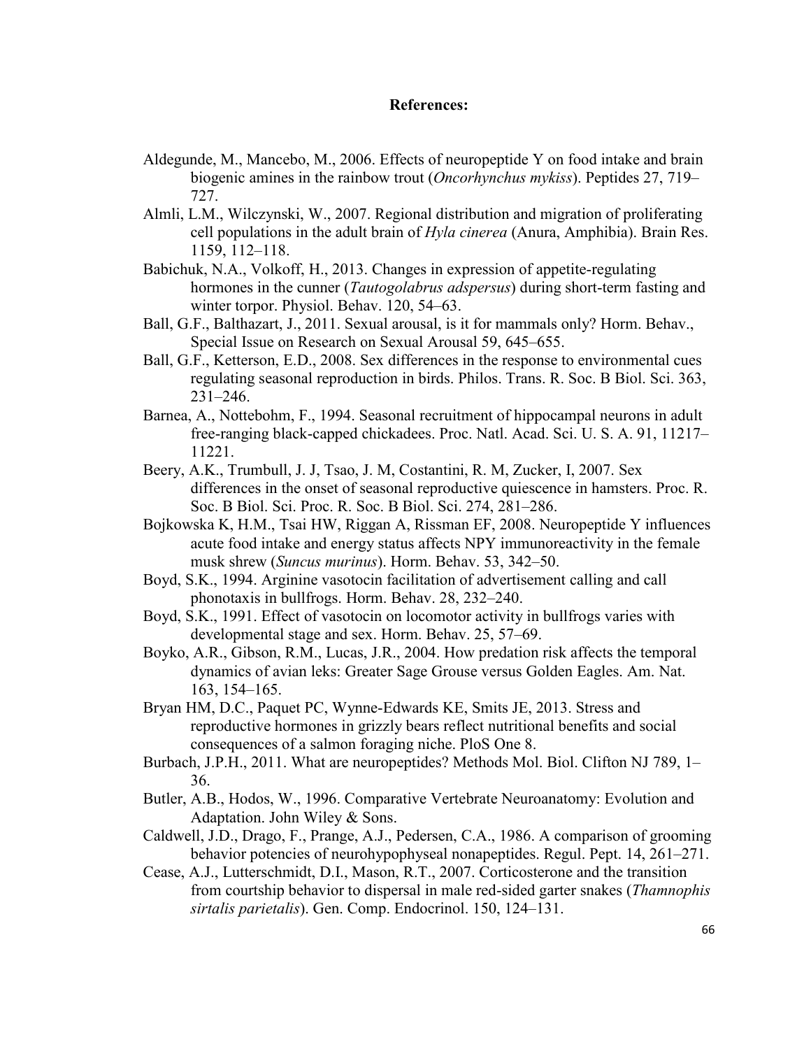**References:**

Aldegunde, M., Mancebo, M., 2006. Effects of neuropeptide Y on food intake and brain biogenic amines in the rainbow trout (*Oncorhynchus mykiss*). Peptides 27, 719–727.

Almli, L.M., Wilczynski, W., 2007. Regional distribution and migration of proliferating cell populations in the adult brain of *Hyla cinerea* (Anura, Amphibia). Brain Res. 1159, 112–118.

Babichuk, N.A., Volkoff, H., 2013. Changes in expression of appetite-regulating hormones in the cunner (*Tautogolabrus adspersus*) during short-term fasting and winter torpor. Physiol. Behav. 120, 54–63.

Ball, G.F., Balthazart, J., 2011. Sexual arousal, is it for mammals only? Horm. Behav., Special Issue on Research on Sexual Arousal 59, 645–655.

Ball, G.F., Ketterson, E.D., 2008. Sex differences in the response to environmental cues regulating seasonal reproduction in birds. Philos. Trans. R. Soc. B Biol. Sci. 363, 231–246.

Barnea, A., Nottebohm, F., 1994. Seasonal recruitment of hippocampal neurons in adult free-ranging black-capped chickadees. Proc. Natl. Acad. Sci. U. S. A. 91, 11217–11221.

Beery, A.K., Trumbull, J. J, Tsao, J. M, Costantini, R. M, Zucker, I, 2007. Sex differences in the onset of seasonal reproductive quiescence in hamsters. Proc. R. Soc. B Biol. Sci. Proc. R. Soc. B Biol. Sci. 274, 281–286.

Bojkowska K, H.M., Tsai HW, Riggan A, Rissman EF, 2008. Neuropeptide Y influences acute food intake and energy status affects NPY immunoreactivity in the female musk shrew (*Suncus murinus*). Horm. Behav. 53, 342–50.

Boyd, S.K., 1994. Arginine vasotocin facilitation of advertisement calling and call phonotaxis in bullfrogs. Horm. Behav. 28, 232–240.

Boyd, S.K., 1991. Effect of vasotocin on locomotor activity in bullfrogs varies with developmental stage and sex. Horm. Behav. 25, 57–69.

Boyko, A.R., Gibson, R.M., Lucas, J.R., 2004. How predation risk affects the temporal dynamics of avian leks: Greater Sage Grouse versus Golden Eagles. Am. Nat. 163, 154–165.

Bryan HM, D.C., Paquet PC, Wynne-Edwards KE, Smits JE, 2013. Stress and reproductive hormones in grizzly bears reflect nutritional benefits and social consequences of a salmon foraging niche. PloS One 8.

Burbach, J.P.H., 2011. What are neuropeptides? Methods Mol. Biol. Clifton NJ 789, 1–36.

Butler, A.B., Hodos, W., 1996. Comparative Vertebrate Neuroanatomy: Evolution and Adaptation. John Wiley & Sons.

Caldwell, J.D., Drago, F., Prange, A.J., Pedersen, C.A., 1986. A comparison of grooming behavior potencies of neurohypophyseal nonapeptides. Regul. Pept. 14, 261–271.

Cease, A.J., Lutterschmidt, D.I., Mason, R.T., 2007. Corticosterone and the transition from courtship behavior to dispersal in male red-sided garter snakes (*Thamnophis sirtalis parietalis*). Gen. Comp. Endocrinol. 150, 124–131.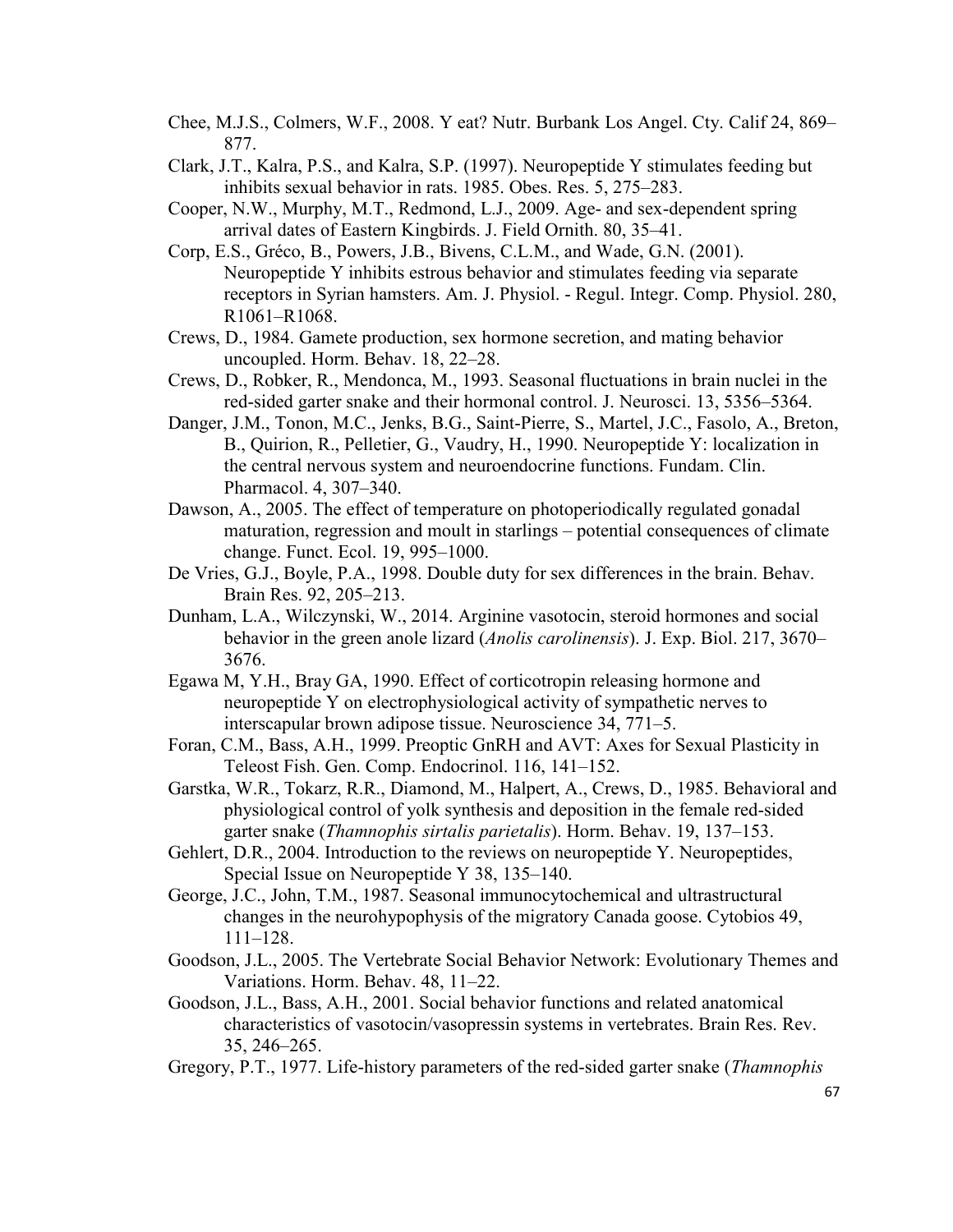Chee, M.J.S., Colmers, W.F., 2008. Y eat? Nutr. Burbank Los Angel. Cty. Calif 24, 869–877.

Clark, J.T., Kalra, P.S., and Kalra, S.P. (1997). Neuropeptide Y stimulates feeding but inhibits sexual behavior in rats. 1985. Obes. Res. 5, 275–283.

Cooper, N.W., Murphy, M.T., Redmond, L.J., 2009. Age- and sex-dependent spring arrival dates of Eastern Kingbirds. J. Field Ornith. 80, 35–41.

Corp, E.S., Gréco, B., Powers, J.B., Bivens, C.L.M., and Wade, G.N. (2001). Neuropeptide Y inhibits estrous behavior and stimulates feeding via separate receptors in Syrian hamsters. Am. J. Physiol. - Regul. Integr. Comp. Physiol. 280, R1061–R1068.

Crews, D., 1984. Gamete production, sex hormone secretion, and mating behavior uncoupled. Horm. Behav. 18, 22–28.

Crews, D., Robker, R., Mendonca, M., 1993. Seasonal fluctuations in brain nuclei in the red-sided garter snake and their hormonal control. J. Neurosci. 13, 5356–5364.

Danger, J.M., Tonon, M.C., Jenks, B.G., Saint-Pierre, S., Martel, J.C., Fasolo, A., Breton, B., Quirion, R., Pelletier, G., Vaudry, H., 1990. Neuropeptide Y: localization in the central nervous system and neuroendocrine functions. Fundam. Clin. Pharmacol. 4, 307–340.

Dawson, A., 2005. The effect of temperature on photoperiodically regulated gonadal maturation, regression and moult in starlings – potential consequences of climate change. Funct. Ecol. 19, 995–1000.

De Vries, G.J., Boyle, P.A., 1998. Double duty for sex differences in the brain. Behav. Brain Res. 92, 205–213.

Dunham, L.A., Wilczynski, W., 2014. Arginine vasotocin, steroid hormones and social behavior in the green anole lizard (*Anolis carolinensis*). J. Exp. Biol. 217, 3670–3676.

Egawa M, Y.H., Bray GA, 1990. Effect of corticotropin releasing hormone and neuropeptide Y on electrophysiological activity of sympathetic nerves to interscapular brown adipose tissue. Neuroscience 34, 771–5.

Foran, C.M., Bass, A.H., 1999. Preoptic GnRH and AVT: Axes for Sexual Plasticity in Teleost Fish. Gen. Comp. Endocrinol. 116, 141–152.

Garstka, W.R., Tokarz, R.R., Diamond, M., Halpert, A., Crews, D., 1985. Behavioral and physiological control of yolk synthesis and deposition in the female red-sided garter snake (*Thamnophis sirtalis parietalis*). Horm. Behav. 19, 137–153.

Gehlert, D.R., 2004. Introduction to the reviews on neuropeptide Y. Neuropeptides, Special Issue on Neuropeptide Y 38, 135–140.

George, J.C., John, T.M., 1987. Seasonal immunocytochemical and ultrastructural changes in the neurohypophysis of the migratory Canada goose. Cytobios 49, 111–128.

Goodson, J.L., 2005. The Vertebrate Social Behavior Network: Evolutionary Themes and Variations. Horm. Behav. 48, 11–22.

Goodson, J.L., Bass, A.H., 2001. Social behavior functions and related anatomical characteristics of vasotocin/vasopressin systems in vertebrates. Brain Res. Rev. 35, 246–265.

Gregory, P.T., 1977. Life-history parameters of the red-sided garter snake (*Thamnophis*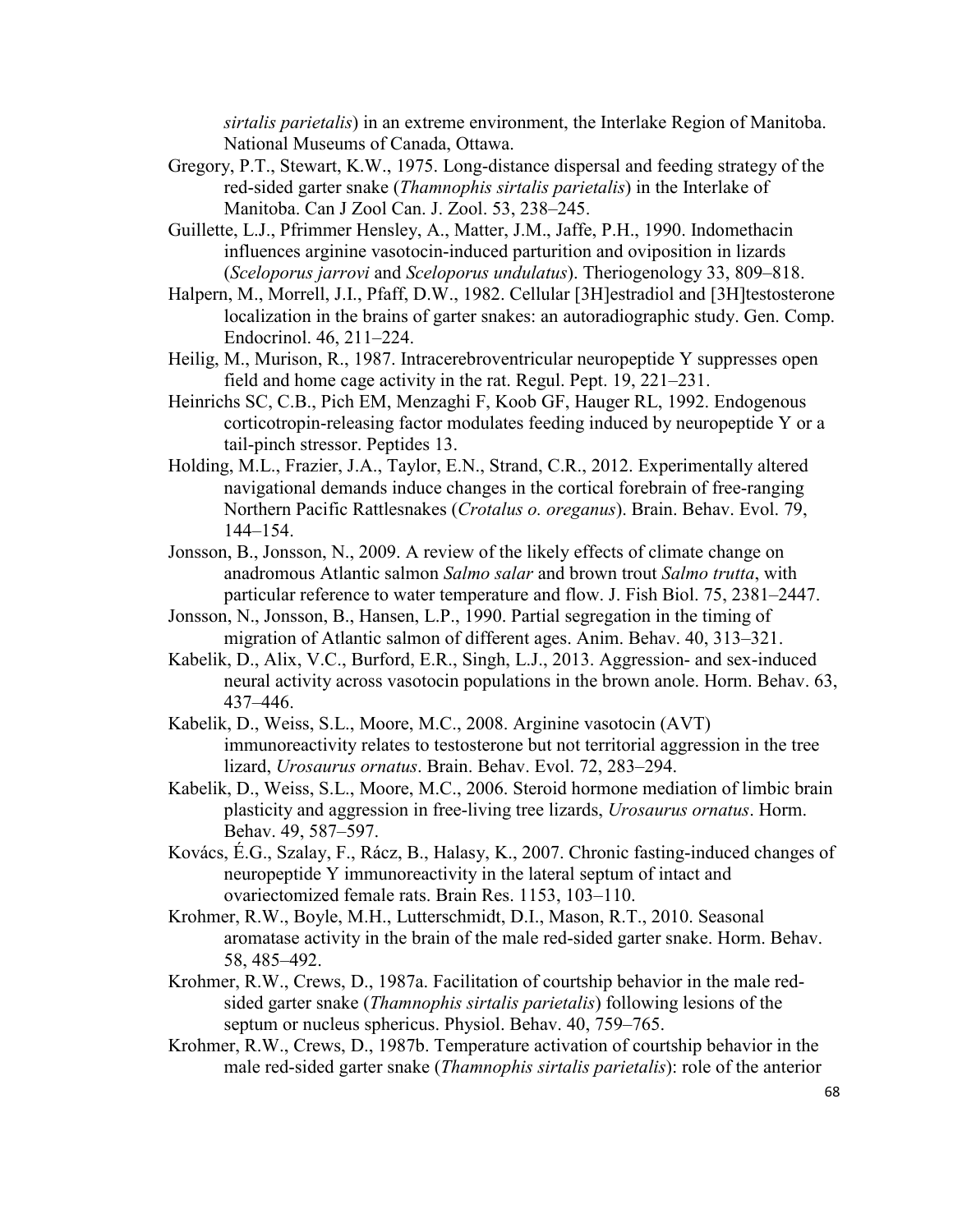*sirtalis parietalis*) in an extreme environment, the Interlake Region of Manitoba. National Museums of Canada, Ottawa.

Gregory, P.T., Stewart, K.W., 1975. Long-distance dispersal and feeding strategy of the red-sided garter snake (*Thamnophis sirtalis parietalis*) in the Interlake of Manitoba. Can J Zool Can. J. Zool. 53, 238–245.

Guillette, L.J., Pfrimmer Hensley, A., Matter, J.M., Jaffe, P.H., 1990. Indomethacin influences arginine vasotocin-induced parturition and oviposition in lizards (*Sceloporus jarrovi* and *Sceloporus undulatus*). Theriogenology 33, 809–818.

Halpern, M., Morrell, J.I., Pfaff, D.W., 1982. Cellular [3H]estradiol and [3H]testosterone localization in the brains of garter snakes: an autoradiographic study. Gen. Comp. Endocrinol. 46, 211–224.

Heilig, M., Murison, R., 1987. Intracerebroventricular neuropeptide Y suppresses open field and home cage activity in the rat. Regul. Pept. 19, 221–231.

Heinrichs SC, C.B., Pich EM, Menzaghi F, Koob GF, Hauger RL, 1992. Endogenous corticotropin-releasing factor modulates feeding induced by neuropeptide Y or a tail-pinch stressor. Peptides 13.

Holding, M.L., Frazier, J.A., Taylor, E.N., Strand, C.R., 2012. Experimentally altered navigational demands induce changes in the cortical forebrain of free-ranging Northern Pacific Rattlesnakes (*Crotalus o. oreganus*). Brain. Behav. Evol. 79, 144–154.

Jonsson, B., Jonsson, N., 2009. A review of the likely effects of climate change on anadromous Atlantic salmon *Salmo salar* and brown trout *Salmo trutta*, with particular reference to water temperature and flow. J. Fish Biol. 75, 2381–2447.

Jonsson, N., Jonsson, B., Hansen, L.P., 1990. Partial segregation in the timing of migration of Atlantic salmon of different ages. Anim. Behav. 40, 313–321.

Kabelik, D., Alix, V.C., Burford, E.R., Singh, L.J., 2013. Aggression- and sex-induced neural activity across vasotocin populations in the brown anole. Horm. Behav. 63, 437–446.

Kabelik, D., Weiss, S.L., Moore, M.C., 2008. Arginine vasotocin (AVT) immunoreactivity relates to testosterone but not territorial aggression in the tree lizard, *Urosaurus ornatus*. Brain. Behav. Evol. 72, 283–294.

Kabelik, D., Weiss, S.L., Moore, M.C., 2006. Steroid hormone mediation of limbic brain plasticity and aggression in free-living tree lizards, *Urosaurus ornatus*. Horm. Behav. 49, 587–597.

Kovács, É.G., Szalay, F., Rácz, B., Halasy, K., 2007. Chronic fasting-induced changes of neuropeptide Y immunoreactivity in the lateral septum of intact and ovariectomized female rats. Brain Res. 1153, 103–110.

Krohmer, R.W., Boyle, M.H., Lutterschmidt, D.I., Mason, R.T., 2010. Seasonal aromatase activity in the brain of the male red-sided garter snake. Horm. Behav. 58, 485–492.

Krohmer, R.W., Crews, D., 1987a. Facilitation of courtship behavior in the male red-sided garter snake (*Thamnophis sirtalis parietalis*) following lesions of the septum or nucleus sphericus. Physiol. Behav. 40, 759–765.

Krohmer, R.W., Crews, D., 1987b. Temperature activation of courtship behavior in the male red-sided garter snake (*Thamnophis sirtalis parietalis*): role of the anterior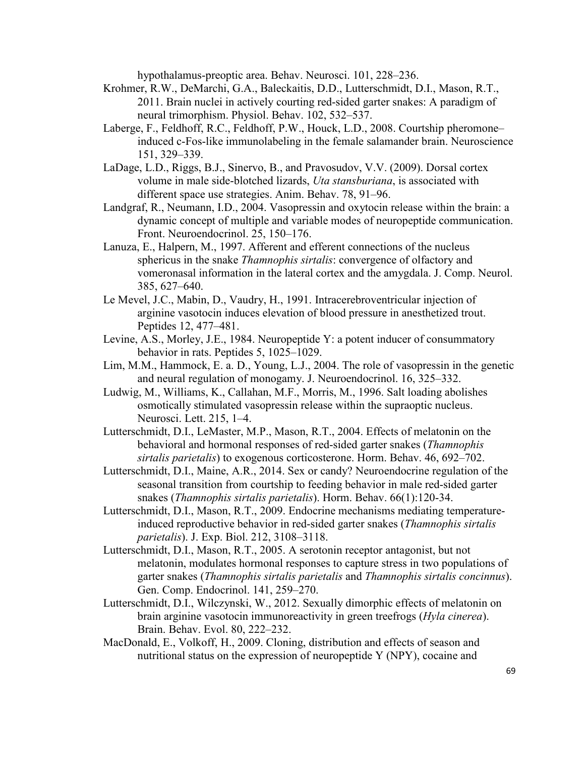hypothalamus-preoptic area. Behav. Neurosci. 101, 228–236.

Krohmer, R.W., DeMarchi, G.A., Baleckaitis, D.D., Lutterschmidt, D.I., Mason, R.T., 2011. Brain nuclei in actively courting red-sided garter snakes: A paradigm of neural trimorphism. Physiol. Behav. 102, 532–537.

Laberge, F., Feldhoff, R.C., Feldhoff, P.W., Houck, L.D., 2008. Courtship pheromone–induced c-Fos-like immunolabeling in the female salamander brain. Neuroscience 151, 329–339.

LaDage, L.D., Riggs, B.J., Sinervo, B., and Pravosudov, V.V. (2009). Dorsal cortex volume in male side-blotched lizards, *Uta stansburiana*, is associated with different space use strategies. Anim. Behav. 78, 91–96.

Landgraf, R., Neumann, I.D., 2004. Vasopressin and oxytocin release within the brain: a dynamic concept of multiple and variable modes of neuropeptide communication. Front. Neuroendocrinol. 25, 150–176.

Lanuza, E., Halpern, M., 1997. Afferent and efferent connections of the nucleus sphericus in the snake *Thamnophis sirtalis*: convergence of olfactory and vomeronasal information in the lateral cortex and the amygdala. J. Comp. Neurol. 385, 627–640.

Le Mevel, J.C., Mabin, D., Vaudry, H., 1991. Intracerebroventricular injection of arginine vasotocin induces elevation of blood pressure in anesthetized trout. Peptides 12, 477–481.

Levine, A.S., Morley, J.E., 1984. Neuropeptide Y: a potent inducer of consummatory behavior in rats. Peptides 5, 1025–1029.

Lim, M.M., Hammock, E. a. D., Young, L.J., 2004. The role of vasopressin in the genetic and neural regulation of monogamy. J. Neuroendocrinol. 16, 325–332.

Ludwig, M., Williams, K., Callahan, M.F., Morris, M., 1996. Salt loading abolishes osmotically stimulated vasopressin release within the supraoptic nucleus. Neurosci. Lett. 215, 1–4.

Lutterschmidt, D.I., LeMaster, M.P., Mason, R.T., 2004. Effects of melatonin on the behavioral and hormonal responses of red-sided garter snakes (*Thamnophis sirtalis parietalis*) to exogenous corticosterone. Horm. Behav. 46, 692–702.

Lutterschmidt, D.I., Maine, A.R., 2014. Sex or candy? Neuroendocrine regulation of the seasonal transition from courtship to feeding behavior in male red-sided garter snakes (*Thamnophis sirtalis parietalis*). Horm. Behav. 66(1):120-34.

Lutterschmidt, D.I., Mason, R.T., 2009. Endocrine mechanisms mediating temperature-induced reproductive behavior in red-sided garter snakes (*Thamnophis sirtalis parietalis*). J. Exp. Biol. 212, 3108–3118.

Lutterschmidt, D.I., Mason, R.T., 2005. A serotonin receptor antagonist, but not melatonin, modulates hormonal responses to capture stress in two populations of garter snakes (*Thamnophis sirtalis parietalis* and *Thamnophis sirtalis concinnus*). Gen. Comp. Endocrinol. 141, 259–270.

Lutterschmidt, D.I., Wilczynski, W., 2012. Sexually dimorphic effects of melatonin on brain arginine vasotocin immunoreactivity in green treefrogs (*Hyla cinerea*). Brain. Behav. Evol. 80, 222–232.

MacDonald, E., Volkoff, H., 2009. Cloning, distribution and effects of season and nutritional status on the expression of neuropeptide Y (NPY), cocaine and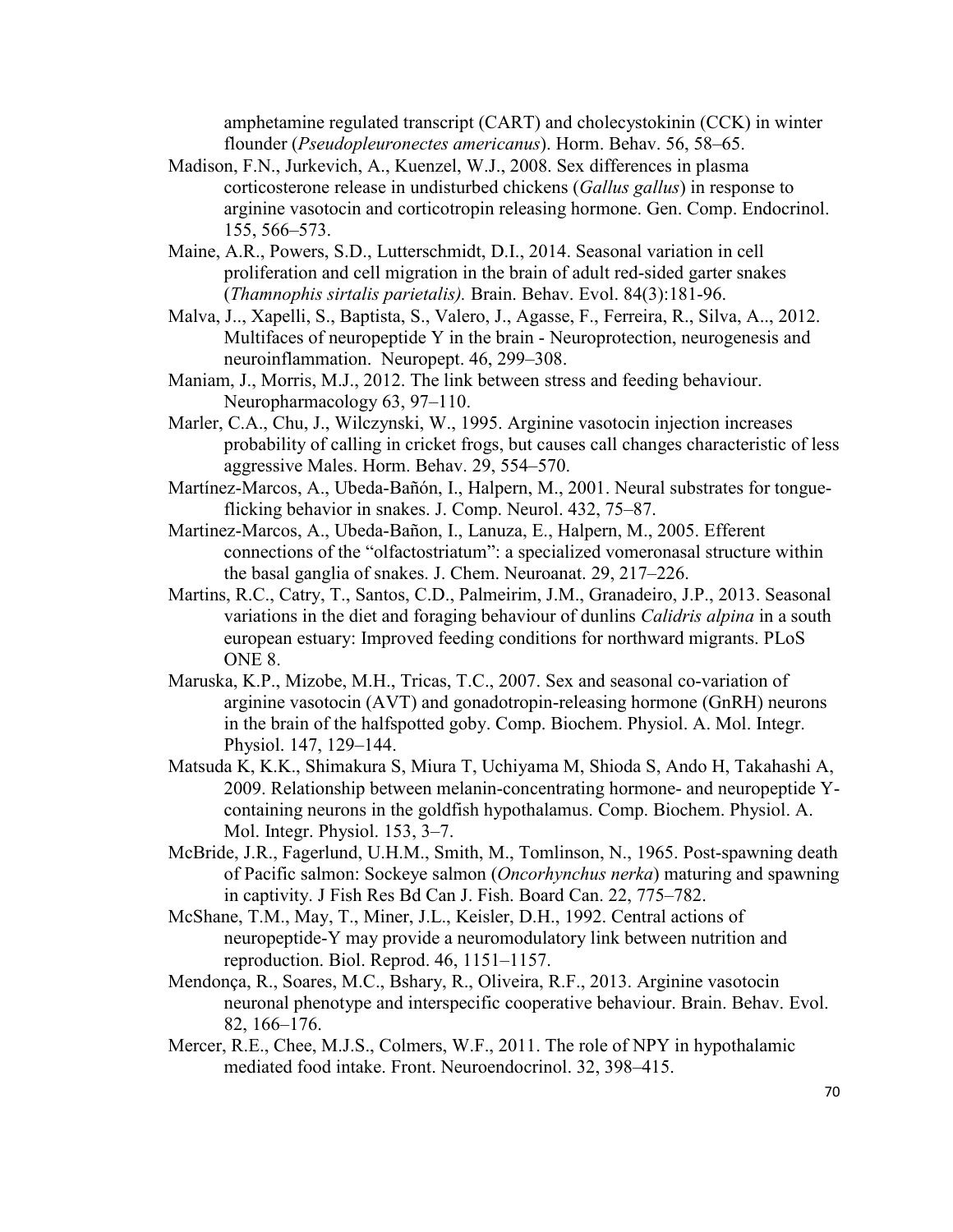amphetamine regulated transcript (CART) and cholecystokinin (CCK) in winter flounder (*Pseudopleuronectes americanus*). Horm. Behav. 56, 58–65.

Madison, F.N., Jurkevich, A., Kuenzel, W.J., 2008. Sex differences in plasma corticosterone release in undisturbed chickens (*Gallus gallus*) in response to arginine vasotocin and corticotropin releasing hormone. Gen. Comp. Endocrinol. 155, 566–573.

Maine, A.R., Powers, S.D., Lutterschmidt, D.I., 2014. Seasonal variation in cell proliferation and cell migration in the brain of adult red-sided garter snakes (*Thamnophis sirtalis parietalis).* Brain. Behav. Evol. 84(3):181-96.

Malva, J.., Xapelli, S., Baptista, S., Valero, J., Agasse, F., Ferreira, R., Silva, A.., 2012. Multifaces of neuropeptide Y in the brain - Neuroprotection, neurogenesis and neuroinflammation. Neuropept. 46, 299–308.

Maniam, J., Morris, M.J., 2012. The link between stress and feeding behaviour. Neuropharmacology 63, 97–110.

Marler, C.A., Chu, J., Wilczynski, W., 1995. Arginine vasotocin injection increases probability of calling in cricket frogs, but causes call changes characteristic of less aggressive Males. Horm. Behav. 29, 554–570.

Martínez-Marcos, A., Ubeda-Bañón, I., Halpern, M., 2001. Neural substrates for tongue-flicking behavior in snakes. J. Comp. Neurol. 432, 75–87.

Martinez-Marcos, A., Ubeda-Bañon, I., Lanuza, E., Halpern, M., 2005. Efferent connections of the "olfactostriatum": a specialized vomeronasal structure within the basal ganglia of snakes. J. Chem. Neuroanat. 29, 217–226.

Martins, R.C., Catry, T., Santos, C.D., Palmeirim, J.M., Granadeiro, J.P., 2013. Seasonal variations in the diet and foraging behaviour of dunlins *Calidris alpina* in a south european estuary: Improved feeding conditions for northward migrants. PLoS ONE 8.

Maruska, K.P., Mizobe, M.H., Tricas, T.C., 2007. Sex and seasonal co-variation of arginine vasotocin (AVT) and gonadotropin-releasing hormone (GnRH) neurons in the brain of the halfspotted goby. Comp. Biochem. Physiol. A. Mol. Integr. Physiol. 147, 129–144.

Matsuda K, K.K., Shimakura S, Miura T, Uchiyama M, Shioda S, Ando H, Takahashi A, 2009. Relationship between melanin-concentrating hormone- and neuropeptide Y-containing neurons in the goldfish hypothalamus. Comp. Biochem. Physiol. A. Mol. Integr. Physiol. 153, 3–7.

McBride, J.R., Fagerlund, U.H.M., Smith, M., Tomlinson, N., 1965. Post-spawning death of Pacific salmon: Sockeye salmon (*Oncorhynchus nerka*) maturing and spawning in captivity. J Fish Res Bd Can J. Fish. Board Can. 22, 775–782.

McShane, T.M., May, T., Miner, J.L., Keisler, D.H., 1992. Central actions of neuropeptide-Y may provide a neuromodulatory link between nutrition and reproduction. Biol. Reprod. 46, 1151–1157.

Mendonça, R., Soares, M.C., Bshary, R., Oliveira, R.F., 2013. Arginine vasotocin neuronal phenotype and interspecific cooperative behaviour. Brain. Behav. Evol. 82, 166–176.

Mercer, R.E., Chee, M.J.S., Colmers, W.F., 2011. The role of NPY in hypothalamic mediated food intake. Front. Neuroendocrinol. 32, 398–415.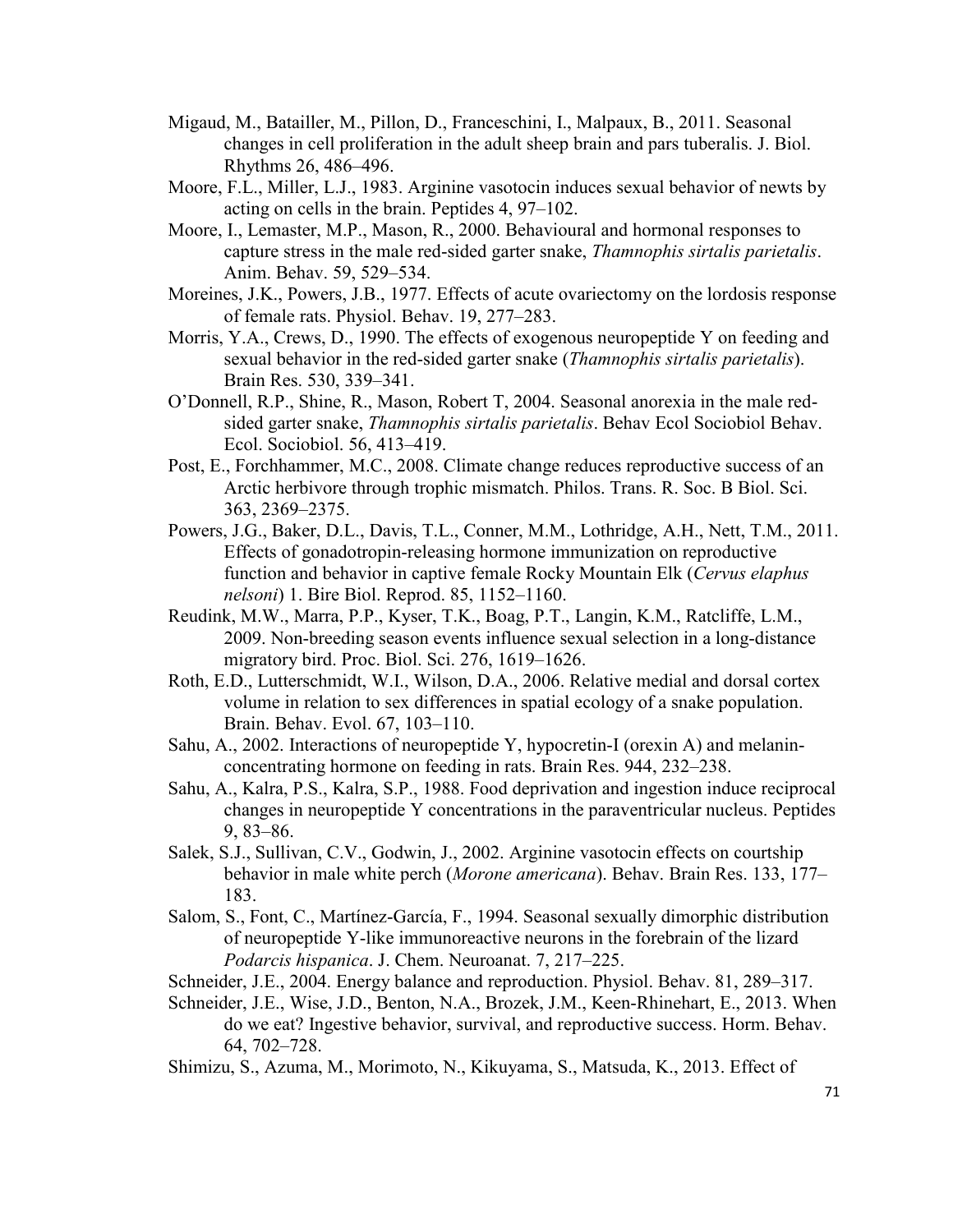Migaud, M., Batailler, M., Pillon, D., Franceschini, I., Malpaux, B., 2011. Seasonal changes in cell proliferation in the adult sheep brain and pars tuberalis. J. Biol. Rhythms 26, 486–496.

Moore, F.L., Miller, L.J., 1983. Arginine vasotocin induces sexual behavior of newts by acting on cells in the brain. Peptides 4, 97–102.

Moore, I., Lemaster, M.P., Mason, R., 2000. Behavioural and hormonal responses to capture stress in the male red-sided garter snake, *Thamnophis sirtalis parietalis*. Anim. Behav. 59, 529–534.

Moreines, J.K., Powers, J.B., 1977. Effects of acute ovariectomy on the lordosis response of female rats. Physiol. Behav. 19, 277–283.

Morris, Y.A., Crews, D., 1990. The effects of exogenous neuropeptide Y on feeding and sexual behavior in the red-sided garter snake (*Thamnophis sirtalis parietalis*). Brain Res. 530, 339–341.

O'Donnell, R.P., Shine, R., Mason, Robert T, 2004. Seasonal anorexia in the male red-sided garter snake, *Thamnophis sirtalis parietalis*. Behav Ecol Sociobiol Behav. Ecol. Sociobiol. 56, 413–419.

Post, E., Forchhammer, M.C., 2008. Climate change reduces reproductive success of an Arctic herbivore through trophic mismatch. Philos. Trans. R. Soc. B Biol. Sci. 363, 2369–2375.

Powers, J.G., Baker, D.L., Davis, T.L., Conner, M.M., Lothridge, A.H., Nett, T.M., 2011. Effects of gonadotropin-releasing hormone immunization on reproductive function and behavior in captive female Rocky Mountain Elk (*Cervus elaphus nelsoni*) 1. Bire Biol. Reprod. 85, 1152–1160.

Reudink, M.W., Marra, P.P., Kyser, T.K., Boag, P.T., Langin, K.M., Ratcliffe, L.M., 2009. Non-breeding season events influence sexual selection in a long-distance migratory bird. Proc. Biol. Sci. 276, 1619–1626.

Roth, E.D., Lutterschmidt, W.I., Wilson, D.A., 2006. Relative medial and dorsal cortex volume in relation to sex differences in spatial ecology of a snake population. Brain. Behav. Evol. 67, 103–110.

Sahu, A., 2002. Interactions of neuropeptide Y, hypocretin-I (orexin A) and melanin-concentrating hormone on feeding in rats. Brain Res. 944, 232–238.

Sahu, A., Kalra, P.S., Kalra, S.P., 1988. Food deprivation and ingestion induce reciprocal changes in neuropeptide Y concentrations in the paraventricular nucleus. Peptides 9, 83–86.

Salek, S.J., Sullivan, C.V., Godwin, J., 2002. Arginine vasotocin effects on courtship behavior in male white perch (*Morone americana*). Behav. Brain Res. 133, 177–183.

Salom, S., Font, C., Martínez-García, F., 1994. Seasonal sexually dimorphic distribution of neuropeptide Y-like immunoreactive neurons in the forebrain of the lizard *Podarcis hispanica*. J. Chem. Neuroanat. 7, 217–225.

Schneider, J.E., 2004. Energy balance and reproduction. Physiol. Behav. 81, 289–317.

Schneider, J.E., Wise, J.D., Benton, N.A., Brozek, J.M., Keen-Rhinehart, E., 2013. When do we eat? Ingestive behavior, survival, and reproductive success. Horm. Behav. 64, 702–728.

Shimizu, S., Azuma, M., Morimoto, N., Kikuyama, S., Matsuda, K., 2013. Effect of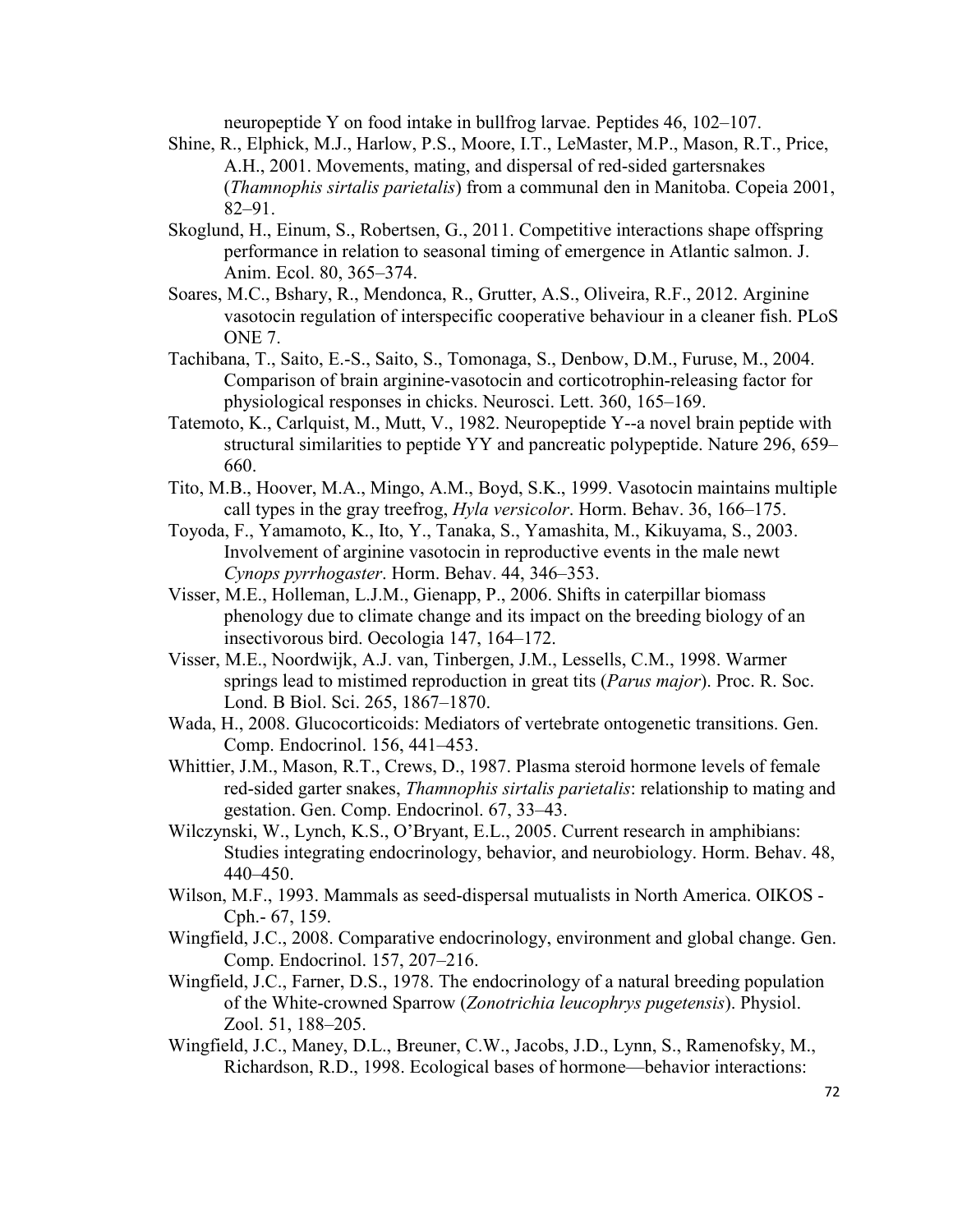neuropeptide Y on food intake in bullfrog larvae. Peptides 46, 102–107.

Shine, R., Elphick, M.J., Harlow, P.S., Moore, I.T., LeMaster, M.P., Mason, R.T., Price, A.H., 2001. Movements, mating, and dispersal of red-sided gartersnakes (*Thamnophis sirtalis parietalis*) from a communal den in Manitoba. Copeia 2001, 82–91.

Skoglund, H., Einum, S., Robertsen, G., 2011. Competitive interactions shape offspring performance in relation to seasonal timing of emergence in Atlantic salmon. J. Anim. Ecol. 80, 365–374.

Soares, M.C., Bshary, R., Mendonca, R., Grutter, A.S., Oliveira, R.F., 2012. Arginine vasotocin regulation of interspecific cooperative behaviour in a cleaner fish. PLoS ONE 7.

Tachibana, T., Saito, E.-S., Saito, S., Tomonaga, S., Denbow, D.M., Furuse, M., 2004. Comparison of brain arginine-vasotocin and corticotrophin-releasing factor for physiological responses in chicks. Neurosci. Lett. 360, 165–169.

Tatemoto, K., Carlquist, M., Mutt, V., 1982. Neuropeptide Y--a novel brain peptide with structural similarities to peptide YY and pancreatic polypeptide. Nature 296, 659–660.

Tito, M.B., Hoover, M.A., Mingo, A.M., Boyd, S.K., 1999. Vasotocin maintains multiple call types in the gray treefrog, *Hyla versicolor*. Horm. Behav. 36, 166–175.

Toyoda, F., Yamamoto, K., Ito, Y., Tanaka, S., Yamashita, M., Kikuyama, S., 2003. Involvement of arginine vasotocin in reproductive events in the male newt *Cynops pyrrhogaster*. Horm. Behav. 44, 346–353.

Visser, M.E., Holleman, L.J.M., Gienapp, P., 2006. Shifts in caterpillar biomass phenology due to climate change and its impact on the breeding biology of an insectivorous bird. Oecologia 147, 164–172.

Visser, M.E., Noordwijk, A.J. van, Tinbergen, J.M., Lessells, C.M., 1998. Warmer springs lead to mistimed reproduction in great tits (*Parus major*). Proc. R. Soc. Lond. B Biol. Sci. 265, 1867–1870.

Wada, H., 2008. Glucocorticoids: Mediators of vertebrate ontogenetic transitions. Gen. Comp. Endocrinol. 156, 441–453.

Whittier, J.M., Mason, R.T., Crews, D., 1987. Plasma steroid hormone levels of female red-sided garter snakes, *Thamnophis sirtalis parietalis*: relationship to mating and gestation. Gen. Comp. Endocrinol. 67, 33–43.

Wilczynski, W., Lynch, K.S., O'Bryant, E.L., 2005. Current research in amphibians: Studies integrating endocrinology, behavior, and neurobiology. Horm. Behav. 48, 440–450.

Wilson, M.F., 1993. Mammals as seed-dispersal mutualists in North America. OIKOS - Cph.- 67, 159.

Wingfield, J.C., 2008. Comparative endocrinology, environment and global change. Gen. Comp. Endocrinol. 157, 207–216.

Wingfield, J.C., Farner, D.S., 1978. The endocrinology of a natural breeding population of the White-crowned Sparrow (*Zonotrichia leucophrys pugetensis*). Physiol. Zool. 51, 188–205.

Wingfield, J.C., Maney, D.L., Breuner, C.W., Jacobs, J.D., Lynn, S., Ramenofsky, M., Richardson, R.D., 1998. Ecological bases of hormone—behavior interactions: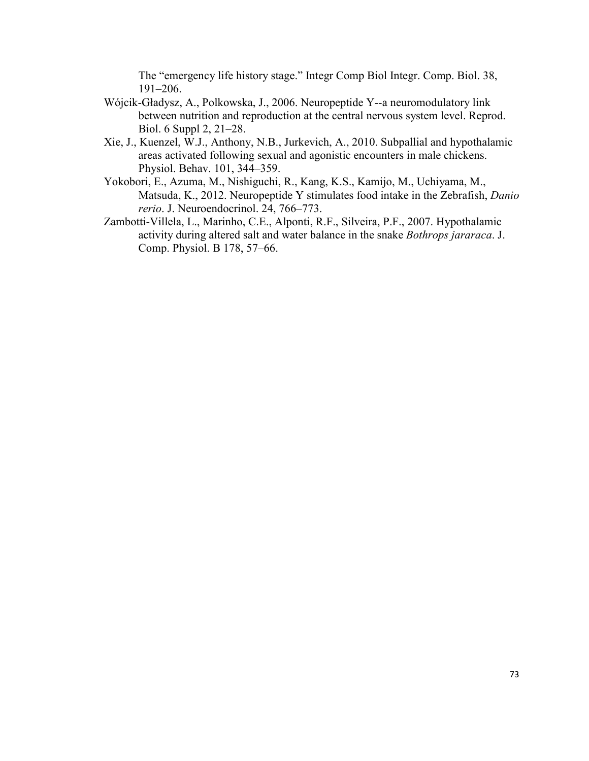The "emergency life history stage." Integr Comp Biol Integr. Comp. Biol. 38, 191–206.

Wójcik-Gładysz, A., Polkowska, J., 2006. Neuropeptide Y--a neuromodulatory link between nutrition and reproduction at the central nervous system level. Reprod. Biol. 6 Suppl 2, 21–28.

Xie, J., Kuenzel, W.J., Anthony, N.B., Jurkevich, A., 2010. Subpallial and hypothalamic areas activated following sexual and agonistic encounters in male chickens. Physiol. Behav. 101, 344–359.

Yokobori, E., Azuma, M., Nishiguchi, R., Kang, K.S., Kamijo, M., Uchiyama, M., Matsuda, K., 2012. Neuropeptide Y stimulates food intake in the Zebrafish, *Danio rerio*. J. Neuroendocrinol. 24, 766–773.

Zambotti-Villela, L., Marinho, C.E., Alponti, R.F., Silveira, P.F., 2007. Hypothalamic activity during altered salt and water balance in the snake *Bothrops jararaca*. J. Comp. Physiol. B 178, 57–66.